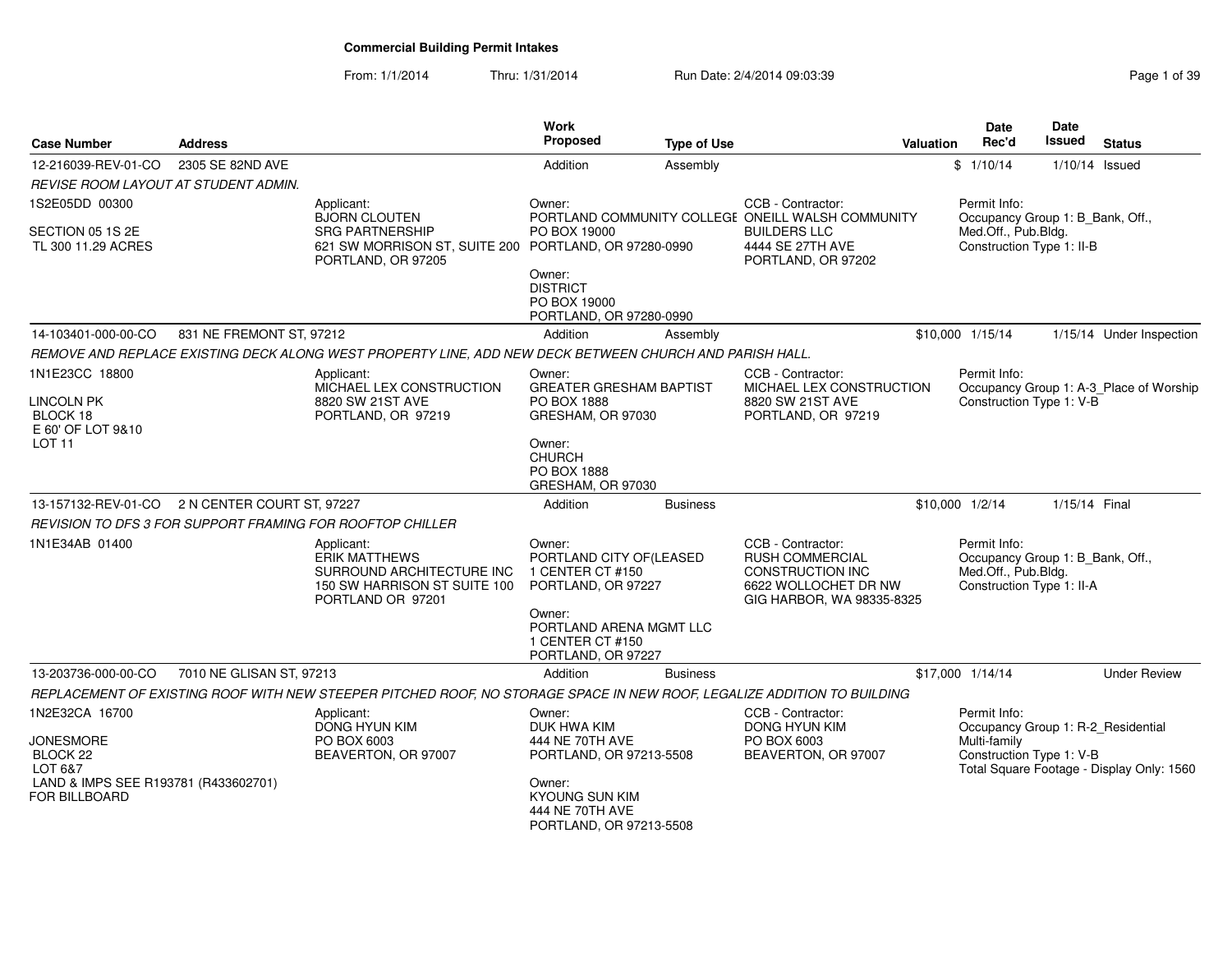# Commercial Building Permit Intakes

From: 1/1/2014 Thru: 1/31/2014 Run Date: 2/4/2014 09:03:39

| Case Number | Address | Work Proposed | Type of Use | Valuation | Date Rec'd | Date Issued | Status |
|---|---|---|---|---|---|---|---|
| 12-216039-REV-01-CO | 2305 SE 82ND AVE | Addition | Assembly | $ | 1/10/14 | 1/10/14 | Issued |
| 14-103401-000-00-CO | 831 NE FREMONT ST, 97212 | Addition | Assembly | $10,000 | 1/15/14 | 1/15/14 | Under Inspection |
| 13-157132-REV-01-CO | 2 N CENTER COURT ST, 97227 | Addition | Business | $10,000 | 1/2/14 | 1/15/14 | Final |
| 13-203736-000-00-CO | 7010 NE GLISAN ST, 97213 | Addition | Business | $17,000 | 1/14/14 | | Under Review |

## 12-216039-REV-01-CO — 2305 SE 82ND AVE

*REVISE ROOM LAYOUT AT STUDENT ADMIN.*

1S2E05DD 00300

SECTION 05 1S 2E
TL 300 11.29 ACRES

Applicant:
BJORN CLOUTEN
SRG PARTNERSHIP
621 SW MORRISON ST, SUITE 200
PORTLAND, OR 97205

Owner:
PORTLAND COMMUNITY COLLEGE
PO BOX 19000
PORTLAND, OR 97280-0990

Owner:
DISTRICT
PO BOX 19000
PORTLAND, OR 97280-0990

CCB - Contractor:
ONEILL WALSH COMMUNITY BUILDERS LLC
4444 SE 27TH AVE
PORTLAND, OR 97202

Permit Info:
Occupancy Group 1: B_Bank, Off., Med.Off., Pub.Bldg.
Construction Type 1: II-B

## 14-103401-000-00-CO — 831 NE FREMONT ST, 97212

*REMOVE AND REPLACE EXISTING DECK ALONG WEST PROPERTY LINE, ADD NEW DECK BETWEEN CHURCH AND PARISH HALL.*

1N1E23CC 18800

LINCOLN PK
BLOCK 18
E 60' OF LOT 9&10
LOT 11

Applicant:
MICHAEL LEX CONSTRUCTION
8820 SW 21ST AVE
PORTLAND, OR 97219

Owner:
GREATER GRESHAM BAPTIST
PO BOX 1888
GRESHAM, OR 97030

Owner:
CHURCH
PO BOX 1888
GRESHAM, OR 97030

CCB - Contractor:
MICHAEL LEX CONSTRUCTION
8820 SW 21ST AVE
PORTLAND, OR 97219

Permit Info:
Occupancy Group 1: A-3_Place of Worship
Construction Type 1: V-B

## 13-157132-REV-01-CO — 2 N CENTER COURT ST, 97227

*REVISION TO DFS 3 FOR SUPPORT FRAMING FOR ROOFTOP CHILLER*

1N1E34AB 01400

Applicant:
ERIK MATTHEWS
SURROUND ARCHITECTURE INC
150 SW HARRISON ST SUITE 100
PORTLAND OR 97201

Owner:
PORTLAND CITY OF(LEASED
1 CENTER CT #150
PORTLAND, OR 97227

Owner:
PORTLAND ARENA MGMT LLC
1 CENTER CT #150
PORTLAND, OR 97227

CCB - Contractor:
RUSH COMMERCIAL CONSTRUCTION INC
6622 WOLLOCHET DR NW
GIG HARBOR, WA 98335-8325

Permit Info:
Occupancy Group 1: B_Bank, Off., Med.Off., Pub.Bldg.
Construction Type 1: II-A

## 13-203736-000-00-CO — 7010 NE GLISAN ST, 97213

*REPLACEMENT OF EXISTING ROOF WITH NEW STEEPER PITCHED ROOF, NO STORAGE SPACE IN NEW ROOF, LEGALIZE ADDITION TO BUILDING*

1N2E32CA 16700

JONESMORE
BLOCK 22
LOT 6&7
LAND & IMPS SEE R193781 (R433602701)
FOR BILLBOARD

Applicant:
DONG HYUN KIM
PO BOX 6003
BEAVERTON, OR 97007

Owner:
DUK HWA KIM
444 NE 70TH AVE
PORTLAND, OR 97213-5508

Owner:
KYOUNG SUN KIM
444 NE 70TH AVE
PORTLAND, OR 97213-5508

CCB - Contractor:
DONG HYUN KIM
PO BOX 6003
BEAVERTON, OR 97007

Permit Info:
Occupancy Group 1: R-2_Residential Multi-family
Construction Type 1: V-B
Total Square Footage - Display Only: 1560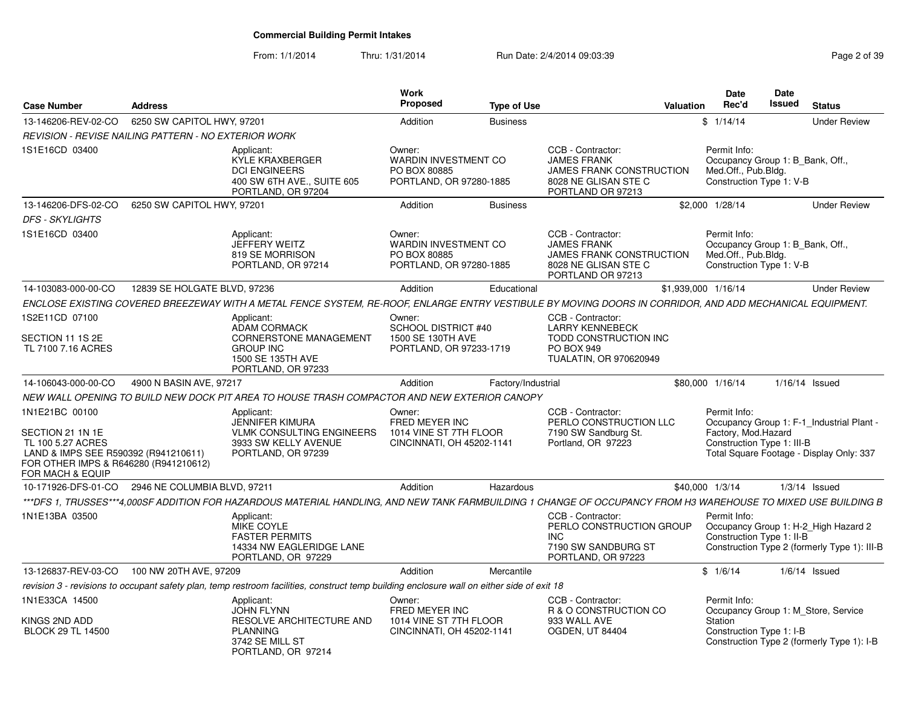# Commercial Building Permit Intakes

From: 1/1/2014 Thru: 1/31/2014 Run Date: 2/4/2014 09:03:39

| Case Number | Address | Work Proposed | Type of Use | Valuation | Date Rec'd | Date Issued | Status |
|---|---|---|---|---|---|---|---|
| 13-146206-REV-02-CO | 6250 SW CAPITOL HWY, 97201 | Addition | Business | $ | 1/14/14 | | Under Review |

*REVISION - REVISE NAILING PATTERN - NO EXTERIOR WORK*

1S1E16CD 03400

- Applicant: KYLE KRAXBERGER, DCI ENGINEERS, 400 SW 6TH AVE., SUITE 605, PORTLAND, OR 97204
- Owner: WARDIN INVESTMENT CO, PO BOX 80885, PORTLAND, OR 97280-1885
- CCB - Contractor: JAMES FRANK, JAMES FRANK CONSTRUCTION, 8028 NE GLISAN STE C, PORTLAND OR 97213
- Permit Info: Occupancy Group 1: B_Bank, Off., Med.Off., Pub.Bldg. Construction Type 1: V-B

| Case Number | Address | Work Proposed | Type of Use | Valuation | Date Rec'd | Date Issued | Status |
|---|---|---|---|---|---|---|---|
| 13-146206-DFS-02-CO | 6250 SW CAPITOL HWY, 97201 | Addition | Business | $2,000 | 1/28/14 | | Under Review |

*DFS - SKYLIGHTS*

1S1E16CD 03400

- Applicant: JEFFERY WEITZ, 819 SE MORRISON, PORTLAND, OR 97214
- Owner: WARDIN INVESTMENT CO, PO BOX 80885, PORTLAND, OR 97280-1885
- CCB - Contractor: JAMES FRANK, JAMES FRANK CONSTRUCTION, 8028 NE GLISAN STE C, PORTLAND OR 97213
- Permit Info: Occupancy Group 1: B_Bank, Off., Med.Off., Pub.Bldg. Construction Type 1: V-B

| Case Number | Address | Work Proposed | Type of Use | Valuation | Date Rec'd | Date Issued | Status |
|---|---|---|---|---|---|---|---|
| 14-103083-000-00-CO | 12839 SE HOLGATE BLVD, 97236 | Addition | Educational | $1,939,000 | 1/16/14 | | Under Review |

*ENCLOSE EXISTING COVERED BREEZEWAY WITH A METAL FENCE SYSTEM, RE-ROOF, ENLARGE ENTRY VESTIBULE BY MOVING DOORS IN CORRIDOR, AND ADD MECHANICAL EQUIPMENT.*

1S2E11CD 07100

SECTION 11 1S 2E
TL 7100 7.16 ACRES

- Applicant: ADAM CORMACK, CORNERSTONE MANAGEMENT GROUP INC, 1500 SE 135TH AVE, PORTLAND, OR 97233
- Owner: SCHOOL DISTRICT #40, 1500 SE 130TH AVE, PORTLAND, OR 97233-1719
- CCB - Contractor: LARRY KENNEBECK, TODD CONSTRUCTION INC, PO BOX 949, TUALATIN, OR 970620949

| Case Number | Address | Work Proposed | Type of Use | Valuation | Date Rec'd | Date Issued | Status |
|---|---|---|---|---|---|---|---|
| 14-106043-000-00-CO | 4900 N BASIN AVE, 97217 | Addition | Factory/Industrial | $80,000 | 1/16/14 | 1/16/14 | Issued |

*NEW WALL OPENING TO BUILD NEW DOCK PIT AREA TO HOUSE TRASH COMPACTOR AND NEW EXTERIOR CANOPY*

1N1E21BC 00100

SECTION 21 1N 1E
TL 100 5.27 ACRES
LAND & IMPS SEE R590392 (R941210611)
FOR OTHER IMPS & R646280 (R941210612)
FOR MACH & EQUIP

- Applicant: JENNIFER KIMURA, VLMK CONSULTING ENGINEERS, 3933 SW KELLY AVENUE, PORTLAND, OR 97239
- Owner: FRED MEYER INC, 1014 VINE ST 7TH FLOOR, CINCINNATI, OH 45202-1141
- CCB - Contractor: PERLO CONSTRUCTION LLC, 7190 SW Sandburg St., Portland, OR 97223
- Permit Info: Occupancy Group 1: F-1_Industrial Plant - Factory, Mod.Hazard. Construction Type 1: III-B. Total Square Footage - Display Only: 337

| Case Number | Address | Work Proposed | Type of Use | Valuation | Date Rec'd | Date Issued | Status |
|---|---|---|---|---|---|---|---|
| 10-171926-DFS-01-CO | 2946 NE COLUMBIA BLVD, 97211 | Addition | Hazardous | $40,000 | 1/3/14 | 1/3/14 | Issued |

****DFS 1, TRUSSES***4,000SF ADDITION FOR HAZARDOUS MATERIAL HANDLING, AND NEW TANK FARMBUILDING 1 CHANGE OF OCCUPANCY FROM H3 WAREHOUSE TO MIXED USE BUILDING B*

1N1E13BA 03500

- Applicant: MIKE COYLE, FASTER PERMITS, 14334 NW EAGLERIDGE LANE, PORTLAND, OR 97229
- CCB - Contractor: PERLO CONSTRUCTION GROUP INC, 7190 SW SANDBURG ST, PORTLAND, OR 97223
- Permit Info: Occupancy Group 1: H-2_High Hazard 2. Construction Type 1: II-B. Construction Type 2 (formerly Type 1): III-B

| Case Number | Address | Work Proposed | Type of Use | Valuation | Date Rec'd | Date Issued | Status |
|---|---|---|---|---|---|---|---|
| 13-126837-REV-03-CO | 100 NW 20TH AVE, 97209 | Addition | Mercantile | $ | 1/6/14 | 1/6/14 | Issued |

*revision 3 - revisions to occupant safety plan, temp restroom facilities, construct temp building enclosure wall on either side of exit 18*

1N1E33CA 14500

KINGS 2ND ADD
BLOCK 29 TL 14500

- Applicant: JOHN FLYNN, RESOLVE ARCHITECTURE AND PLANNING, 3742 SE MILL ST, PORTLAND, OR 97214
- Owner: FRED MEYER INC, 1014 VINE ST 7TH FLOOR, CINCINNATI, OH 45202-1141
- CCB - Contractor: R & O CONSTRUCTION CO, 933 WALL AVE, OGDEN, UT 84404
- Permit Info: Occupancy Group 1: M_Store, Service Station. Construction Type 1: I-B. Construction Type 2 (formerly Type 1): I-B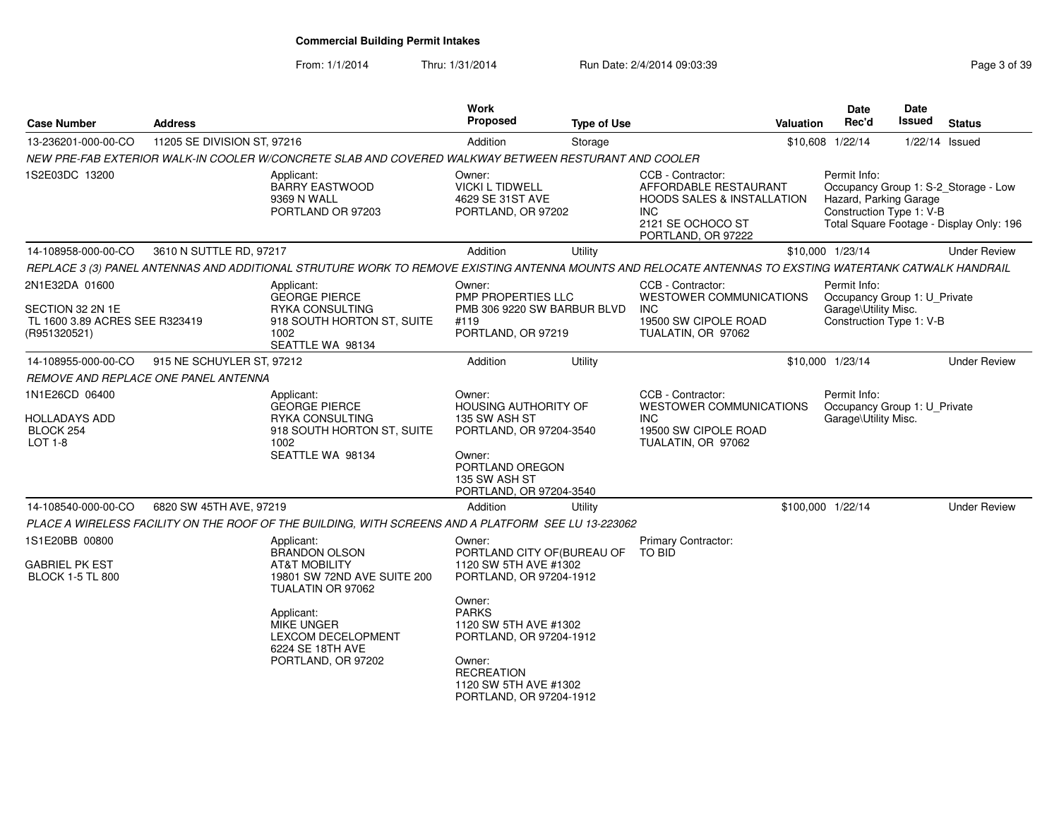## Commercial Building Permit Intakes

From: 1/1/2014 Thru: 1/31/2014 Run Date: 2/4/2014 09:03:39

| Case Number | Address | Work Proposed | Type of Use | Valuation | Date Rec'd | Date Issued | Status |
|---|---|---|---|---|---|---|---|
| 13-236201-000-00-CO | 11205 SE DIVISION ST, 97216 | Addition | Storage | $10,608 | 1/22/14 | 1/22/14 | Issued |

*NEW PRE-FAB EXTERIOR WALK-IN COOLER W/CONCRETE SLAB AND COVERED WALKWAY BETWEEN RESTURANT AND COOLER*

1S2E03DC 13200

Applicant:
BARRY EASTWOOD
9369 N WALL
PORTLAND OR 97203

Owner:
VICKI L TIDWELL
4629 SE 31ST AVE
PORTLAND, OR 97202

CCB - Contractor:
AFFORDABLE RESTAURANT HOODS SALES & INSTALLATION INC
2121 SE OCHOCO ST
PORTLAND, OR 97222

Permit Info:
Occupancy Group 1: S-2_Storage - Low Hazard, Parking Garage
Construction Type 1: V-B
Total Square Footage - Display Only: 196

| Case Number | Address | Work Proposed | Type of Use | Valuation | Date Rec'd | Date Issued | Status |
|---|---|---|---|---|---|---|---|
| 14-108958-000-00-CO | 3610 N SUTTLE RD, 97217 | Addition | Utility | $10,000 | 1/23/14 | | Under Review |

*REPLACE 3 (3) PANEL ANTENNAS AND ADDITIONAL STRUTURE WORK TO REMOVE EXISTING ANTENNA MOUNTS AND RELOCATE ANTENNAS TO EXSTING WATERTANK CATWALK HANDRAIL*

2N1E32DA 01600
SECTION 32 2N 1E
TL 1600 3.89 ACRES SEE R323419 (R951320521)

Applicant:
GEORGE PIERCE
RYKA CONSULTING
918 SOUTH HORTON ST, SUITE 1002
SEATTLE WA 98134

Owner:
PMP PROPERTIES LLC
PMB 306 9220 SW BARBUR BLVD #119
PORTLAND, OR 97219

CCB - Contractor:
WESTOWER COMMUNICATIONS INC
19500 SW CIPOLE ROAD
TUALATIN, OR 97062

Permit Info:
Occupancy Group 1: U_Private Garage\Utility Misc.
Construction Type 1: V-B

| Case Number | Address | Work Proposed | Type of Use | Valuation | Date Rec'd | Date Issued | Status |
|---|---|---|---|---|---|---|---|
| 14-108955-000-00-CO | 915 NE SCHUYLER ST, 97212 | Addition | Utility | $10,000 | 1/23/14 | | Under Review |

*REMOVE AND REPLACE ONE PANEL ANTENNA*

1N1E26CD 06400
HOLLADAYS ADD
BLOCK 254
LOT 1-8

Applicant:
GEORGE PIERCE
RYKA CONSULTING
918 SOUTH HORTON ST, SUITE 1002
SEATTLE WA 98134

Owner:
HOUSING AUTHORITY OF
135 SW ASH ST
PORTLAND, OR 97204-3540

Owner:
PORTLAND OREGON
135 SW ASH ST
PORTLAND, OR 97204-3540

CCB - Contractor:
WESTOWER COMMUNICATIONS INC
19500 SW CIPOLE ROAD
TUALATIN, OR 97062

Permit Info:
Occupancy Group 1: U_Private Garage\Utility Misc.

| Case Number | Address | Work Proposed | Type of Use | Valuation | Date Rec'd | Date Issued | Status |
|---|---|---|---|---|---|---|---|
| 14-108540-000-00-CO | 6820 SW 45TH AVE, 97219 | Addition | Utility | $100,000 | 1/22/14 | | Under Review |

*PLACE A WIRELESS FACILITY ON THE ROOF OF THE BUILDING, WITH SCREENS AND A PLATFORM SEE LU 13-223062*

1S1E20BB 00800
GABRIEL PK EST
BLOCK 1-5 TL 800

Applicant:
BRANDON OLSON
AT&T MOBILITY
19801 SW 72ND AVE SUITE 200
TUALATIN OR 97062

Applicant:
MIKE UNGER
LEXCOM DECELOPMENT
6224 SE 18TH AVE
PORTLAND, OR 97202

Owner:
PORTLAND CITY OF(BUREAU OF
1120 SW 5TH AVE #1302
PORTLAND, OR 97204-1912

Owner:
PARKS
1120 SW 5TH AVE #1302
PORTLAND, OR 97204-1912

Owner:
RECREATION
1120 SW 5TH AVE #1302
PORTLAND, OR 97204-1912

Primary Contractor:
TO BID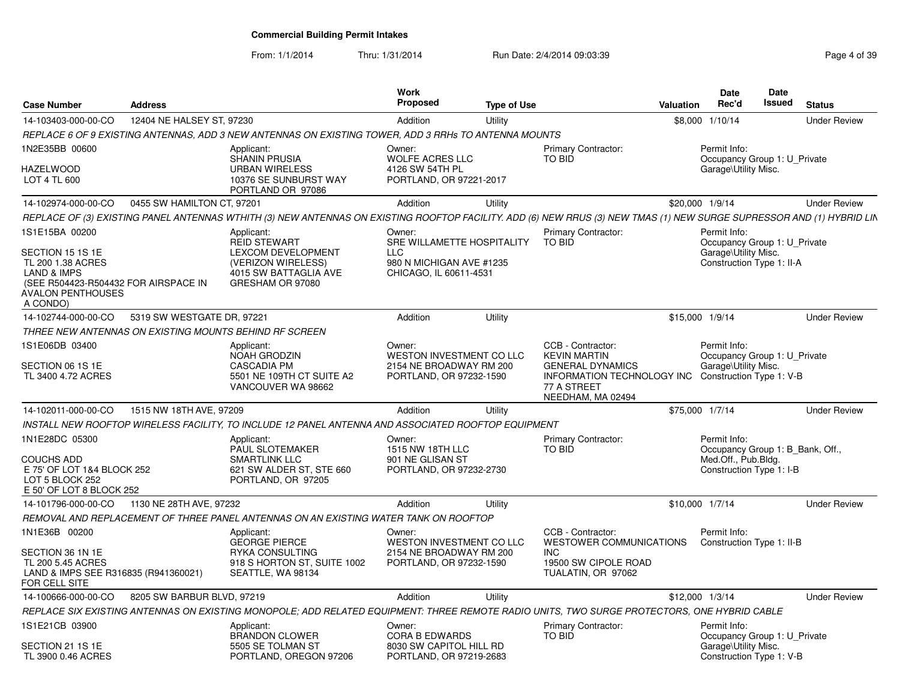# Commercial Building Permit Intakes

From: 1/1/2014 Thru: 1/31/2014 Run Date: 2/4/2014 09:03:39

| Case Number | Address | Work Proposed | Type of Use | Valuation | Date Rec'd | Date Issued | Status |
|---|---|---|---|---|---|---|---|
| 14-103403-000-00-CO | 12404 NE HALSEY ST, 97230 | Addition | Utility | $8,000 | 1/10/14 | | Under Review |

*REPLACE 6 OF 9 EXISTING ANTENNAS, ADD 3 NEW ANTENNAS ON EXISTING TOWER, ADD 3 RRHs TO ANTENNA MOUNTS*

1N2E35BB 00600
HAZELWOOD
LOT 4 TL 600

Applicant: SHANIN PRUSIA, URBAN WIRELESS, 10376 SE SUNBURST WAY, PORTLAND OR 97086

Owner: WOLFE ACRES LLC, 4126 SW 54TH PL, PORTLAND, OR 97221-2017

Primary Contractor: TO BID

Permit Info: Occupancy Group 1: U_Private Garage\Utility Misc.

---

| Case Number | Address | Work Proposed | Type of Use | Valuation | Date Rec'd | Date Issued | Status |
|---|---|---|---|---|---|---|---|
| 14-102974-000-00-CO | 0455 SW HAMILTON CT, 97201 | Addition | Utility | $20,000 | 1/9/14 | | Under Review |

*REPLACE OF (3) EXISTING PANEL ANTENNAS WTHITH (3) NEW ANTENNAS ON EXISTING ROOFTOP FACILITY. ADD (6) NEW RRUS (3) NEW TMAS (1) NEW SURGE SUPRESSOR AND (1) HYBRID LIN*

1S1E15BA 00200
SECTION 15 1S 1E
TL 200 1.38 ACRES
LAND & IMPS
(SEE R504423-R504432 FOR AIRSPACE IN AVALON PENTHOUSES A CONDO)

Applicant: REID STEWART, LEXCOM DEVELOPMENT (VERIZON WIRELESS), 4015 SW BATTAGLIA AVE, GRESHAM OR 97080

Owner: SRE WILLAMETTE HOSPITALITY LLC, 980 N MICHIGAN AVE #1235, CHICAGO, IL 60611-4531

Primary Contractor: TO BID

Permit Info: Occupancy Group 1: U_Private Garage\Utility Misc.; Construction Type 1: II-A

---

| Case Number | Address | Work Proposed | Type of Use | Valuation | Date Rec'd | Date Issued | Status |
|---|---|---|---|---|---|---|---|
| 14-102744-000-00-CO | 5319 SW WESTGATE DR, 97221 | Addition | Utility | $15,000 | 1/9/14 | | Under Review |

*THREE NEW ANTENNAS ON EXISTING MOUNTS BEHIND RF SCREEN*

1S1E06DB 03400
SECTION 06 1S 1E
TL 3400 4.72 ACRES

Applicant: NOAH GRODZIN, CASCADIA PM, 5501 NE 109TH CT SUITE A2, VANCOUVER WA 98662

Owner: WESTON INVESTMENT CO LLC, 2154 NE BROADWAY RM 200, PORTLAND, OR 97232-1590

CCB - Contractor: KEVIN MARTIN, GENERAL DYNAMICS INFORMATION TECHNOLOGY INC, 77 A STREET, NEEDHAM, MA 02494

Permit Info: Occupancy Group 1: U_Private Garage\Utility Misc.; Construction Type 1: V-B

---

| Case Number | Address | Work Proposed | Type of Use | Valuation | Date Rec'd | Date Issued | Status |
|---|---|---|---|---|---|---|---|
| 14-102011-000-00-CO | 1515 NW 18TH AVE, 97209 | Addition | Utility | $75,000 | 1/7/14 | | Under Review |

*INSTALL NEW ROOFTOP WIRELESS FACILITY, TO INCLUDE 12 PANEL ANTENNA AND ASSOCIATED ROOFTOP EQUIPMENT*

1N1E28DC 05300
COUCHS ADD
E 75' OF LOT 1&4 BLOCK 252
LOT 5 BLOCK 252
E 50' OF LOT 8 BLOCK 252

Applicant: PAUL SLOTEMAKER, SMARTLINK LLC, 621 SW ALDER ST, STE 660, PORTLAND, OR 97205

Owner: 1515 NW 18TH LLC, 901 NE GLISAN ST, PORTLAND, OR 97232-2730

Primary Contractor: TO BID

Permit Info: Occupancy Group 1: B_Bank, Off., Med.Off., Pub.Bldg.; Construction Type 1: I-B

---

| Case Number | Address | Work Proposed | Type of Use | Valuation | Date Rec'd | Date Issued | Status |
|---|---|---|---|---|---|---|---|
| 14-101796-000-00-CO | 1130 NE 28TH AVE, 97232 | Addition | Utility | $10,000 | 1/7/14 | | Under Review |

*REMOVAL AND REPLACEMENT OF THREE PANEL ANTENNAS ON AN EXISTING WATER TANK ON ROOFTOP*

1N1E36B 00200
SECTION 36 1N 1E
TL 200 5.45 ACRES
LAND & IMPS SEE R316835 (R941360021) FOR CELL SITE

Applicant: GEORGE PIERCE, RYKA CONSULTING, 918 S HORTON ST, SUITE 1002, SEATTLE, WA 98134

Owner: WESTON INVESTMENT CO LLC, 2154 NE BROADWAY RM 200, PORTLAND, OR 97232-1590

CCB - Contractor: WESTOWER COMMUNICATIONS INC, 19500 SW CIPOLE ROAD, TUALATIN, OR 97062

Permit Info: Construction Type 1: II-B

---

| Case Number | Address | Work Proposed | Type of Use | Valuation | Date Rec'd | Date Issued | Status |
|---|---|---|---|---|---|---|---|
| 14-100666-000-00-CO | 8205 SW BARBUR BLVD, 97219 | Addition | Utility | $12,000 | 1/3/14 | | Under Review |

*REPLACE SIX EXISTING ANTENNAS ON EXISTING MONOPOLE; ADD RELATED EQUIPMENT: THREE REMOTE RADIO UNITS, TWO SURGE PROTECTORS, ONE HYBRID CABLE*

1S1E21CB 03900
SECTION 21 1S 1E
TL 3900 0.46 ACRES

Applicant: BRANDON CLOWER, 5505 SE TOLMAN ST, PORTLAND, OREGON 97206

Owner: CORA B EDWARDS, 8030 SW CAPITOL HILL RD, PORTLAND, OR 97219-2683

Primary Contractor: TO BID

Permit Info: Occupancy Group 1: U_Private Garage\Utility Misc.; Construction Type 1: V-B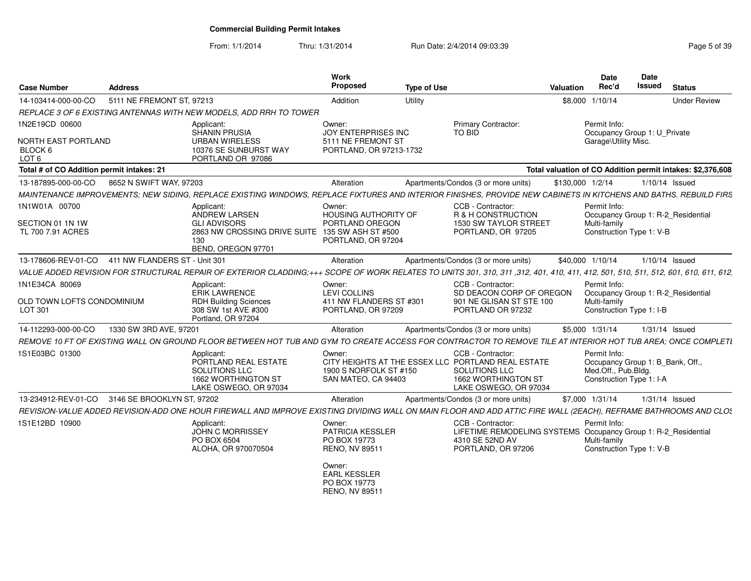**Commercial Building Permit Intakes**

From: 1/1/2014 Thru: 1/31/2014 Run Date: 2/4/2014 09:03:39

| Case Number | Address | Work Proposed | Type of Use | Valuation | Date Rec'd | Date Issued | Status |
|---|---|---|---|---|---|---|---|
| 14-103414-000-00-CO | 5111 NE FREMONT ST, 97213 | Addition | Utility | $8,000 | 1/10/14 | | Under Review |

*REPLACE 3 OF 6 EXISTING ANTENNAS WITH NEW MODELS, ADD RRH TO TOWER*

- 1N2E19CD 00600 — NORTH EAST PORTLAND, BLOCK 6, LOT 6
- Applicant: SHANIN PRUSIA, URBAN WIRELESS, 10376 SE SUNBURST WAY, PORTLAND OR 97086
- Owner: JOY ENTERPRISES INC, 5111 NE FREMONT ST, PORTLAND, OR 97213-1732
- Primary Contractor: TO BID
- Permit Info: Occupancy Group 1: U_Private Garage\Utility Misc.

**Total # of CO Addition permit intakes: 21** — **Total valuation of CO Addition permit intakes: $2,376,608**

| Case Number | Address | Work Proposed | Type of Use | Valuation | Date Rec'd | Date Issued | Status |
|---|---|---|---|---|---|---|---|
| 13-187895-000-00-CO | 8652 N SWIFT WAY, 97203 | Alteration | Apartments/Condos (3 or more units) | $130,000 | 1/2/14 | 1/10/14 | Issued |

*MAINTENANCE IMPROVEMENTS; NEW SIDING, REPLACE EXISTING WINDOWS, REPLACE FIXTURES AND INTERIOR FINISHES, PROVIDE NEW CABINETS IN KITCHENS AND BATHS. REBUILD FIRS*

- 1N1W01A 00700 — SECTION 01 1N 1W, TL 700 7.91 ACRES
- Applicant: ANDREW LARSEN, GLI ADVISORS, 2863 NW CROSSING DRIVE SUITE 130, BEND, OREGON 97701
- Owner: HOUSING AUTHORITY OF PORTLAND OREGON, 135 SW ASH ST #500, PORTLAND, OR 97204
- CCB - Contractor: R & H CONSTRUCTION, 1530 SW TAYLOR STREET, PORTLAND, OR 97205
- Permit Info: Occupancy Group 1: R-2_Residential Multi-family; Construction Type 1: V-B

| Case Number | Address | Work Proposed | Type of Use | Valuation | Date Rec'd | Date Issued | Status |
|---|---|---|---|---|---|---|---|
| 13-178606-REV-01-CO | 411 NW FLANDERS ST - Unit 301 | Alteration | Apartments/Condos (3 or more units) | $40,000 | 1/10/14 | 1/10/14 | Issued |

*VALUE ADDED REVISION FOR STRUCTURAL REPAIR OF EXTERIOR CLADDING;+++ SCOPE OF WORK RELATES TO UNITS 301, 310, 311 ,312, 401, 410, 411, 412, 501, 510, 511, 512, 601, 610, 611, 612,*

- 1N1E34CA 80069 — OLD TOWN LOFTS CONDOMINIUM, LOT 301
- Applicant: ERIK LAWRENCE, RDH Building Sciences, 308 SW 1st AVE #300, Portland, OR 97204
- Owner: LEVI COLLINS, 411 NW FLANDERS ST #301, PORTLAND, OR 97209
- CCB - Contractor: SD DEACON CORP OF OREGON, 901 NE GLISAN ST STE 100, PORTLAND OR 97232
- Permit Info: Occupancy Group 1: R-2_Residential Multi-family; Construction Type 1: I-B

| Case Number | Address | Work Proposed | Type of Use | Valuation | Date Rec'd | Date Issued | Status |
|---|---|---|---|---|---|---|---|
| 14-112293-000-00-CO | 1330 SW 3RD AVE, 97201 | Alteration | Apartments/Condos (3 or more units) | $5,000 | 1/31/14 | 1/31/14 | Issued |

*REMOVE 10 FT OF EXISTING WALL ON GROUND FLOOR BETWEEN HOT TUB AND GYM TO CREATE ACCESS FOR CONTRACTOR TO REMOVE TILE AT INTERIOR HOT TUB AREA; ONCE COMPLETE*

- 1S1E03BC 01300
- Applicant: PORTLAND REAL ESTATE SOLUTIONS LLC, 1662 WORTHINGTON ST, LAKE OSWEGO, OR 97034
- Owner: CITY HEIGHTS AT THE ESSEX LLC, 1900 S NORFOLK ST #150, SAN MATEO, CA 94403
- CCB - Contractor: PORTLAND REAL ESTATE SOLUTIONS LLC, 1662 WORTHINGTON ST, LAKE OSWEGO, OR 97034
- Permit Info: Occupancy Group 1: B_Bank, Off., Med.Off., Pub.Bldg.; Construction Type 1: I-A

| Case Number | Address | Work Proposed | Type of Use | Valuation | Date Rec'd | Date Issued | Status |
|---|---|---|---|---|---|---|---|
| 13-234912-REV-01-CO | 3146 SE BROOKLYN ST, 97202 | Alteration | Apartments/Condos (3 or more units) | $7,000 | 1/31/14 | 1/31/14 | Issued |

*REVISION-VALUE ADDED REVISION-ADD ONE HOUR FIREWALL AND IMPROVE EXISTING DIVIDING WALL ON MAIN FLOOR AND ADD ATTIC FIRE WALL (2EACH), REFRAME BATHROOMS AND CLOS*

- 1S1E12BD 10900
- Applicant: JOHN C MORRISSEY, PO BOX 6504, ALOHA, OR 970070504
- Owner: PATRICIA KESSLER, PO BOX 19773, RENO, NV 89511
- Owner: EARL KESSLER, PO BOX 19773, RENO, NV 89511
- CCB - Contractor: LIFETIME REMODELING SYSTEMS, 4310 SE 52ND AV, PORTLAND, OR 97206
- Permit Info: Occupancy Group 1: R-2_Residential Multi-family; Construction Type 1: V-B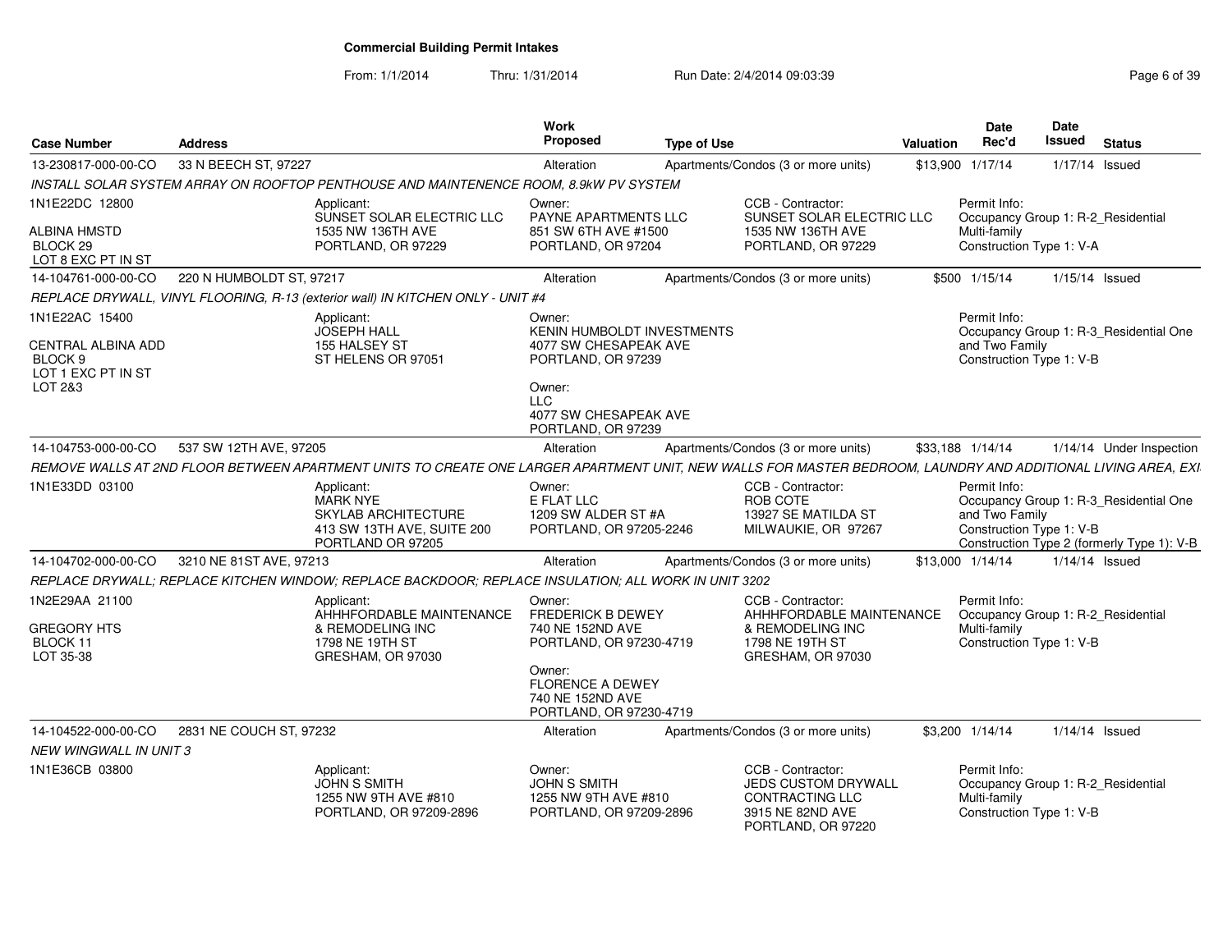# Commercial Building Permit Intakes

From: 1/1/2014 Thru: 1/31/2014 Run Date: 2/4/2014 09:03:39

| Case Number | Address | Work Proposed | Type of Use | Valuation | Date Rec'd | Date Issued | Status |
|---|---|---|---|---|---|---|---|
| 13-230817-000-00-CO | 33 N BEECH ST, 97227 | Alteration | Apartments/Condos (3 or more units) | $13,900 | 1/17/14 | 1/17/14 | Issued |

INSTALL SOLAR SYSTEM ARRAY ON ROOFTOP PENTHOUSE AND MAINTENENCE ROOM, 8.9kW PV SYSTEM

1N1E22DC 12800
ALBINA HMSTD
BLOCK 29
LOT 8 EXC PT IN ST

Applicant:
SUNSET SOLAR ELECTRIC LLC
1535 NW 136TH AVE
PORTLAND, OR 97229

Owner:
PAYNE APARTMENTS LLC
851 SW 6TH AVE #1500
PORTLAND, OR 97204

CCB - Contractor:
SUNSET SOLAR ELECTRIC LLC
1535 NW 136TH AVE
PORTLAND, OR 97229

Permit Info:
Occupancy Group 1: R-2_Residential Multi-family
Construction Type 1: V-A

| Case Number | Address | Work Proposed | Type of Use | Valuation | Date Rec'd | Date Issued | Status |
|---|---|---|---|---|---|---|---|
| 14-104761-000-00-CO | 220 N HUMBOLDT ST, 97217 | Alteration | Apartments/Condos (3 or more units) | $500 | 1/15/14 | 1/15/14 | Issued |

REPLACE DRYWALL, VINYL FLOORING, R-13 (exterior wall) IN KITCHEN ONLY - UNIT #4

1N1E22AC 15400
CENTRAL ALBINA ADD
BLOCK 9
LOT 1 EXC PT IN ST
LOT 2&3

Applicant:
JOSEPH HALL
155 HALSEY ST
ST HELENS OR 97051

Owner:
KENIN HUMBOLDT INVESTMENTS
4077 SW CHESAPEAK AVE
PORTLAND, OR 97239

Owner:
LLC
4077 SW CHESAPEAK AVE
PORTLAND, OR 97239

Permit Info:
Occupancy Group 1: R-3_Residential One and Two Family
Construction Type 1: V-B

| Case Number | Address | Work Proposed | Type of Use | Valuation | Date Rec'd | Date Issued | Status |
|---|---|---|---|---|---|---|---|
| 14-104753-000-00-CO | 537 SW 12TH AVE, 97205 | Alteration | Apartments/Condos (3 or more units) | $33,188 | 1/14/14 | 1/14/14 | Under Inspection |

REMOVE WALLS AT 2ND FLOOR BETWEEN APARTMENT UNITS TO CREATE ONE LARGER APARTMENT UNIT, NEW WALLS FOR MASTER BEDROOM, LAUNDRY AND ADDITIONAL LIVING AREA, EXI

1N1E33DD 03100

Applicant:
MARK NYE
SKYLAB ARCHITECTURE
413 SW 13TH AVE, SUITE 200
PORTLAND OR 97205

Owner:
E FLAT LLC
1209 SW ALDER ST #A
PORTLAND, OR 97205-2246

CCB - Contractor:
ROB COTE
13927 SE MATILDA ST
MILWAUKIE, OR 97267

Permit Info:
Occupancy Group 1: R-3_Residential One and Two Family
Construction Type 1: V-B
Construction Type 2 (formerly Type 1): V-B

| Case Number | Address | Work Proposed | Type of Use | Valuation | Date Rec'd | Date Issued | Status |
|---|---|---|---|---|---|---|---|
| 14-104702-000-00-CO | 3210 NE 81ST AVE, 97213 | Alteration | Apartments/Condos (3 or more units) | $13,000 | 1/14/14 | 1/14/14 | Issued |

REPLACE DRYWALL; REPLACE KITCHEN WINDOW; REPLACE BACKDOOR; REPLACE INSULATION; ALL WORK IN UNIT 3202

1N2E29AA 21100
GREGORY HTS
BLOCK 11
LOT 35-38

Applicant:
AHHHFORDABLE MAINTENANCE & REMODELING INC
1798 NE 19TH ST
GRESHAM, OR 97030

Owner:
FREDERICK B DEWEY
740 NE 152ND AVE
PORTLAND, OR 97230-4719

Owner:
FLORENCE A DEWEY
740 NE 152ND AVE
PORTLAND, OR 97230-4719

CCB - Contractor:
AHHHFORDABLE MAINTENANCE & REMODELING INC
1798 NE 19TH ST
GRESHAM, OR 97030

Permit Info:
Occupancy Group 1: R-2_Residential Multi-family
Construction Type 1: V-B

| Case Number | Address | Work Proposed | Type of Use | Valuation | Date Rec'd | Date Issued | Status |
|---|---|---|---|---|---|---|---|
| 14-104522-000-00-CO | 2831 NE COUCH ST, 97232 | Alteration | Apartments/Condos (3 or more units) | $3,200 | 1/14/14 | 1/14/14 | Issued |

NEW WINGWALL IN UNIT 3

1N1E36CB 03800

Applicant:
JOHN S SMITH
1255 NW 9TH AVE #810
PORTLAND, OR 97209-2896

Owner:
JOHN S SMITH
1255 NW 9TH AVE #810
PORTLAND, OR 97209-2896

CCB - Contractor:
JEDS CUSTOM DRYWALL CONTRACTING LLC
3915 NE 82ND AVE
PORTLAND, OR 97220

Permit Info:
Occupancy Group 1: R-2_Residential Multi-family
Construction Type 1: V-B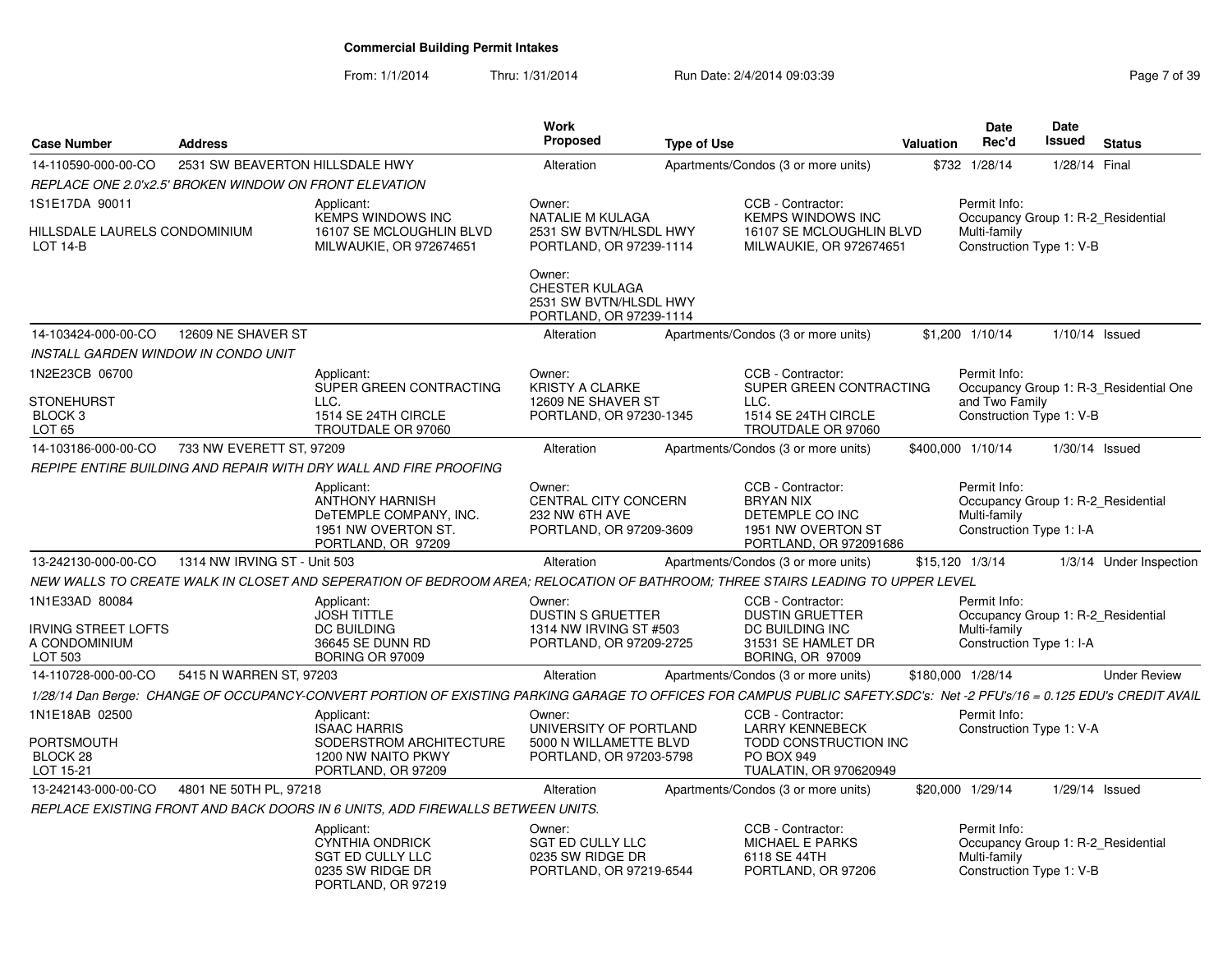# Commercial Building Permit Intakes

From: 1/1/2014 Thru: 1/31/2014 Run Date: 2/4/2014 09:03:39

| Case Number | Address | Work Proposed | Type of Use | Valuation | Date Rec'd | Date Issued | Status |
|---|---|---|---|---|---|---|---|
| 14-110590-000-00-CO | 2531 SW BEAVERTON HILLSDALE HWY | Alteration | Apartments/Condos (3 or more units) | $732 | 1/28/14 | 1/28/14 | Final |

REPLACE ONE 2.0'x2.5' BROKEN WINDOW ON FRONT ELEVATION

1S1E17DA 90011
HILLSDALE LAURELS CONDOMINIUM
LOT 14-B

Applicant: KEMPS WINDOWS INC, 16107 SE MCLOUGHLIN BLVD, MILWAUKIE, OR 972674651

Owner: NATALIE M KULAGA, 2531 SW BVTN/HLSDL HWY, PORTLAND, OR 97239-1114

Owner: CHESTER KULAGA, 2531 SW BVTN/HLSDL HWY, PORTLAND, OR 97239-1114

CCB - Contractor: KEMPS WINDOWS INC, 16107 SE MCLOUGHLIN BLVD, MILWAUKIE, OR 972674651

Permit Info: Occupancy Group 1: R-2_Residential Multi-family; Construction Type 1: V-B

---

| Case Number | Address | Work Proposed | Type of Use | Valuation | Date Rec'd | Date Issued | Status |
|---|---|---|---|---|---|---|---|
| 14-103424-000-00-CO | 12609 NE SHAVER ST | Alteration | Apartments/Condos (3 or more units) | $1,200 | 1/10/14 | 1/10/14 | Issued |

INSTALL GARDEN WINDOW IN CONDO UNIT

1N2E23CB 06700
STONEHURST
BLOCK 3
LOT 65

Applicant: SUPER GREEN CONTRACTING LLC., 1514 SE 24TH CIRCLE, TROUTDALE OR 97060

Owner: KRISTY A CLARKE, 12609 NE SHAVER ST, PORTLAND, OR 97230-1345

CCB - Contractor: SUPER GREEN CONTRACTING LLC., 1514 SE 24TH CIRCLE, TROUTDALE OR 97060

Permit Info: Occupancy Group 1: R-3_Residential One and Two Family; Construction Type 1: V-B

---

| Case Number | Address | Work Proposed | Type of Use | Valuation | Date Rec'd | Date Issued | Status |
|---|---|---|---|---|---|---|---|
| 14-103186-000-00-CO | 733 NW EVERETT ST, 97209 | Alteration | Apartments/Condos (3 or more units) | $400,000 | 1/10/14 | 1/30/14 | Issued |

REPIPE ENTIRE BUILDING AND REPAIR WITH DRY WALL AND FIRE PROOFING

Applicant: ANTHONY HARNISH, DeTEMPLE COMPANY, INC., 1951 NW OVERTON ST., PORTLAND, OR 97209

Owner: CENTRAL CITY CONCERN, 232 NW 6TH AVE, PORTLAND, OR 97209-3609

CCB - Contractor: BRYAN NIX, DETEMPLE CO INC, 1951 NW OVERTON ST, PORTLAND, OR 972091686

Permit Info: Occupancy Group 1: R-2_Residential Multi-family; Construction Type 1: I-A

---

| Case Number | Address | Work Proposed | Type of Use | Valuation | Date Rec'd | Date Issued | Status |
|---|---|---|---|---|---|---|---|
| 13-242130-000-00-CO | 1314 NW IRVING ST - Unit 503 | Alteration | Apartments/Condos (3 or more units) | $15,120 | 1/3/14 | 1/3/14 | Under Inspection |

NEW WALLS TO CREATE WALK IN CLOSET AND SEPERATION OF BEDROOM AREA; RELOCATION OF BATHROOM; THREE STAIRS LEADING TO UPPER LEVEL

1N1E33AD 80084
IRVING STREET LOFTS A CONDOMINIUM
LOT 503

Applicant: JOSH TITTLE, DC BUILDING, 36645 SE DUNN RD, BORING OR 97009

Owner: DUSTIN S GRUETTER, 1314 NW IRVING ST #503, PORTLAND, OR 97209-2725

CCB - Contractor: DUSTIN GRUETTER, DC BUILDING INC, 31531 SE HAMLET DR, BORING, OR 97009

Permit Info: Occupancy Group 1: R-2_Residential Multi-family; Construction Type 1: I-A

---

| Case Number | Address | Work Proposed | Type of Use | Valuation | Date Rec'd | Date Issued | Status |
|---|---|---|---|---|---|---|---|
| 14-110728-000-00-CO | 5415 N WARREN ST, 97203 | Alteration | Apartments/Condos (3 or more units) | $180,000 | 1/28/14 | | Under Review |

1/28/14 Dan Berge: CHANGE OF OCCUPANCY-CONVERT PORTION OF EXISTING PARKING GARAGE TO OFFICES FOR CAMPUS PUBLIC SAFETY.SDC's: Net -2 PFU's/16 = 0.125 EDU's CREDIT AVAIL

1N1E18AB 02500
PORTSMOUTH
BLOCK 28
LOT 15-21

Applicant: ISAAC HARRIS, SODERSTROM ARCHITECTURE, 1200 NW NAITO PKWY, PORTLAND, OR 97209

Owner: UNIVERSITY OF PORTLAND, 5000 N WILLAMETTE BLVD, PORTLAND, OR 97203-5798

CCB - Contractor: LARRY KENNEBECK, TODD CONSTRUCTION INC, PO BOX 949, TUALATIN, OR 970620949

Permit Info: Construction Type 1: V-A

---

| Case Number | Address | Work Proposed | Type of Use | Valuation | Date Rec'd | Date Issued | Status |
|---|---|---|---|---|---|---|---|
| 13-242143-000-00-CO | 4801 NE 50TH PL, 97218 | Alteration | Apartments/Condos (3 or more units) | $20,000 | 1/29/14 | 1/29/14 | Issued |

REPLACE EXISTING FRONT AND BACK DOORS IN 6 UNITS, ADD FIREWALLS BETWEEN UNITS.

Applicant: CYNTHIA ONDRICK, SGT ED CULLY LLC, 0235 SW RIDGE DR, PORTLAND, OR 97219

Owner: SGT ED CULLY LLC, 0235 SW RIDGE DR, PORTLAND, OR 97219-6544

CCB - Contractor: MICHAEL E PARKS, 6118 SE 44TH, PORTLAND, OR 97206

Permit Info: Occupancy Group 1: R-2_Residential Multi-family; Construction Type 1: V-B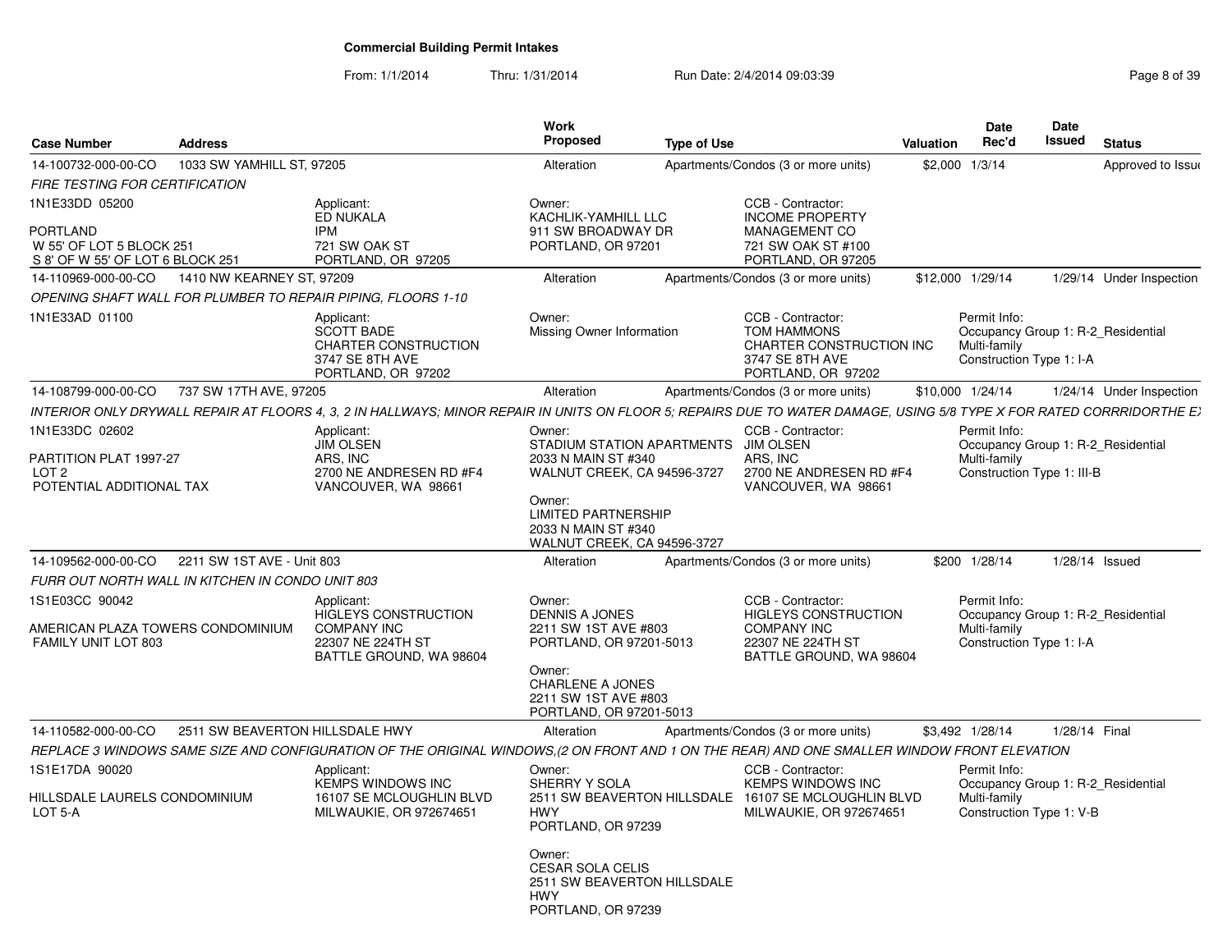**Commercial Building Permit Intakes**

From: 1/1/2014 Thru: 1/31/2014 Run Date: 2/4/2014 09:03:39

| Case Number | Address | Work Proposed | Type of Use | Valuation | Date Rec'd | Date Issued | Status |
|---|---|---|---|---|---|---|---|
| 14-100732-000-00-CO | 1033 SW YAMHILL ST, 97205 | Alteration | Apartments/Condos (3 or more units) | $2,000 | 1/3/14 | | Approved to Issue |

*FIRE TESTING FOR CERTIFICATION*

1N1E33DD 05200

PORTLAND
W 55' OF LOT 5 BLOCK 251
S 8' OF W 55' OF LOT 6 BLOCK 251

Applicant:
ED NUKALA
IPM
721 SW OAK ST
PORTLAND, OR 97205

Owner:
KACHLIK-YAMHILL LLC
911 SW BROADWAY DR
PORTLAND, OR 97201

CCB - Contractor:
INCOME PROPERTY MANAGEMENT CO
721 SW OAK ST #100
PORTLAND, OR 97205

| Case Number | Address | Work Proposed | Type of Use | Valuation | Date Rec'd | Date Issued | Status |
|---|---|---|---|---|---|---|---|
| 14-110969-000-00-CO | 1410 NW KEARNEY ST, 97209 | Alteration | Apartments/Condos (3 or more units) | $12,000 | 1/29/14 | 1/29/14 | Under Inspection |

*OPENING SHAFT WALL FOR PLUMBER TO REPAIR PIPING, FLOORS 1-10*

1N1E33AD 01100

Applicant:
SCOTT BADE
CHARTER CONSTRUCTION
3747 SE 8TH AVE
PORTLAND, OR 97202

Owner:
Missing Owner Information

CCB - Contractor:
TOM HAMMONS
CHARTER CONSTRUCTION INC
3747 SE 8TH AVE
PORTLAND, OR 97202

Permit Info:
Occupancy Group 1: R-2_Residential Multi-family
Construction Type 1: I-A

| Case Number | Address | Work Proposed | Type of Use | Valuation | Date Rec'd | Date Issued | Status |
|---|---|---|---|---|---|---|---|
| 14-108799-000-00-CO | 737 SW 17TH AVE, 97205 | Alteration | Apartments/Condos (3 or more units) | $10,000 | 1/24/14 | 1/24/14 | Under Inspection |

*INTERIOR ONLY DRYWALL REPAIR AT FLOORS 4, 3, 2 IN HALLWAYS; MINOR REPAIR IN UNITS ON FLOOR 5; REPAIRS DUE TO WATER DAMAGE, USING 5/8 TYPE X FOR RATED CORRRIDORTHE E*

1N1E33DC 02602

PARTITION PLAT 1997-27
LOT 2
POTENTIAL ADDITIONAL TAX

Applicant:
JIM OLSEN
ARS, INC
2700 NE ANDRESEN RD #F4
VANCOUVER, WA 98661

Owner:
STADIUM STATION APARTMENTS
2033 N MAIN ST #340
WALNUT CREEK, CA 94596-3727

Owner:
LIMITED PARTNERSHIP
2033 N MAIN ST #340
WALNUT CREEK, CA 94596-3727

CCB - Contractor:
JIM OLSEN
ARS, INC
2700 NE ANDRESEN RD #F4
VANCOUVER, WA 98661

Permit Info:
Occupancy Group 1: R-2_Residential Multi-family
Construction Type 1: III-B

| Case Number | Address | Work Proposed | Type of Use | Valuation | Date Rec'd | Date Issued | Status |
|---|---|---|---|---|---|---|---|
| 14-109562-000-00-CO | 2211 SW 1ST AVE - Unit 803 | Alteration | Apartments/Condos (3 or more units) | $200 | 1/28/14 | 1/28/14 | Issued |

*FURR OUT NORTH WALL IN KITCHEN IN CONDO UNIT 803*

1S1E03CC 90042

AMERICAN PLAZA TOWERS CONDOMINIUM
FAMILY UNIT LOT 803

Applicant:
HIGLEYS CONSTRUCTION COMPANY INC
22307 NE 224TH ST
BATTLE GROUND, WA 98604

Owner:
DENNIS A JONES
2211 SW 1ST AVE #803
PORTLAND, OR 97201-5013

Owner:
CHARLENE A JONES
2211 SW 1ST AVE #803
PORTLAND, OR 97201-5013

CCB - Contractor:
HIGLEYS CONSTRUCTION COMPANY INC
22307 NE 224TH ST
BATTLE GROUND, WA 98604

Permit Info:
Occupancy Group 1: R-2_Residential Multi-family
Construction Type 1: I-A

| Case Number | Address | Work Proposed | Type of Use | Valuation | Date Rec'd | Date Issued | Status |
|---|---|---|---|---|---|---|---|
| 14-110582-000-00-CO | 2511 SW BEAVERTON HILLSDALE HWY | Alteration | Apartments/Condos (3 or more units) | $3,492 | 1/28/14 | 1/28/14 | Final |

*REPLACE 3 WINDOWS SAME SIZE AND CONFIGURATION OF THE ORIGINAL WINDOWS,(2 ON FRONT AND 1 ON THE REAR) AND ONE SMALLER WINDOW FRONT ELEVATION*

1S1E17DA 90020

HILLSDALE LAURELS CONDOMINIUM
LOT 5-A

Applicant:
KEMPS WINDOWS INC
16107 SE MCLOUGHLIN BLVD
MILWAUKIE, OR 972674651

Owner:
SHERRY Y SOLA
2511 SW BEAVERTON HILLSDALE HWY
PORTLAND, OR 97239

Owner:
CESAR SOLA CELIS
2511 SW BEAVERTON HILLSDALE HWY
PORTLAND, OR 97239

CCB - Contractor:
KEMPS WINDOWS INC
16107 SE MCLOUGHLIN BLVD
MILWAUKIE, OR 972674651

Permit Info:
Occupancy Group 1: R-2_Residential Multi-family
Construction Type 1: V-B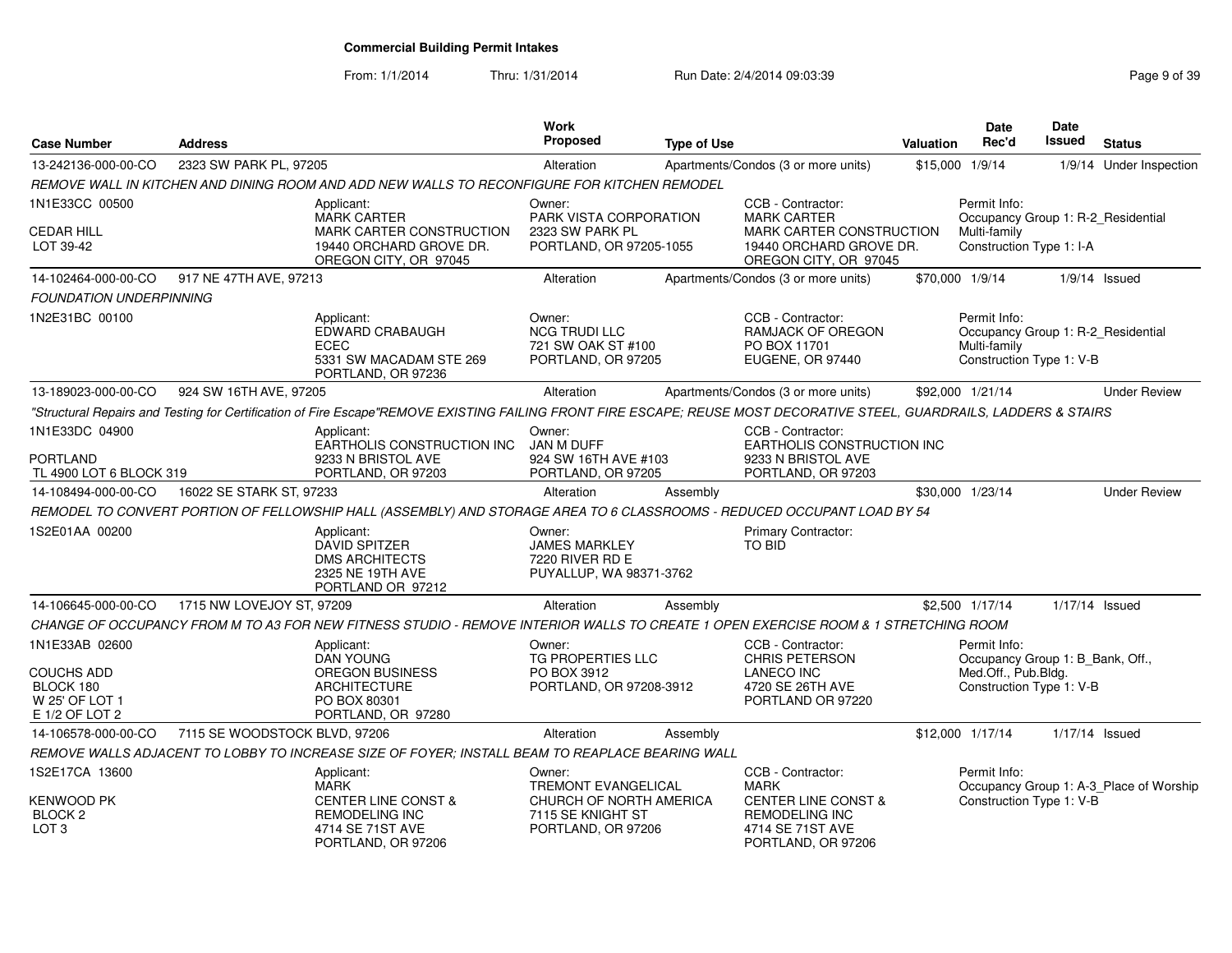# Commercial Building Permit Intakes

From: 1/1/2014 Thru: 1/31/2014 Run Date: 2/4/2014 09:03:39

| Case Number | Address | Work Proposed | Type of Use | Valuation | Date Rec'd | Date Issued | Status |
|---|---|---|---|---|---|---|---|
| 13-242136-000-00-CO | 2323 SW PARK PL, 97205 | Alteration | Apartments/Condos (3 or more units) | $15,000 | 1/9/14 | 1/9/14 | Under Inspection |

*REMOVE WALL IN KITCHEN AND DINING ROOM AND ADD NEW WALLS TO RECONFIGURE FOR KITCHEN REMODEL*

1N1E33CC 00500
CEDAR HILL
LOT 39-42

Applicant:
MARK CARTER
MARK CARTER CONSTRUCTION
19440 ORCHARD GROVE DR.
OREGON CITY, OR 97045

Owner:
PARK VISTA CORPORATION
2323 SW PARK PL
PORTLAND, OR 97205-1055

CCB - Contractor:
MARK CARTER
MARK CARTER CONSTRUCTION
19440 ORCHARD GROVE DR.
OREGON CITY, OR 97045

Permit Info:
Occupancy Group 1: R-2_Residential Multi-family
Construction Type 1: I-A

---

| Case Number | Address | Work Proposed | Type of Use | Valuation | Date Rec'd | Date Issued | Status |
|---|---|---|---|---|---|---|---|
| 14-102464-000-00-CO | 917 NE 47TH AVE, 97213 | Alteration | Apartments/Condos (3 or more units) | $70,000 | 1/9/14 | 1/9/14 | Issued |

*FOUNDATION UNDERPINNING*

1N2E31BC 00100

Applicant:
EDWARD CRABAUGH
ECEC
5331 SW MACADAM STE 269
PORTLAND, OR 97236

Owner:
NCG TRUDI LLC
721 SW OAK ST #100
PORTLAND, OR 97205

CCB - Contractor:
RAMJACK OF OREGON
PO BOX 11701
EUGENE, OR 97440

Permit Info:
Occupancy Group 1: R-2_Residential Multi-family
Construction Type 1: V-B

---

| Case Number | Address | Work Proposed | Type of Use | Valuation | Date Rec'd | Date Issued | Status |
|---|---|---|---|---|---|---|---|
| 13-189023-000-00-CO | 924 SW 16TH AVE, 97205 | Alteration | Apartments/Condos (3 or more units) | $92,000 | 1/21/14 | | Under Review |

*"Structural Repairs and Testing for Certification of Fire Escape"REMOVE EXISTING FAILING FRONT FIRE ESCAPE; REUSE MOST DECORATIVE STEEL, GUARDRAILS, LADDERS & STAIRS*

1N1E33DC 04900
PORTLAND
TL 4900 LOT 6 BLOCK 319

Applicant:
EARTHOLIS CONSTRUCTION INC
9233 N BRISTOL AVE
PORTLAND, OR 97203

Owner:
JAN M DUFF
924 SW 16TH AVE #103
PORTLAND, OR 97205

CCB - Contractor:
EARTHOLIS CONSTRUCTION INC
9233 N BRISTOL AVE
PORTLAND, OR 97203

---

| Case Number | Address | Work Proposed | Type of Use | Valuation | Date Rec'd | Date Issued | Status |
|---|---|---|---|---|---|---|---|
| 14-108494-000-00-CO | 16022 SE STARK ST, 97233 | Alteration | Assembly | $30,000 | 1/23/14 | | Under Review |

*REMODEL TO CONVERT PORTION OF FELLOWSHIP HALL (ASSEMBLY) AND STORAGE AREA TO 6 CLASSROOMS - REDUCED OCCUPANT LOAD BY 54*

1S2E01AA 00200

Applicant:
DAVID SPITZER
DMS ARCHITECTS
2325 NE 19TH AVE
PORTLAND OR 97212

Owner:
JAMES MARKLEY
7220 RIVER RD E
PUYALLUP, WA 98371-3762

Primary Contractor:
TO BID

---

| Case Number | Address | Work Proposed | Type of Use | Valuation | Date Rec'd | Date Issued | Status |
|---|---|---|---|---|---|---|---|
| 14-106645-000-00-CO | 1715 NW LOVEJOY ST, 97209 | Alteration | Assembly | $2,500 | 1/17/14 | 1/17/14 | Issued |

*CHANGE OF OCCUPANCY FROM M TO A3 FOR NEW FITNESS STUDIO - REMOVE INTERIOR WALLS TO CREATE 1 OPEN EXERCISE ROOM & 1 STRETCHING ROOM*

1N1E33AB 02600
COUCHS ADD
BLOCK 180
W 25' OF LOT 1
E 1/2 OF LOT 2

Applicant:
DAN YOUNG
OREGON BUSINESS ARCHITECTURE
PO BOX 80301
PORTLAND, OR 97280

Owner:
TG PROPERTIES LLC
PO BOX 3912
PORTLAND, OR 97208-3912

CCB - Contractor:
CHRIS PETERSON
LANECO INC
4720 SE 26TH AVE
PORTLAND OR 97220

Permit Info:
Occupancy Group 1: B_Bank, Off., Med.Off., Pub.Bldg.
Construction Type 1: V-B

---

| Case Number | Address | Work Proposed | Type of Use | Valuation | Date Rec'd | Date Issued | Status |
|---|---|---|---|---|---|---|---|
| 14-106578-000-00-CO | 7115 SE WOODSTOCK BLVD, 97206 | Alteration | Assembly | $12,000 | 1/17/14 | 1/17/14 | Issued |

*REMOVE WALLS ADJACENT TO LOBBY TO INCREASE SIZE OF FOYER; INSTALL BEAM TO REAPLACE BEARING WALL*

1S2E17CA 13600
KENWOOD PK
BLOCK 2
LOT 3

Applicant:
MARK
CENTER LINE CONST & REMODELING INC
4714 SE 71ST AVE
PORTLAND, OR 97206

Owner:
TREMONT EVANGELICAL CHURCH OF NORTH AMERICA
7115 SE KNIGHT ST
PORTLAND, OR 97206

CCB - Contractor:
MARK
CENTER LINE CONST & REMODELING INC
4714 SE 71ST AVE
PORTLAND, OR 97206

Permit Info:
Occupancy Group 1: A-3_Place of Worship
Construction Type 1: V-B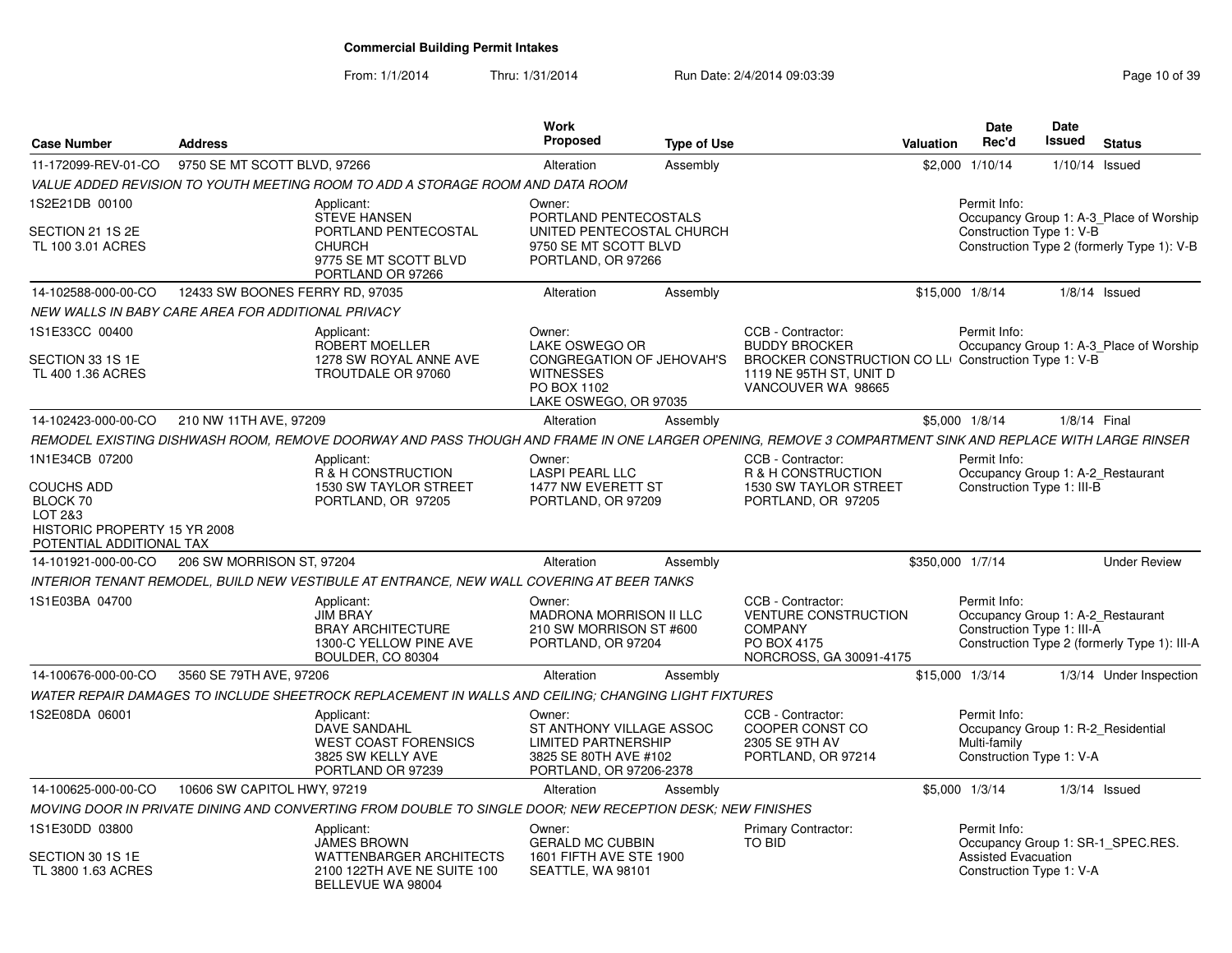**Commercial Building Permit Intakes**

From: 1/1/2014 Thru: 1/31/2014 Run Date: 2/4/2014 09:03:39

| Case Number | Address | Work Proposed | Type of Use | Valuation | Date Rec'd | Date Issued | Status |
|---|---|---|---|---|---|---|---|
| 11-172099-REV-01-CO | 9750 SE MT SCOTT BLVD, 97266 | Alteration | Assembly | $2,000 | 1/10/14 | 1/10/14 | Issued |

*VALUE ADDED REVISION TO YOUTH MEETING ROOM TO ADD A STORAGE ROOM AND DATA ROOM*

1S2E21DB 00100

SECTION 21 1S 2E
TL 100 3.01 ACRES

Applicant:
STEVE HANSEN
PORTLAND PENTECOSTAL CHURCH
9775 SE MT SCOTT BLVD
PORTLAND OR 97266

Owner:
PORTLAND PENTECOSTALS
UNITED PENTECOSTAL CHURCH
9750 SE MT SCOTT BLVD
PORTLAND, OR 97266

Permit Info:
Occupancy Group 1: A-3_Place of Worship
Construction Type 1: V-B
Construction Type 2 (formerly Type 1): V-B

---

| Case Number | Address | Work Proposed | Type of Use | Valuation | Date Rec'd | Date Issued | Status |
|---|---|---|---|---|---|---|---|
| 14-102588-000-00-CO | 12433 SW BOONES FERRY RD, 97035 | Alteration | Assembly | $15,000 | 1/8/14 | 1/8/14 | Issued |

*NEW WALLS IN BABY CARE AREA FOR ADDITIONAL PRIVACY*

1S1E33CC 00400

SECTION 33 1S 1E
TL 400 1.36 ACRES

Applicant:
ROBERT MOELLER
1278 SW ROYAL ANNE AVE
TROUTDALE OR 97060

Owner:
LAKE OSWEGO OR
CONGREGATION OF JEHOVAH'S WITNESSES
PO BOX 1102
LAKE OSWEGO, OR 97035

CCB - Contractor:
BUDDY BROCKER
BROCKER CONSTRUCTION CO LL
1119 NE 95TH ST, UNIT D
VANCOUVER WA 98665

Permit Info:
Occupancy Group 1: A-3_Place of Worship
Construction Type 1: V-B

---

| Case Number | Address | Work Proposed | Type of Use | Valuation | Date Rec'd | Date Issued | Status |
|---|---|---|---|---|---|---|---|
| 14-102423-000-00-CO | 210 NW 11TH AVE, 97209 | Alteration | Assembly | $5,000 | 1/8/14 | 1/8/14 | Final |

*REMODEL EXISTING DISHWASH ROOM, REMOVE DOORWAY AND PASS THOUGH AND FRAME IN ONE LARGER OPENING, REMOVE 3 COMPARTMENT SINK AND REPLACE WITH LARGE RINSER*

1N1E34CB 07200

COUCHS ADD
BLOCK 70
LOT 2&3
HISTORIC PROPERTY 15 YR 2008
POTENTIAL ADDITIONAL TAX

Applicant:
R & H CONSTRUCTION
1530 SW TAYLOR STREET
PORTLAND, OR 97205

Owner:
LASPI PEARL LLC
1477 NW EVERETT ST
PORTLAND, OR 97209

CCB - Contractor:
R & H CONSTRUCTION
1530 SW TAYLOR STREET
PORTLAND, OR 97205

Permit Info:
Occupancy Group 1: A-2_Restaurant
Construction Type 1: III-B

---

| Case Number | Address | Work Proposed | Type of Use | Valuation | Date Rec'd | Date Issued | Status |
|---|---|---|---|---|---|---|---|
| 14-101921-000-00-CO | 206 SW MORRISON ST, 97204 | Alteration | Assembly | $350,000 | 1/7/14 | | Under Review |

*INTERIOR TENANT REMODEL, BUILD NEW VESTIBULE AT ENTRANCE, NEW WALL COVERING AT BEER TANKS*

1S1E03BA 04700

Applicant:
JIM BRAY
BRAY ARCHITECTURE
1300-C YELLOW PINE AVE
BOULDER, CO 80304

Owner:
MADRONA MORRISON II LLC
210 SW MORRISON ST #600
PORTLAND, OR 97204

CCB - Contractor:
VENTURE CONSTRUCTION COMPANY
PO BOX 4175
NORCROSS, GA 30091-4175

Permit Info:
Occupancy Group 1: A-2_Restaurant
Construction Type 1: III-A
Construction Type 2 (formerly Type 1): III-A

---

| Case Number | Address | Work Proposed | Type of Use | Valuation | Date Rec'd | Date Issued | Status |
|---|---|---|---|---|---|---|---|
| 14-100676-000-00-CO | 3560 SE 79TH AVE, 97206 | Alteration | Assembly | $15,000 | 1/3/14 | 1/3/14 | Under Inspection |

*WATER REPAIR DAMAGES TO INCLUDE SHEETROCK REPLACEMENT IN WALLS AND CEILING; CHANGING LIGHT FIXTURES*

1S2E08DA 06001

Applicant:
DAVE SANDAHL
WEST COAST FORENSICS
3825 SW KELLY AVE
PORTLAND OR 97239

Owner:
ST ANTHONY VILLAGE ASSOC
LIMITED PARTNERSHIP
3825 SE 80TH AVE #102
PORTLAND, OR 97206-2378

CCB - Contractor:
COOPER CONST CO
2305 SE 9TH AV
PORTLAND, OR 97214

Permit Info:
Occupancy Group 1: R-2_Residential Multi-family
Construction Type 1: V-A

---

| Case Number | Address | Work Proposed | Type of Use | Valuation | Date Rec'd | Date Issued | Status |
|---|---|---|---|---|---|---|---|
| 14-100625-000-00-CO | 10606 SW CAPITOL HWY, 97219 | Alteration | Assembly | $5,000 | 1/3/14 | 1/3/14 | Issued |

*MOVING DOOR IN PRIVATE DINING AND CONVERTING FROM DOUBLE TO SINGLE DOOR; NEW RECEPTION DESK; NEW FINISHES*

1S1E30DD 03800

SECTION 30 1S 1E
TL 3800 1.63 ACRES

Applicant:
JAMES BROWN
WATTENBARGER ARCHITECTS
2100 122TH AVE NE SUITE 100
BELLEVUE WA 98004

Owner:
GERALD MC CUBBIN
1601 FIFTH AVE STE 1900
SEATTLE, WA 98101

Primary Contractor:
TO BID

Permit Info:
Occupancy Group 1: SR-1_SPEC.RES. Assisted Evacuation
Construction Type 1: V-A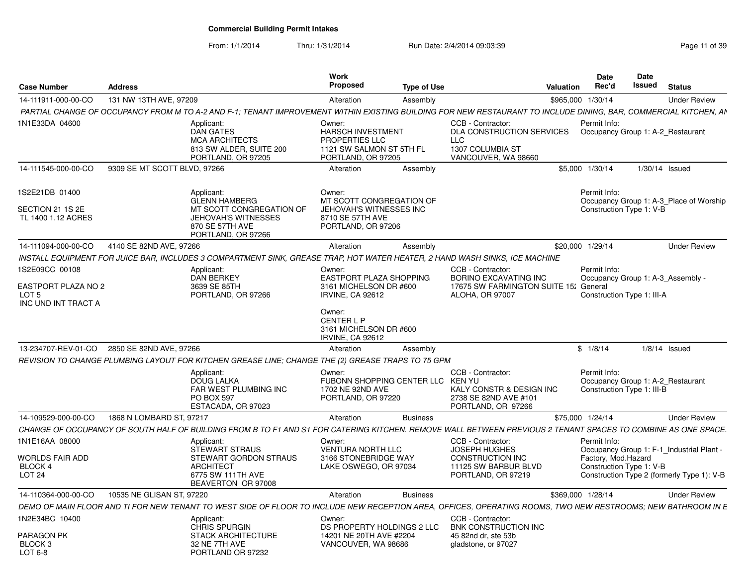# Commercial Building Permit Intakes

From: 1/1/2014 Thru: 1/31/2014 Run Date: 2/4/2014 09:03:39

| Case Number | Address | Work Proposed | Type of Use | Valuation | Date Rec'd | Date Issued | Status |
|---|---|---|---|---|---|---|---|
| 14-111911-000-00-CO | 131 NW 13TH AVE, 97209 | Alteration | Assembly | $965,000 | 1/30/14 | | Under Review |
| PARTIAL CHANGE OF OCCUPANCY FROM M TO A-2 AND F-1; TENANT IMPROVEMENT WITHIN EXISTING BUILDING FOR NEW RESTAURANT TO INCLUDE DINING, BAR, COMMERCIAL KITCHEN, AN | | | | | | | |
| 1N1E33DA 04600 | Applicant: DAN GATES MCA ARCHITECTS 813 SW ALDER, SUITE 200 PORTLAND, OR 97205 | Owner: HARSCH INVESTMENT PROPERTIES LLC 1121 SW SALMON ST 5TH FL PORTLAND, OR 97205 | | CCB - Contractor: DLA CONSTRUCTION SERVICES LLC 1307 COLUMBIA ST VANCOUVER, WA 98660 | Permit Info: Occupancy Group 1: A-2_Restaurant | | |
| 14-111545-000-00-CO | 9309 SE MT SCOTT BLVD, 97266 | Alteration | Assembly | $5,000 | 1/30/14 | 1/30/14 | Issued |
| 1S2E21DB 01400 SECTION 21 1S 2E TL 1400 1.12 ACRES | Applicant: GLENN HAMBERG MT SCOTT CONGREGATION OF JEHOVAH'S WITNESSES 870 SE 57TH AVE PORTLAND, OR 97266 | Owner: MT SCOTT CONGREGATION OF JEHOVAH'S WITNESSES INC 8710 SE 57TH AVE PORTLAND, OR 97206 | | | Permit Info: Occupancy Group 1: A-3_Place of Worship Construction Type 1: V-B | | |
| 14-111094-000-00-CO | 4140 SE 82ND AVE, 97266 | Alteration | Assembly | $20,000 | 1/29/14 | | Under Review |
| INSTALL EQUIPMENT FOR JUICE BAR, INCLUDES 3 COMPARTMENT SINK, GREASE TRAP, HOT WATER HEATER, 2 HAND WASH SINKS, ICE MACHINE | | | | | | | |
| 1S2E09CC 00108 EASTPORT PLAZA NO 2 LOT 5 INC UND INT TRACT A | Applicant: DAN BERKEY 3639 SE 85TH PORTLAND, OR 97266 | Owner: EASTPORT PLAZA SHOPPING 3161 MICHELSON DR #600 IRVINE, CA 92612; Owner: CENTER L P 3161 MICHELSON DR #600 IRVINE, CA 92612 | | CCB - Contractor: BORINO EXCAVATING INC 17675 SW FARMINGTON SUITE 15: ALOHA, OR 97007 | Permit Info: Occupancy Group 1: A-3_Assembly - General Construction Type 1: III-A | | |
| 13-234707-REV-01-CO | 2850 SE 82ND AVE, 97266 | Alteration | Assembly | $ | 1/8/14 | 1/8/14 | Issued |
| REVISION TO CHANGE PLUMBING LAYOUT FOR KITCHEN GREASE LINE; CHANGE THE (2) GREASE TRAPS TO 75 GPM | | | | | | | |
| | Applicant: DOUG LALKA FAR WEST PLUMBING INC PO BOX 597 ESTACADA, OR 97023 | Owner: FUBONN SHOPPING CENTER LLC 1702 NE 92ND AVE PORTLAND, OR 97220 | | CCB - Contractor: KEN YU KALY CONSTR & DESIGN INC 2738 SE 82ND AVE #101 PORTLAND, OR 97266 | Permit Info: Occupancy Group 1: A-2_Restaurant Construction Type 1: III-B | | |
| 14-109529-000-00-CO | 1868 N LOMBARD ST, 97217 | Alteration | Business | $75,000 | 1/24/14 | | Under Review |
| CHANGE OF OCCUPANCY OF SOUTH HALF OF BUILDING FROM B TO F1 AND S1 FOR CATERING KITCHEN. REMOVE WALL BETWEEN PREVIOUS 2 TENANT SPACES TO COMBINE AS ONE SPACE. | | | | | | | |
| 1N1E16AA 08000 WORLDS FAIR ADD BLOCK 4 LOT 24 | Applicant: STEWART STRAUS STEWART GORDON STRAUS ARCHITECT 6775 SW 111TH AVE BEAVERTON OR 97008 | Owner: VENTURA NORTH LLC 3166 STONEBRIDGE WAY LAKE OSWEGO, OR 97034 | | CCB - Contractor: JOSEPH HUGHES CONSTRUCTION INC 11125 SW BARBUR BLVD PORTLAND, OR 97219 | Permit Info: Occupancy Group 1: F-1_Industrial Plant - Factory, Mod.Hazard Construction Type 1: V-B Construction Type 2 (formerly Type 1): V-B | | |
| 14-110364-000-00-CO | 10535 NE GLISAN ST, 97220 | Alteration | Business | $369,000 | 1/28/14 | | Under Review |
| DEMO OF MAIN FLOOR AND TI FOR NEW TENANT TO WEST SIDE OF FLOOR TO INCLUDE NEW RECEPTION AREA, OFFICES, OPERATING ROOMS, TWO NEW RESTROOMS; NEW BATHROOM IN E | | | | | | | |
| 1N2E34BC 10400 PARAGON PK BLOCK 3 LOT 6-8 | Applicant: CHRIS SPURGIN STACK ARCHITECTURE 32 NE 7TH AVE PORTLAND OR 97232 | Owner: DS PROPERTY HOLDINGS 2 LLC 14201 NE 20TH AVE #2204 VANCOUVER, WA 98686 | | CCB - Contractor: BNK CONSTRUCTION INC 45 82nd dr, ste 53b gladstone, or 97027 | | | |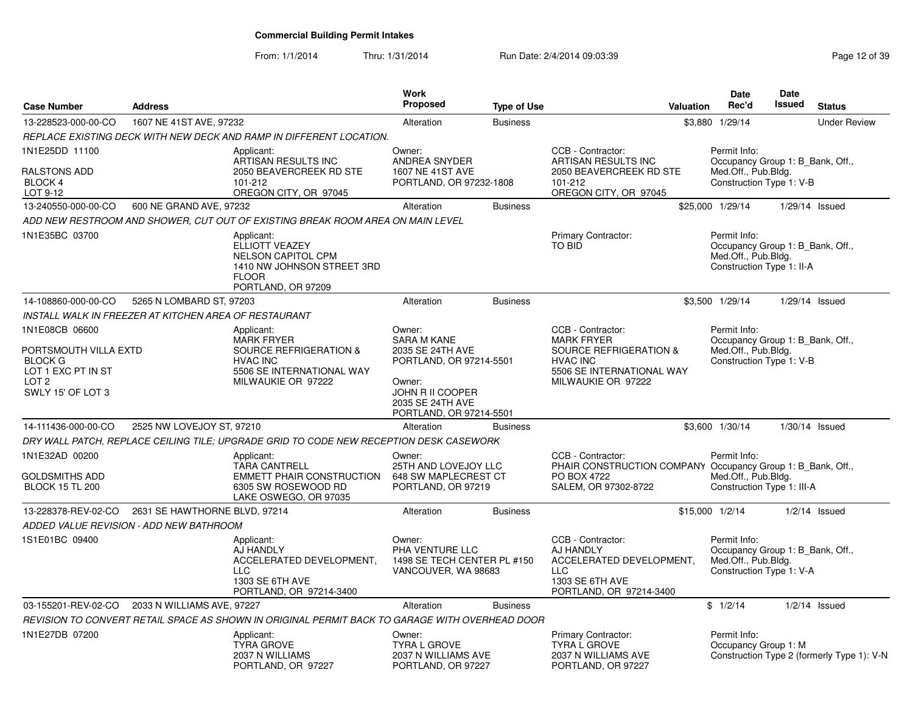# Commercial Building Permit Intakes

From: 1/1/2014 Thru: 1/31/2014 Run Date: 2/4/2014 09:03:39

| Case Number | Address | Work Proposed | Type of Use | Valuation | Date Rec'd | Date Issued | Status |
|---|---|---|---|---|---|---|---|
| 13-228523-000-00-CO | 1607 NE 41ST AVE, 97232 | Alteration | Business | $3,880 | 1/29/14 | | Under Review |

REPLACE EXISTING DECK WITH NEW DECK AND RAMP IN DIFFERENT LOCATION.

- 1N1E25DD 11100
- RALSTONS ADD
- BLOCK 4
- LOT 9-12

Applicant: ARTISAN RESULTS INC, 2050 BEAVERCREEK RD STE 101-212, OREGON CITY, OR 97045

Owner: ANDREA SNYDER, 1607 NE 41ST AVE, PORTLAND, OR 97232-1808

CCB - Contractor: ARTISAN RESULTS INC, 2050 BEAVERCREEK RD STE 101-212, OREGON CITY, OR 97045

Permit Info: Occupancy Group 1: B_Bank, Off., Med.Off., Pub.Bldg. Construction Type 1: V-B

---

| Case Number | Address | Work Proposed | Type of Use | Valuation | Date Rec'd | Date Issued | Status |
|---|---|---|---|---|---|---|---|
| 13-240550-000-00-CO | 600 NE GRAND AVE, 97232 | Alteration | Business | $25,000 | 1/29/14 | 1/29/14 | Issued |

ADD NEW RESTROOM AND SHOWER, CUT OUT OF EXISTING BREAK ROOM AREA ON MAIN LEVEL

- 1N1E35BC 03700

Applicant: ELLIOTT VEAZEY, NELSON CAPITOL CPM, 1410 NW JOHNSON STREET 3RD FLOOR, PORTLAND, OR 97209

Primary Contractor: TO BID

Permit Info: Occupancy Group 1: B_Bank, Off., Med.Off., Pub.Bldg. Construction Type 1: II-A

---

| Case Number | Address | Work Proposed | Type of Use | Valuation | Date Rec'd | Date Issued | Status |
|---|---|---|---|---|---|---|---|
| 14-108860-000-00-CO | 5265 N LOMBARD ST, 97203 | Alteration | Business | $3,500 | 1/29/14 | 1/29/14 | Issued |

INSTALL WALK IN FREEZER AT KITCHEN AREA OF RESTAURANT

- 1N1E08CB 06600
- PORTSMOUTH VILLA EXTD
- BLOCK G
- LOT 1 EXC PT IN ST
- LOT 2
- SWLY 15' OF LOT 3

Applicant: MARK FRYER, SOURCE REFRIGERATION & HVAC INC, 5506 SE INTERNATIONAL WAY, MILWAUKIE OR 97222

Owner: SARA M KANE, 2035 SE 24TH AVE, PORTLAND, OR 97214-5501

Owner: JOHN R II COOPER, 2035 SE 24TH AVE, PORTLAND, OR 97214-5501

CCB - Contractor: MARK FRYER, SOURCE REFRIGERATION & HVAC INC, 5506 SE INTERNATIONAL WAY, MILWAUKIE OR 97222

Permit Info: Occupancy Group 1: B_Bank, Off., Med.Off., Pub.Bldg. Construction Type 1: V-B

---

| Case Number | Address | Work Proposed | Type of Use | Valuation | Date Rec'd | Date Issued | Status |
|---|---|---|---|---|---|---|---|
| 14-111436-000-00-CO | 2525 NW LOVEJOY ST, 97210 | Alteration | Business | $3,600 | 1/30/14 | 1/30/14 | Issued |

DRY WALL PATCH, REPLACE CEILING TILE; UPGRADE GRID TO CODE NEW RECEPTION DESK CASEWORK

- 1N1E32AD 00200
- GOLDSMITHS ADD
- BLOCK 15 TL 200

Applicant: TARA CANTRELL, EMMETT PHAIR CONSTRUCTION, 6305 SW ROSEWOOD RD, LAKE OSWEGO, OR 97035

Owner: 25TH AND LOVEJOY LLC, 648 SW MAPLECREST CT, PORTLAND, OR 97219

CCB - Contractor: PHAIR CONSTRUCTION COMPANY, PO BOX 4722, SALEM, OR 97302-8722

Permit Info: Occupancy Group 1: B_Bank, Off., Med.Off., Pub.Bldg. Construction Type 1: III-A

---

| Case Number | Address | Work Proposed | Type of Use | Valuation | Date Rec'd | Date Issued | Status |
|---|---|---|---|---|---|---|---|
| 13-228378-REV-02-CO | 2631 SE HAWTHORNE BLVD, 97214 | Alteration | Business | $15,000 | 1/2/14 | 1/2/14 | Issued |

ADDED VALUE REVISION - ADD NEW BATHROOM

- 1S1E01BC 09400

Applicant: AJ HANDLY, ACCELERATED DEVELOPMENT, LLC, 1303 SE 6TH AVE, PORTLAND, OR 97214-3400

Owner: PHA VENTURE LLC, 1498 SE TECH CENTER PL #150, VANCOUVER, WA 98683

CCB - Contractor: AJ HANDLY, ACCELERATED DEVELOPMENT, LLC, 1303 SE 6TH AVE, PORTLAND, OR 97214-3400

Permit Info: Occupancy Group 1: B_Bank, Off., Med.Off., Pub.Bldg. Construction Type 1: V-A

---

| Case Number | Address | Work Proposed | Type of Use | Valuation | Date Rec'd | Date Issued | Status |
|---|---|---|---|---|---|---|---|
| 03-155201-REV-02-CO | 2033 N WILLIAMS AVE, 97227 | Alteration | Business | $ | 1/2/14 | 1/2/14 | Issued |

REVISION TO CONVERT RETAIL SPACE AS SHOWN IN ORIGINAL PERMIT BACK TO GARAGE WITH OVERHEAD DOOR

- 1N1E27DB 07200

Applicant: TYRA GROVE, 2037 N WILLIAMS, PORTLAND, OR 97227

Owner: TYRA L GROVE, 2037 N WILLIAMS AVE, PORTLAND, OR 97227

Primary Contractor: TYRA L GROVE, 2037 N WILLIAMS AVE, PORTLAND, OR 97227

Permit Info: Occupancy Group 1: M Construction Type 2 (formerly Type 1): V-N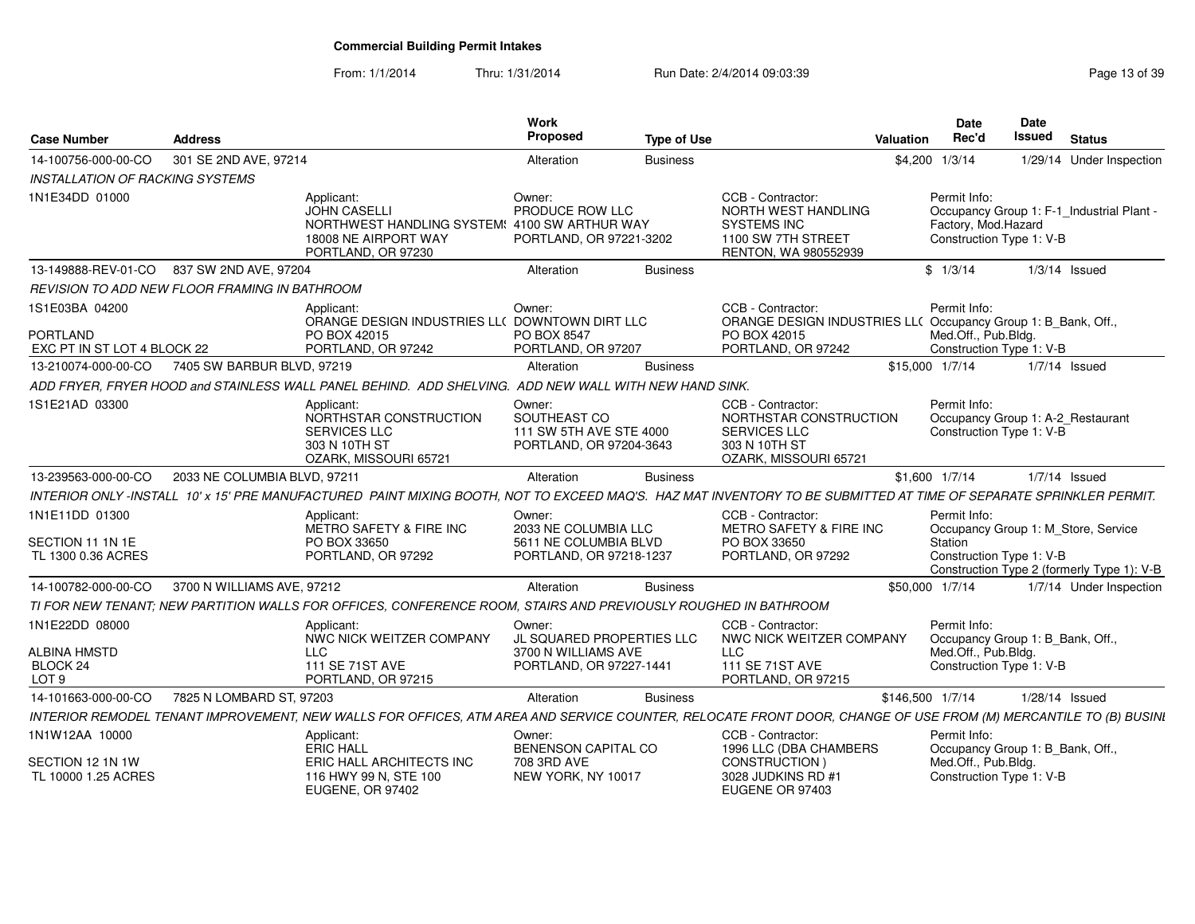# Commercial Building Permit Intakes

From: 1/1/2014 Thru: 1/31/2014 Run Date: 2/4/2014 09:03:39

| Case Number | Address | Work Proposed | Type of Use | Valuation | Date Rec'd | Date Issued | Status |
|---|---|---|---|---|---|---|---|
| 14-100756-000-00-CO | 301 SE 2ND AVE, 97214 | Alteration | Business | $4,200 | 1/3/14 | 1/29/14 | Under Inspection |

*INSTALLATION OF RACKING SYSTEMS*

1N1E34DD 01000

Applicant: JOHN CASELLI, NORTHWEST HANDLING SYSTEMS, 18008 NE AIRPORT WAY, PORTLAND, OR 97230

Owner: PRODUCE ROW LLC, 4100 SW ARTHUR WAY, PORTLAND, OR 97221-3202

CCB - Contractor: NORTH WEST HANDLING SYSTEMS INC, 1100 SW 7TH STREET, RENTON, WA 980552939

Permit Info: Occupancy Group 1: F-1_Industrial Plant - Factory, Mod.Hazard; Construction Type 1: V-B

| Case Number | Address | Work Proposed | Type of Use | Valuation | Date Rec'd | Date Issued | Status |
|---|---|---|---|---|---|---|---|
| 13-149888-REV-01-CO | 837 SW 2ND AVE, 97204 | Alteration | Business | $ | 1/3/14 | 1/3/14 | Issued |

*REVISION TO ADD NEW FLOOR FRAMING IN BATHROOM*

1S1E03BA 04200, PORTLAND, EXC PT IN ST LOT 4 BLOCK 22

Applicant: ORANGE DESIGN INDUSTRIES LLC, PO BOX 42015, PORTLAND, OR 97242

Owner: DOWNTOWN DIRT LLC, PO BOX 8547, PORTLAND, OR 97207

CCB - Contractor: ORANGE DESIGN INDUSTRIES LLC, PO BOX 42015, PORTLAND, OR 97242

Permit Info: Occupancy Group 1: B_Bank, Off., Med.Off., Pub.Bldg.; Construction Type 1: V-B

| Case Number | Address | Work Proposed | Type of Use | Valuation | Date Rec'd | Date Issued | Status |
|---|---|---|---|---|---|---|---|
| 13-210074-000-00-CO | 7405 SW BARBUR BLVD, 97219 | Alteration | Business | $15,000 | 1/7/14 | 1/7/14 | Issued |

*ADD FRYER, FRYER HOOD and STAINLESS WALL PANEL BEHIND. ADD SHELVING. ADD NEW WALL WITH NEW HAND SINK.*

1S1E21AD 03300

Applicant: NORTHSTAR CONSTRUCTION SERVICES LLC, 303 N 10TH ST, OZARK, MISSOURI 65721

Owner: SOUTHEAST CO, 111 SW 5TH AVE STE 4000, PORTLAND, OR 97204-3643

CCB - Contractor: NORTHSTAR CONSTRUCTION SERVICES LLC, 303 N 10TH ST, OZARK, MISSOURI 65721

Permit Info: Occupancy Group 1: A-2_Restaurant; Construction Type 1: V-B

| Case Number | Address | Work Proposed | Type of Use | Valuation | Date Rec'd | Date Issued | Status |
|---|---|---|---|---|---|---|---|
| 13-239563-000-00-CO | 2033 NE COLUMBIA BLVD, 97211 | Alteration | Business | $1,600 | 1/7/14 | 1/7/14 | Issued |

*INTERIOR ONLY -INSTALL 10' x 15' PRE MANUFACTURED PAINT MIXING BOOTH, NOT TO EXCEED MAQ'S. HAZ MAT INVENTORY TO BE SUBMITTED AT TIME OF SEPARATE SPRINKLER PERMIT.*

1N1E11DD 01300, SECTION 11 1N 1E, TL 1300 0.36 ACRES

Applicant: METRO SAFETY & FIRE INC, PO BOX 33650, PORTLAND, OR 97292

Owner: 2033 NE COLUMBIA LLC, 5611 NE COLUMBIA BLVD, PORTLAND, OR 97218-1237

CCB - Contractor: METRO SAFETY & FIRE INC, PO BOX 33650, PORTLAND, OR 97292

Permit Info: Occupancy Group 1: M_Store, Service Station; Construction Type 1: V-B; Construction Type 2 (formerly Type 1): V-B

| Case Number | Address | Work Proposed | Type of Use | Valuation | Date Rec'd | Date Issued | Status |
|---|---|---|---|---|---|---|---|
| 14-100782-000-00-CO | 3700 N WILLIAMS AVE, 97212 | Alteration | Business | $50,000 | 1/7/14 | 1/7/14 | Under Inspection |

*TI FOR NEW TENANT; NEW PARTITION WALLS FOR OFFICES, CONFERENCE ROOM, STAIRS AND PREVIOUSLY ROUGHED IN BATHROOM*

1N1E22DD 08000, ALBINA HMSTD, BLOCK 24, LOT 9

Applicant: NWC NICK WEITZER COMPANY LLC, 111 SE 71ST AVE, PORTLAND, OR 97215

Owner: JL SQUARED PROPERTIES LLC, 3700 N WILLIAMS AVE, PORTLAND, OR 97227-1441

CCB - Contractor: NWC NICK WEITZER COMPANY LLC, 111 SE 71ST AVE, PORTLAND, OR 97215

Permit Info: Occupancy Group 1: B_Bank, Off., Med.Off., Pub.Bldg.; Construction Type 1: V-B

| Case Number | Address | Work Proposed | Type of Use | Valuation | Date Rec'd | Date Issued | Status |
|---|---|---|---|---|---|---|---|
| 14-101663-000-00-CO | 7825 N LOMBARD ST, 97203 | Alteration | Business | $146,500 | 1/7/14 | 1/28/14 | Issued |

*INTERIOR REMODEL TENANT IMPROVEMENT, NEW WALLS FOR OFFICES, ATM AREA AND SERVICE COUNTER, RELOCATE FRONT DOOR, CHANGE OF USE FROM (M) MERCANTILE TO (B) BUSINE*

1N1W12AA 10000, SECTION 12 1N 1W, TL 10000 1.25 ACRES

Applicant: ERIC HALL, ERIC HALL ARCHITECTS INC, 116 HWY 99 N, STE 100, EUGENE, OR 97402

Owner: BENENSON CAPITAL CO, 708 3RD AVE, NEW YORK, NY 10017

CCB - Contractor: 1996 LLC (DBA CHAMBERS CONSTRUCTION ), 3028 JUDKINS RD #1, EUGENE OR 97403

Permit Info: Occupancy Group 1: B_Bank, Off., Med.Off., Pub.Bldg.; Construction Type 1: V-B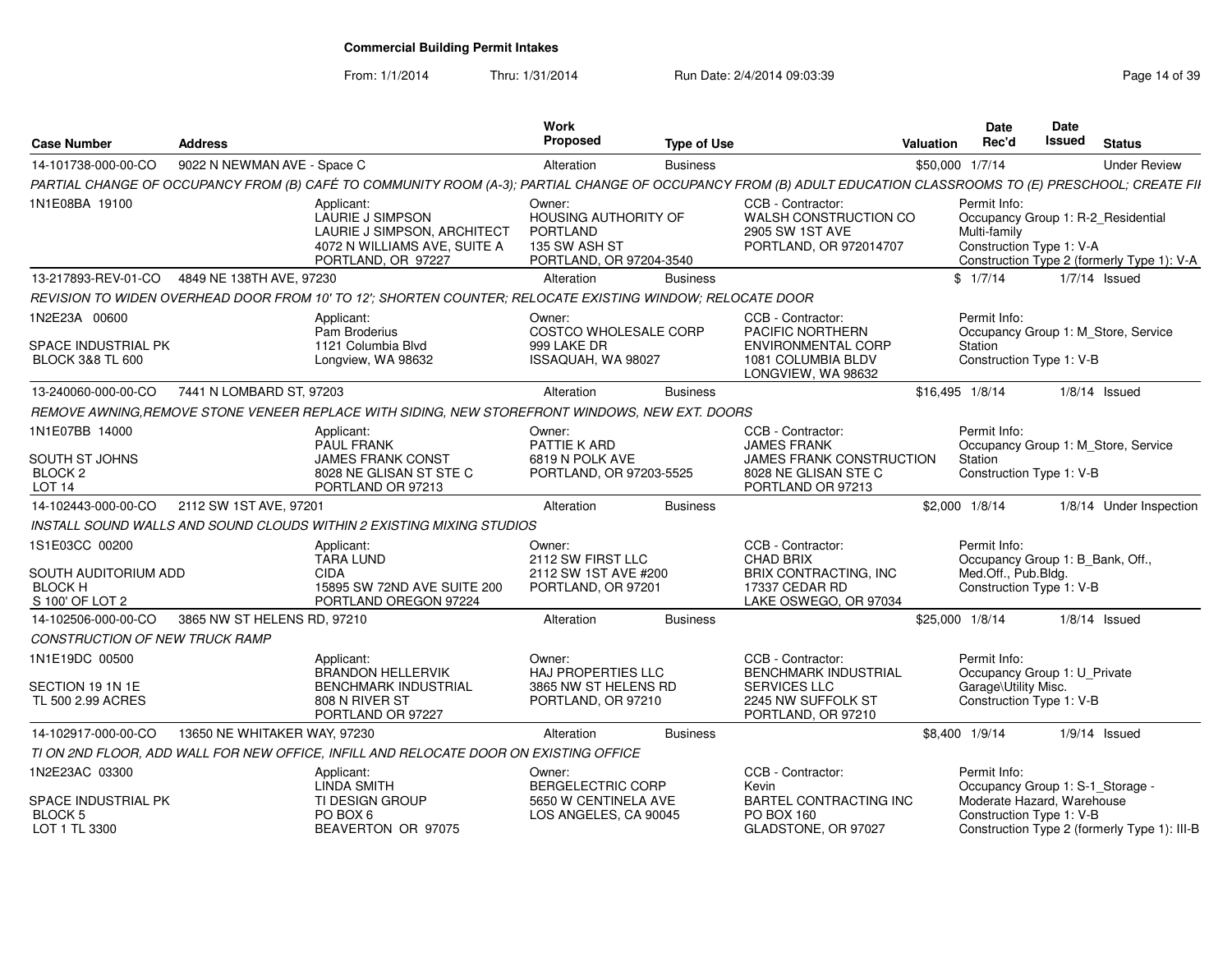# Commercial Building Permit Intakes

From: 1/1/2014 Thru: 1/31/2014 Run Date: 2/4/2014 09:03:39

| Case Number | Address | Work Proposed | Type of Use | Valuation | Date Rec'd | Date Issued | Status |
|---|---|---|---|---|---|---|---|
| 14-101738-000-00-CO | 9022 N NEWMAN AVE - Space C | Alteration | Business | $50,000 | 1/7/14 | | Under Review |

PARTIAL CHANGE OF OCCUPANCY FROM (B) CAFÉ TO COMMUNITY ROOM (A-3); PARTIAL CHANGE OF OCCUPANCY FROM (B) ADULT EDUCATION CLASSROOMS TO (E) PRESCHOOL; CREATE FII

- 1N1E08BA 19100
- Applicant: LAURIE J SIMPSON, LAURIE J SIMPSON, ARCHITECT, 4072 N WILLIAMS AVE, SUITE A, PORTLAND, OR 97227
- Owner: HOUSING AUTHORITY OF PORTLAND, 135 SW ASH ST, PORTLAND, OR 97204-3540
- CCB - Contractor: WALSH CONSTRUCTION CO, 2905 SW 1ST AVE, PORTLAND, OR 972014707
- Permit Info: Occupancy Group 1: R-2_Residential Multi-family; Construction Type 1: V-A; Construction Type 2 (formerly Type 1): V-A

| Case Number | Address | Work Proposed | Type of Use | Valuation | Date Rec'd | Date Issued | Status |
|---|---|---|---|---|---|---|---|
| 13-217893-REV-01-CO | 4849 NE 138TH AVE, 97230 | Alteration | Business | $ | 1/7/14 | 1/7/14 | Issued |

REVISION TO WIDEN OVERHEAD DOOR FROM 10' TO 12'; SHORTEN COUNTER; RELOCATE EXISTING WINDOW; RELOCATE DOOR

- 1N2E23A 00600, SPACE INDUSTRIAL PK, BLOCK 3&8 TL 600
- Applicant: Pam Broderius, 1121 Columbia Blvd, Longview, WA 98632
- Owner: COSTCO WHOLESALE CORP, 999 LAKE DR, ISSAQUAH, WA 98027
- CCB - Contractor: PACIFIC NORTHERN ENVIRONMENTAL CORP, 1081 COLUMBIA BLDV, LONGVIEW, WA 98632
- Permit Info: Occupancy Group 1: M_Store, Service Station; Construction Type 1: V-B

| Case Number | Address | Work Proposed | Type of Use | Valuation | Date Rec'd | Date Issued | Status |
|---|---|---|---|---|---|---|---|
| 13-240060-000-00-CO | 7441 N LOMBARD ST, 97203 | Alteration | Business | $16,495 | 1/8/14 | 1/8/14 | Issued |

REMOVE AWNING,REMOVE STONE VENEER REPLACE WITH SIDING, NEW STOREFRONT WINDOWS, NEW EXT. DOORS

- 1N1E07BB 14000, SOUTH ST JOHNS, BLOCK 2, LOT 14
- Applicant: PAUL FRANK, JAMES FRANK CONST, 8028 NE GLISAN ST STE C, PORTLAND OR 97213
- Owner: PATTIE K ARD, 6819 N POLK AVE, PORTLAND, OR 97203-5525
- CCB - Contractor: JAMES FRANK, JAMES FRANK CONSTRUCTION, 8028 NE GLISAN STE C, PORTLAND OR 97213
- Permit Info: Occupancy Group 1: M_Store, Service Station; Construction Type 1: V-B

| Case Number | Address | Work Proposed | Type of Use | Valuation | Date Rec'd | Date Issued | Status |
|---|---|---|---|---|---|---|---|
| 14-102443-000-00-CO | 2112 SW 1ST AVE, 97201 | Alteration | Business | $2,000 | 1/8/14 | 1/8/14 | Under Inspection |

INSTALL SOUND WALLS AND SOUND CLOUDS WITHIN 2 EXISTING MIXING STUDIOS

- 1S1E03CC 00200, SOUTH AUDITORIUM ADD, BLOCK H, S 100' OF LOT 2
- Applicant: TARA LUND, CIDA, 15895 SW 72ND AVE SUITE 200, PORTLAND OREGON 97224
- Owner: 2112 SW FIRST LLC, 2112 SW 1ST AVE #200, PORTLAND, OR 97201
- CCB - Contractor: CHAD BRIX, BRIX CONTRACTING, INC, 17337 CEDAR RD, LAKE OSWEGO, OR 97034
- Permit Info: Occupancy Group 1: B_Bank, Off., Med.Off., Pub.Bldg.; Construction Type 1: V-B

| Case Number | Address | Work Proposed | Type of Use | Valuation | Date Rec'd | Date Issued | Status |
|---|---|---|---|---|---|---|---|
| 14-102506-000-00-CO | 3865 NW ST HELENS RD, 97210 | Alteration | Business | $25,000 | 1/8/14 | 1/8/14 | Issued |

CONSTRUCTION OF NEW TRUCK RAMP

- 1N1E19DC 00500, SECTION 19 1N 1E, TL 500 2.99 ACRES
- Applicant: BRANDON HELLERVIK, BENCHMARK INDUSTRIAL, 808 N RIVER ST, PORTLAND OR 97227
- Owner: HAJ PROPERTIES LLC, 3865 NW ST HELENS RD, PORTLAND, OR 97210
- CCB - Contractor: BENCHMARK INDUSTRIAL SERVICES LLC, 2245 NW SUFFOLK ST, PORTLAND, OR 97210
- Permit Info: Occupancy Group 1: U_Private Garage\Utility Misc.; Construction Type 1: V-B

| Case Number | Address | Work Proposed | Type of Use | Valuation | Date Rec'd | Date Issued | Status |
|---|---|---|---|---|---|---|---|
| 14-102917-000-00-CO | 13650 NE WHITAKER WAY, 97230 | Alteration | Business | $8,400 | 1/9/14 | 1/9/14 | Issued |

TI ON 2ND FLOOR, ADD WALL FOR NEW OFFICE, INFILL AND RELOCATE DOOR ON EXISTING OFFICE

- 1N2E23AC 03300, SPACE INDUSTRIAL PK, BLOCK 5, LOT 1 TL 3300
- Applicant: LINDA SMITH, TI DESIGN GROUP, PO BOX 6, BEAVERTON OR 97075
- Owner: BERGELECTRIC CORP, 5650 W CENTINELA AVE, LOS ANGELES, CA 90045
- CCB - Contractor: Kevin, BARTEL CONTRACTING INC, PO BOX 160, GLADSTONE, OR 97027
- Permit Info: Occupancy Group 1: S-1_Storage - Moderate Hazard, Warehouse; Construction Type 1: V-B; Construction Type 2 (formerly Type 1): III-B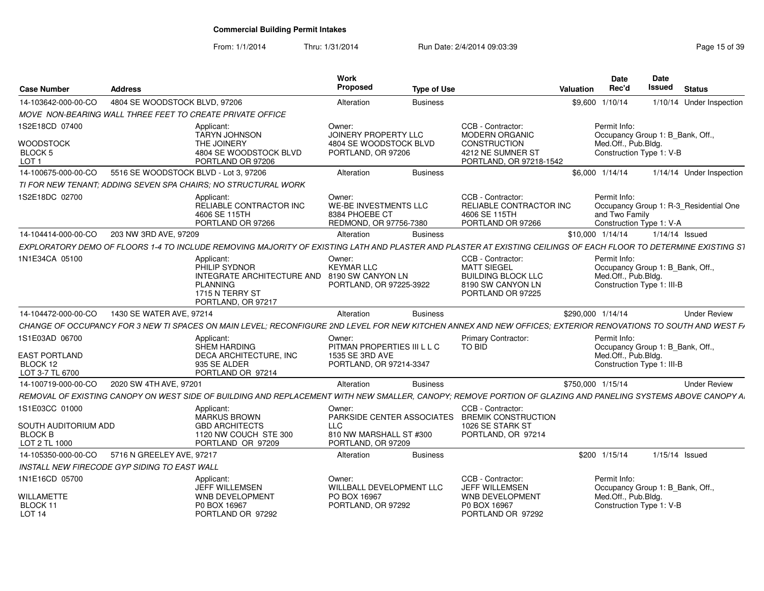## Commercial Building Permit Intakes

From: 1/1/2014 Thru: 1/31/2014 Run Date: 2/4/2014 09:03:39

| Case Number | Address | Work Proposed | Type of Use | Valuation | Date Rec'd | Date Issued | Status |
|---|---|---|---|---|---|---|---|
| 14-103642-000-00-CO | 4804 SE WOODSTOCK BLVD, 97206 | Alteration | Business | $9,600 | 1/10/14 | 1/10/14 | Under Inspection |

*MOVE NON-BEARING WALL THREE FEET TO CREATE PRIVATE OFFICE*

- 1S2E18CD 07400 / WOODSTOCK / BLOCK 5 / LOT 1
- Applicant: TARYN JOHNSON, THE JOINERY, 4804 SE WOODSTOCK BLVD, PORTLAND OR 97206
- Owner: JOINERY PROPERTY LLC, 4804 SE WOODSTOCK BLVD, PORTLAND, OR 97206
- CCB - Contractor: MODERN ORGANIC CONSTRUCTION, 4212 NE SUMNER ST, PORTLAND, OR 97218-1542
- Permit Info: Occupancy Group 1: B_Bank, Off., Med.Off., Pub.Bldg. Construction Type 1: V-B

| Case Number | Address | Work Proposed | Type of Use | Valuation | Date Rec'd | Date Issued | Status |
|---|---|---|---|---|---|---|---|
| 14-100675-000-00-CO | 5516 SE WOODSTOCK BLVD - Lot 3, 97206 | Alteration | Business | $6,000 | 1/14/14 | 1/14/14 | Under Inspection |

*TI FOR NEW TENANT; ADDING SEVEN SPA CHAIRS; NO STRUCTURAL WORK*

- 1S2E18DC 02700
- Applicant: RELIABLE CONTRACTOR INC, 4606 SE 115TH, PORTLAND OR 97266
- Owner: WE-BE INVESTMENTS LLC, 8384 PHOEBE CT, REDMOND, OR 97756-7380
- CCB - Contractor: RELIABLE CONTRACTOR INC, 4606 SE 115TH, PORTLAND OR 97266
- Permit Info: Occupancy Group 1: R-3_Residential One and Two Family. Construction Type 1: V-A

| Case Number | Address | Work Proposed | Type of Use | Valuation | Date Rec'd | Date Issued | Status |
|---|---|---|---|---|---|---|---|
| 14-104414-000-00-CO | 203 NW 3RD AVE, 97209 | Alteration | Business | $10,000 | 1/14/14 | 1/14/14 | Issued |

*EXPLORATORY DEMO OF FLOORS 1-4 TO INCLUDE REMOVING MAJORITY OF EXISTING LATH AND PLASTER AND PLASTER AT EXISTING CEILINGS OF EACH FLOOR TO DETERMINE EXISTING ST*

- 1N1E34CA 05100
- Applicant: PHILIP SYDNOR, INTEGRATE ARCHITECTURE AND PLANNING, 1715 N TERRY ST, PORTLAND, OR 97217
- Owner: KEYMAR LLC, 8190 SW CANYON LN, PORTLAND, OR 97225-3922
- CCB - Contractor: MATT SIEGEL, BUILDING BLOCK LLC, 8190 SW CANYON LN, PORTLAND OR 97225
- Permit Info: Occupancy Group 1: B_Bank, Off., Med.Off., Pub.Bldg. Construction Type 1: III-B

| Case Number | Address | Work Proposed | Type of Use | Valuation | Date Rec'd | Date Issued | Status |
|---|---|---|---|---|---|---|---|
| 14-104472-000-00-CO | 1430 SE WATER AVE, 97214 | Alteration | Business | $290,000 | 1/14/14 | | Under Review |

*CHANGE OF OCCUPANCY FOR 3 NEW TI SPACES ON MAIN LEVEL; RECONFIGURE 2ND LEVEL FOR NEW KITCHEN ANNEX AND NEW OFFICES; EXTERIOR RENOVATIONS TO SOUTH AND WEST F*

- 1S1E03AD 06700 / EAST PORTLAND / BLOCK 12 / LOT 3-7 TL 6700
- Applicant: SHEM HARDING, DECA ARCHITECTURE, INC, 935 SE ALDER, PORTLAND OR 97214
- Owner: PITMAN PROPERTIES III L L C, 1535 SE 3RD AVE, PORTLAND, OR 97214-3347
- Primary Contractor: TO BID
- Permit Info: Occupancy Group 1: B_Bank, Off., Med.Off., Pub.Bldg. Construction Type 1: III-B

| Case Number | Address | Work Proposed | Type of Use | Valuation | Date Rec'd | Date Issued | Status |
|---|---|---|---|---|---|---|---|
| 14-100719-000-00-CO | 2020 SW 4TH AVE, 97201 | Alteration | Business | $750,000 | 1/15/14 | | Under Review |

*REMOVAL OF EXISTING CANOPY ON WEST SIDE OF BUILDING AND REPLACEMENT WITH NEW SMALLER, CANOPY; REMOVE PORTION OF GLAZING AND PANELING SYSTEMS ABOVE CANOPY A*

- 1S1E03CC 01000 / SOUTH AUDITORIUM ADD / BLOCK B / LOT 2 TL 1000
- Applicant: MARKUS BROWN, GBD ARCHITECTS, 1120 NW COUCH STE 300, PORTLAND OR 97209
- Owner: PARKSIDE CENTER ASSOCIATES LLC, 810 NW MARSHALL ST #300, PORTLAND, OR 97209
- CCB - Contractor: BREMIK CONSTRUCTION, 1026 SE STARK ST, PORTLAND, OR 97214

| Case Number | Address | Work Proposed | Type of Use | Valuation | Date Rec'd | Date Issued | Status |
|---|---|---|---|---|---|---|---|
| 14-105350-000-00-CO | 5716 N GREELEY AVE, 97217 | Alteration | Business | $200 | 1/15/14 | 1/15/14 | Issued |

*INSTALL NEW FIRECODE GYP SIDING TO EAST WALL*

- 1N1E16CD 05700 / WILLAMETTE / BLOCK 11 / LOT 14
- Applicant: JEFF WILLEMSEN, WNB DEVELOPMENT, P0 BOX 16967, PORTLAND OR 97292
- Owner: WILLBALL DEVELOPMENT LLC, PO BOX 16967, PORTLAND, OR 97292
- CCB - Contractor: JEFF WILLEMSEN, WNB DEVELOPMENT, P0 BOX 16967, PORTLAND OR 97292
- Permit Info: Occupancy Group 1: B_Bank, Off., Med.Off., Pub.Bldg. Construction Type 1: V-B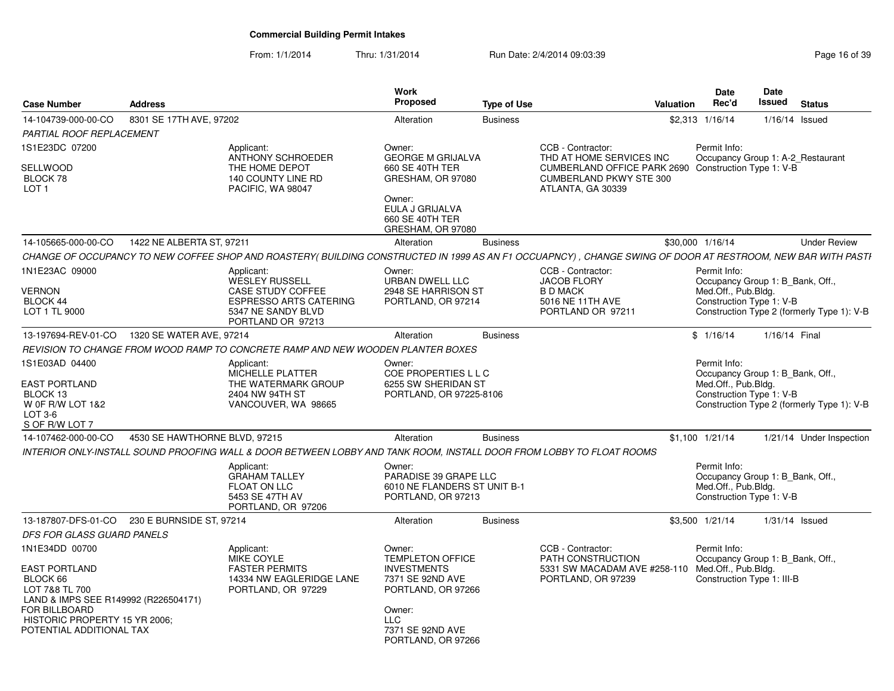**Commercial Building Permit Intakes**

From: 1/1/2014 Thru: 1/31/2014 Run Date: 2/4/2014 09:03:39

| Case Number | Address | Work Proposed | Type of Use | Valuation | Date Rec'd | Date Issued | Status |
|---|---|---|---|---|---|---|---|
| 14-104739-000-00-CO | 8301 SE 17TH AVE, 97202 | Alteration | Business | $2,313 | 1/16/14 | 1/16/14 | Issued |
| 14-105665-000-00-CO | 1422 NE ALBERTA ST, 97211 | Alteration | Business | $30,000 | 1/16/14 | | Under Review |
| 13-197694-REV-01-CO | 1320 SE WATER AVE, 97214 | Alteration | Business | $ | 1/16/14 | 1/16/14 | Final |
| 14-107462-000-00-CO | 4530 SE HAWTHORNE BLVD, 97215 | Alteration | Business | $1,100 | 1/21/14 | 1/21/14 | Under Inspection |
| 13-187807-DFS-01-CO | 230 E BURNSIDE ST, 97214 | Alteration | Business | $3,500 | 1/21/14 | 1/31/14 | Issued |

**14-104739-000-00-CO** — 8301 SE 17TH AVE, 97202

*PARTIAL ROOF REPLACEMENT*

1S1E23DC 07200
SELLWOOD
BLOCK 78
LOT 1

Applicant:
ANTHONY SCHROEDER
THE HOME DEPOT
140 COUNTY LINE RD
PACIFIC, WA 98047

Owner:
GEORGE M GRIJALVA
660 SE 40TH TER
GRESHAM, OR 97080

Owner:
EULA J GRIJALVA
660 SE 40TH TER
GRESHAM, OR 97080

CCB - Contractor:
THD AT HOME SERVICES INC
CUMBERLAND OFFICE PARK 2690
CUMBERLAND PKWY STE 300
ATLANTA, GA 30339

Permit Info:
Occupancy Group 1: A-2_Restaurant
Construction Type 1: V-B

**14-105665-000-00-CO** — 1422 NE ALBERTA ST, 97211

*CHANGE OF OCCUPANCY TO NEW COFFEE SHOP AND ROASTERY( BUILDING CONSTRUCTED IN 1999 AS AN F1 OCCUAPNCY) , CHANGE SWING OF DOOR AT RESTROOM, NEW BAR WITH PASTI*

1N1E23AC 09000
VERNON
BLOCK 44
LOT 1 TL 9000

Applicant:
WESLEY RUSSELL
CASE STUDY COFFEE
ESPRESSO ARTS CATERING
5347 NE SANDY BLVD
PORTLAND OR 97213

Owner:
URBAN DWELL LLC
2948 SE HARRISON ST
PORTLAND, OR 97214

CCB - Contractor:
JACOB FLORY
B D MACK
5016 NE 11TH AVE
PORTLAND OR 97211

Permit Info:
Occupancy Group 1: B_Bank, Off., Med.Off., Pub.Bldg.
Construction Type 1: V-B
Construction Type 2 (formerly Type 1): V-B

**13-197694-REV-01-CO** — 1320 SE WATER AVE, 97214

*REVISION TO CHANGE FROM WOOD RAMP TO CONCRETE RAMP AND NEW WOODEN PLANTER BOXES*

1S1E03AD 04400
EAST PORTLAND
BLOCK 13
W 0F R/W LOT 1&2
LOT 3-6
S OF R/W LOT 7

Applicant:
MICHELLE PLATTER
THE WATERMARK GROUP
2404 NW 94TH ST
VANCOUVER, WA 98665

Owner:
COE PROPERTIES L L C
6255 SW SHERIDAN ST
PORTLAND, OR 97225-8106

Permit Info:
Occupancy Group 1: B_Bank, Off., Med.Off., Pub.Bldg.
Construction Type 1: V-B
Construction Type 2 (formerly Type 1): V-B

**14-107462-000-00-CO** — 4530 SE HAWTHORNE BLVD, 97215

*INTERIOR ONLY-INSTALL SOUND PROOFING WALL & DOOR BETWEEN LOBBY AND TANK ROOM, INSTALL DOOR FROM LOBBY TO FLOAT ROOMS*

Applicant:
GRAHAM TALLEY
FLOAT ON LLC
5453 SE 47TH AV
PORTLAND, OR 97206

Owner:
PARADISE 39 GRAPE LLC
6010 NE FLANDERS ST UNIT B-1
PORTLAND, OR 97213

Permit Info:
Occupancy Group 1: B_Bank, Off., Med.Off., Pub.Bldg.
Construction Type 1: V-B

**13-187807-DFS-01-CO** — 230 E BURNSIDE ST, 97214

*DFS FOR GLASS GUARD PANELS*

1N1E34DD 00700
EAST PORTLAND
BLOCK 66
LOT 7&8 TL 700
LAND & IMPS SEE R149992 (R226504171)
FOR BILLBOARD
HISTORIC PROPERTY 15 YR 2006;
POTENTIAL ADDITIONAL TAX

Applicant:
MIKE COYLE
FASTER PERMITS
14334 NW EAGLERIDGE LANE
PORTLAND, OR 97229

Owner:
TEMPLETON OFFICE INVESTMENTS
7371 SE 92ND AVE
PORTLAND, OR 97266

Owner:
LLC
7371 SE 92ND AVE
PORTLAND, OR 97266

CCB - Contractor:
PATH CONSTRUCTION
5331 SW MACADAM AVE #258-110
PORTLAND, OR 97239

Permit Info:
Occupancy Group 1: B_Bank, Off., Med.Off., Pub.Bldg.
Construction Type 1: III-B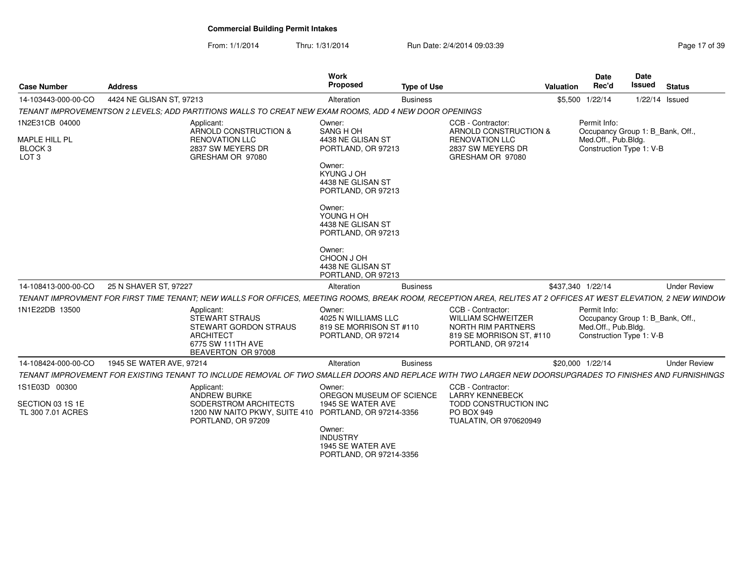**Commercial Building Permit Intakes**

From: 1/1/2014 Thru: 1/31/2014 Run Date: 2/4/2014 09:03:39

| Case Number | Address | Work Proposed | Type of Use | Valuation | Date Rec'd | Date Issued | Status |
|---|---|---|---|---|---|---|---|
| 14-103443-000-00-CO | 4424 NE GLISAN ST, 97213 | Alteration | Business | $5,500 | 1/22/14 | 1/22/14 | Issued |

TENANT IMPROVEMENTSON 2 LEVELS; ADD PARTITIONS WALLS TO CREAT NEW EXAM ROOMS, ADD 4 NEW DOOR OPENINGS

1N2E31CB 04000
MAPLE HILL PL
BLOCK 3
LOT 3

Applicant:
ARNOLD CONSTRUCTION & RENOVATION LLC
2837 SW MEYERS DR
GRESHAM OR 97080

Owner:
SANG H OH
4438 NE GLISAN ST
PORTLAND, OR 97213

Owner:
KYUNG J OH
4438 NE GLISAN ST
PORTLAND, OR 97213

Owner:
YOUNG H OH
4438 NE GLISAN ST
PORTLAND, OR 97213

Owner:
CHOON J OH
4438 NE GLISAN ST
PORTLAND, OR 97213

CCB - Contractor:
ARNOLD CONSTRUCTION & RENOVATION LLC
2837 SW MEYERS DR
GRESHAM OR 97080

Permit Info:
Occupancy Group 1: B_Bank, Off., Med.Off., Pub.Bldg.
Construction Type 1: V-B

| Case Number | Address | Work Proposed | Type of Use | Valuation | Date Rec'd | Date Issued | Status |
|---|---|---|---|---|---|---|---|
| 14-108413-000-00-CO | 25 N SHAVER ST, 97227 | Alteration | Business | $437,340 | 1/22/14 | | Under Review |

TENANT IMPROVMENT FOR FIRST TIME TENANT; NEW WALLS FOR OFFICES, MEETING ROOMS, BREAK ROOM, RECEPTION AREA, RELITES AT 2 OFFICES AT WEST ELEVATION, 2 NEW WINDOW

1N1E22DB 13500

Applicant:
STEWART STRAUS
STEWART GORDON STRAUS ARCHITECT
6775 SW 111TH AVE
BEAVERTON OR 97008

Owner:
4025 N WILLIAMS LLC
819 SE MORRISON ST #110
PORTLAND, OR 97214

CCB - Contractor:
WILLIAM SCHWEITZER
NORTH RIM PARTNERS
819 SE MORRISON ST, #110
PORTLAND, OR 97214

Permit Info:
Occupancy Group 1: B_Bank, Off., Med.Off., Pub.Bldg.
Construction Type 1: V-B

| Case Number | Address | Work Proposed | Type of Use | Valuation | Date Rec'd | Date Issued | Status |
|---|---|---|---|---|---|---|---|
| 14-108424-000-00-CO | 1945 SE WATER AVE, 97214 | Alteration | Business | $20,000 | 1/22/14 | | Under Review |

TENANT IMPROVEMENT FOR EXISTING TENANT TO INCLUDE REMOVAL OF TWO SMALLER DOORS AND REPLACE WITH TWO LARGER NEW DOORSUPGRADES TO FINISHES AND FURNISHINGS

1S1E03D 00300
SECTION 03 1S 1E
TL 300 7.01 ACRES

Applicant:
ANDREW BURKE
SODERSTROM ARCHITECTS
1200 NW NAITO PKWY, SUITE 410
PORTLAND, OR 97209

Owner:
OREGON MUSEUM OF SCIENCE
1945 SE WATER AVE
PORTLAND, OR 97214-3356

Owner:
INDUSTRY
1945 SE WATER AVE
PORTLAND, OR 97214-3356

CCB - Contractor:
LARRY KENNEBECK
TODD CONSTRUCTION INC
PO BOX 949
TUALATIN, OR 970620949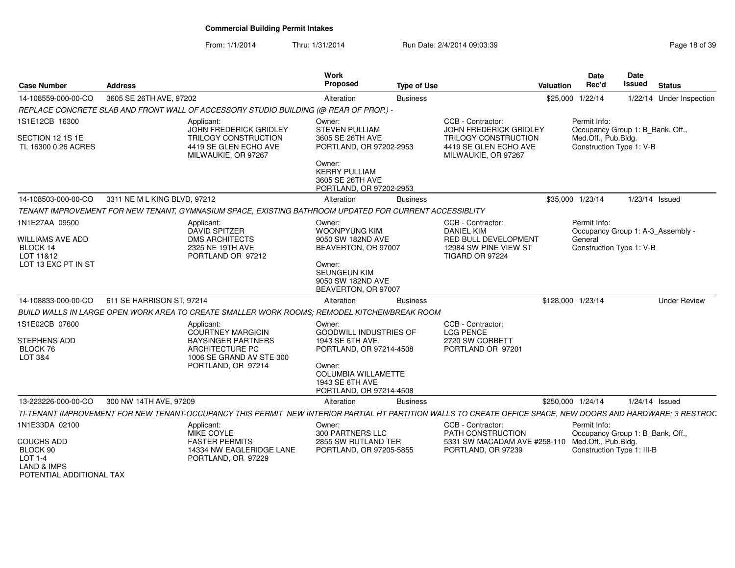**Commercial Building Permit Intakes**

From: 1/1/2014 Thru: 1/31/2014 Run Date: 2/4/2014 09:03:39

| Case Number | Address | Work Proposed | Type of Use | Valuation | Date Rec'd | Date Issued | Status |
|---|---|---|---|---|---|---|---|
| 14-108559-000-00-CO | 3605 SE 26TH AVE, 97202 | Alteration | Business | $25,000 | 1/22/14 | 1/22/14 | Under Inspection |
| 14-108503-000-00-CO | 3311 NE M L KING BLVD, 97212 | Alteration | Business | $35,000 | 1/23/14 | 1/23/14 | Issued |
| 14-108833-000-00-CO | 611 SE HARRISON ST, 97214 | Alteration | Business | $128,000 | 1/23/14 | | Under Review |
| 13-223226-000-00-CO | 300 NW 14TH AVE, 97209 | Alteration | Business | $250,000 | 1/24/14 | 1/24/14 | Issued |

**14-108559-000-00-CO** — 3605 SE 26TH AVE, 97202

*REPLACE CONCRETE SLAB AND FRONT WALL OF ACCESSORY STUDIO BUILDING (@ REAR OF PROP.) -*

- 1S1E12CB 16300; SECTION 12 1S 1E; TL 16300 0.26 ACRES
- Applicant: JOHN FREDERICK GRIDLEY, TRILOGY CONSTRUCTION, 4419 SE GLEN ECHO AVE, MILWAUKIE, OR 97267
- Owner: STEVEN PULLIAM, 3605 SE 26TH AVE, PORTLAND, OR 97202-2953
- Owner: KERRY PULLIAM, 3605 SE 26TH AVE, PORTLAND, OR 97202-2953
- CCB - Contractor: JOHN FREDERICK GRIDLEY, TRILOGY CONSTRUCTION, 4419 SE GLEN ECHO AVE, MILWAUKIE, OR 97267
- Permit Info: Occupancy Group 1: B_Bank, Off., Med.Off., Pub.Bldg.; Construction Type 1: V-B

**14-108503-000-00-CO** — 3311 NE M L KING BLVD, 97212

*TENANT IMPROVEMENT FOR NEW TENANT, GYMNASIUM SPACE, EXISTING BATHROOM UPDATED FOR CURRENT ACCESSIBLITY*

- 1N1E27AA 09500; WILLIAMS AVE ADD; BLOCK 14; LOT 11&12; LOT 13 EXC PT IN ST
- Applicant: DAVID SPITZER, DMS ARCHITECTS, 2325 NE 19TH AVE, PORTLAND OR 97212
- Owner: WOONPYUNG KIM, 9050 SW 182ND AVE, BEAVERTON, OR 97007
- Owner: SEUNGEUN KIM, 9050 SW 182ND AVE, BEAVERTON, OR 97007
- CCB - Contractor: DANIEL KIM, RED BULL DEVELOPMENT, 12984 SW PINE VIEW ST, TIGARD OR 97224
- Permit Info: Occupancy Group 1: A-3_Assembly - General; Construction Type 1: V-B

**14-108833-000-00-CO** — 611 SE HARRISON ST, 97214

*BUILD WALLS IN LARGE OPEN WORK AREA TO CREATE SMALLER WORK ROOMS; REMODEL KITCHEN/BREAK ROOM*

- 1S1E02CB 07600; STEPHENS ADD; BLOCK 76; LOT 3&4
- Applicant: COURTNEY MARGICIN, BAYSINGER PARTNERS ARCHITECTURE PC, 1006 SE GRAND AV STE 300, PORTLAND, OR 97214
- Owner: GOODWILL INDUSTRIES OF, 1943 SE 6TH AVE, PORTLAND, OR 97214-4508
- Owner: COLUMBIA WILLAMETTE, 1943 SE 6TH AVE, PORTLAND, OR 97214-4508
- CCB - Contractor: LCG PENCE, 2720 SW CORBETT, PORTLAND OR 97201

**13-223226-000-00-CO** — 300 NW 14TH AVE, 97209

*TI-TENANT IMPROVEMENT FOR NEW TENANT-OCCUPANCY THIS PERMIT NEW INTERIOR PARTIAL HT PARTITION WALLS TO CREATE OFFICE SPACE, NEW DOORS AND HARDWARE; 3 RESTROC*

- 1N1E33DA 02100; COUCHS ADD; BLOCK 90; LOT 1-4; LAND & IMPS; POTENTIAL ADDITIONAL TAX
- Applicant: MIKE COYLE, FASTER PERMITS, 14334 NW EAGLERIDGE LANE, PORTLAND, OR 97229
- Owner: 300 PARTNERS LLC, 2855 SW RUTLAND TER, PORTLAND, OR 97205-5855
- CCB - Contractor: PATH CONSTRUCTION, 5331 SW MACADAM AVE #258-110, PORTLAND, OR 97239
- Permit Info: Occupancy Group 1: B_Bank, Off., Med.Off., Pub.Bldg.; Construction Type 1: III-B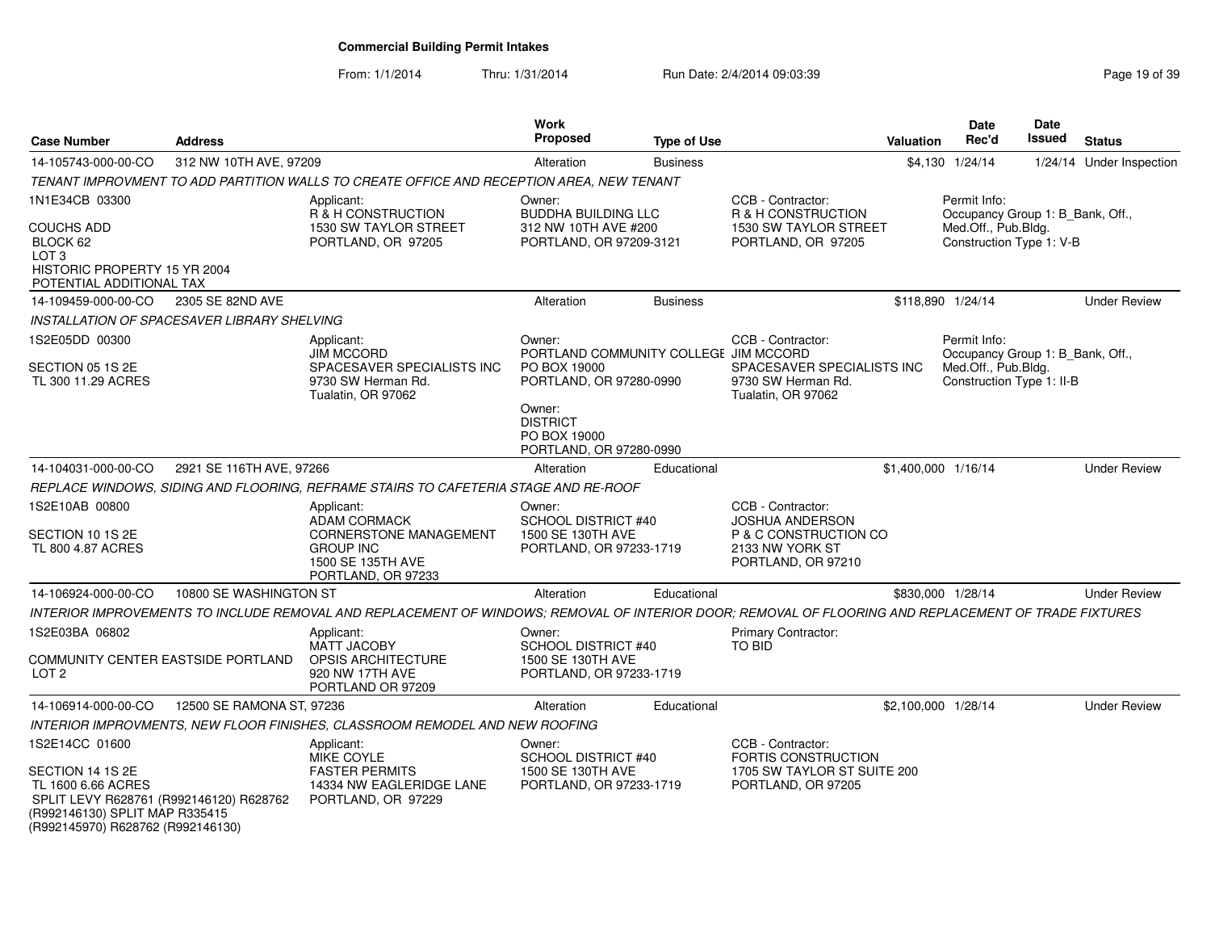# Commercial Building Permit Intakes

From: 1/1/2014 Thru: 1/31/2014 Run Date: 2/4/2014 09:03:39

| Case Number | Address | Work Proposed | Type of Use | Valuation | Date Rec'd | Date Issued | Status |
|---|---|---|---|---|---|---|---|
| 14-105743-000-00-CO | 312 NW 10TH AVE, 97209 | Alteration | Business | $4,130 | 1/24/14 | 1/24/14 | Under Inspection |

*TENANT IMPROVMENT TO ADD PARTITION WALLS TO CREATE OFFICE AND RECEPTION AREA, NEW TENANT*

1N1E34CB 03300

COUCHS ADD
BLOCK 62
LOT 3
HISTORIC PROPERTY 15 YR 2004
POTENTIAL ADDITIONAL TAX

Applicant:
R & H CONSTRUCTION
1530 SW TAYLOR STREET
PORTLAND, OR 97205

Owner:
BUDDHA BUILDING LLC
312 NW 10TH AVE #200
PORTLAND, OR 97209-3121

CCB - Contractor:
R & H CONSTRUCTION
1530 SW TAYLOR STREET
PORTLAND, OR 97205

Permit Info:
Occupancy Group 1: B_Bank, Off., Med.Off., Pub.Bldg.
Construction Type 1: V-B

---

| Case Number | Address | Work Proposed | Type of Use | Valuation | Date Rec'd | Date Issued | Status |
|---|---|---|---|---|---|---|---|
| 14-109459-000-00-CO | 2305 SE 82ND AVE | Alteration | Business | $118,890 | 1/24/14 | | Under Review |

*INSTALLATION OF SPACESAVER LIBRARY SHELVING*

1S2E05DD 00300

SECTION 05 1S 2E
TL 300 11.29 ACRES

Applicant:
JIM MCCORD
SPACESAVER SPECIALISTS INC
9730 SW Herman Rd.
Tualatin, OR 97062

Owner:
PORTLAND COMMUNITY COLLEGE
PO BOX 19000
PORTLAND, OR 97280-0990

Owner:
DISTRICT
PO BOX 19000
PORTLAND, OR 97280-0990

CCB - Contractor:
JIM MCCORD
SPACESAVER SPECIALISTS INC
9730 SW Herman Rd.
Tualatin, OR 97062

Permit Info:
Occupancy Group 1: B_Bank, Off., Med.Off., Pub.Bldg.
Construction Type 1: II-B

---

| Case Number | Address | Work Proposed | Type of Use | Valuation | Date Rec'd | Date Issued | Status |
|---|---|---|---|---|---|---|---|
| 14-104031-000-00-CO | 2921 SE 116TH AVE, 97266 | Alteration | Educational | $1,400,000 | 1/16/14 | | Under Review |

*REPLACE WINDOWS, SIDING AND FLOORING, REFRAME STAIRS TO CAFETERIA STAGE AND RE-ROOF*

1S2E10AB 00800

SECTION 10 1S 2E
TL 800 4.87 ACRES

Applicant:
ADAM CORMACK
CORNERSTONE MANAGEMENT GROUP INC
1500 SE 135TH AVE
PORTLAND, OR 97233

Owner:
SCHOOL DISTRICT #40
1500 SE 130TH AVE
PORTLAND, OR 97233-1719

CCB - Contractor:
JOSHUA ANDERSON
P & C CONSTRUCTION CO
2133 NW YORK ST
PORTLAND, OR 97210

---

| Case Number | Address | Work Proposed | Type of Use | Valuation | Date Rec'd | Date Issued | Status |
|---|---|---|---|---|---|---|---|
| 14-106924-000-00-CO | 10800 SE WASHINGTON ST | Alteration | Educational | $830,000 | 1/28/14 | | Under Review |

*INTERIOR IMPROVEMENTS TO INCLUDE REMOVAL AND REPLACEMENT OF WINDOWS; REMOVAL OF INTERIOR DOOR; REMOVAL OF FLOORING AND REPLACEMENT OF TRADE FIXTURES*

1S2E03BA 06802

COMMUNITY CENTER EASTSIDE PORTLAND
LOT 2

Applicant:
MATT JACOBY
OPSIS ARCHITECTURE
920 NW 17TH AVE
PORTLAND OR 97209

Owner:
SCHOOL DISTRICT #40
1500 SE 130TH AVE
PORTLAND, OR 97233-1719

Primary Contractor:
TO BID

---

| Case Number | Address | Work Proposed | Type of Use | Valuation | Date Rec'd | Date Issued | Status |
|---|---|---|---|---|---|---|---|
| 14-106914-000-00-CO | 12500 SE RAMONA ST, 97236 | Alteration | Educational | $2,100,000 | 1/28/14 | | Under Review |

*INTERIOR IMPROVMENTS, NEW FLOOR FINISHES, CLASSROOM REMODEL AND NEW ROOFING*

1S2E14CC 01600

SECTION 14 1S 2E
TL 1600 6.66 ACRES
SPLIT LEVY R628761 (R992146120) R628762 (R992146130) SPLIT MAP R335415 (R992145970) R628762 (R992146130)

Applicant:
MIKE COYLE
FASTER PERMITS
14334 NW EAGLERIDGE LANE
PORTLAND, OR 97229

Owner:
SCHOOL DISTRICT #40
1500 SE 130TH AVE
PORTLAND, OR 97233-1719

CCB - Contractor:
FORTIS CONSTRUCTION
1705 SW TAYLOR ST SUITE 200
PORTLAND, OR 97205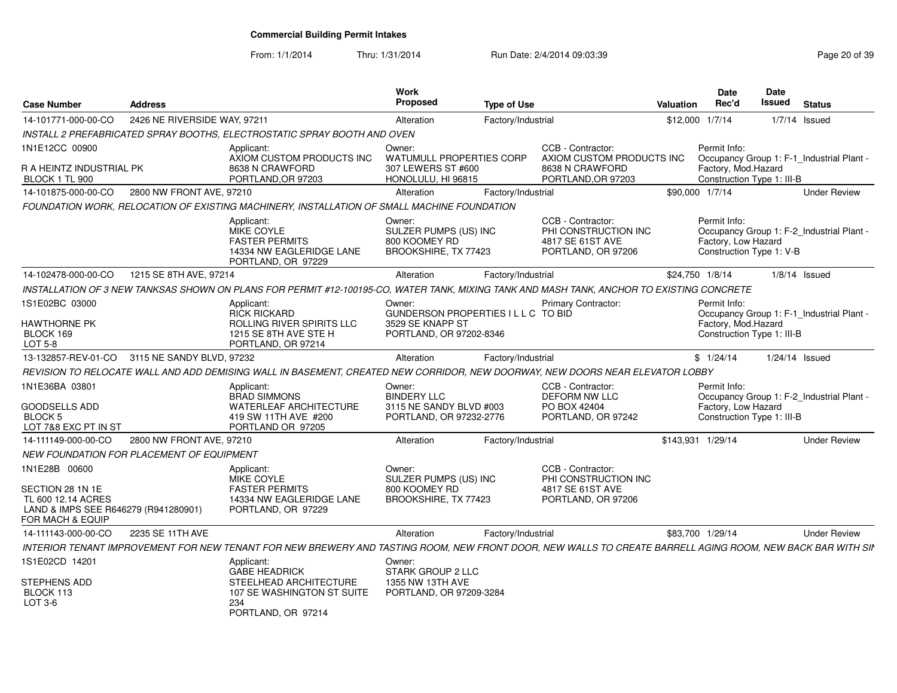# Commercial Building Permit Intakes

From: 1/1/2014 Thru: 1/31/2014 Run Date: 2/4/2014 09:03:39

| Case Number | Address | Work Proposed | Type of Use | Valuation | Date Rec'd | Date Issued | Status |
|---|---|---|---|---|---|---|---|
| 14-101771-000-00-CO | 2426 NE RIVERSIDE WAY, 97211 | Alteration | Factory/Industrial | $12,000 | 1/7/14 | 1/7/14 | Issued |

*INSTALL 2 PREFABRICATED SPRAY BOOTHS, ELECTROSTATIC SPRAY BOOTH AND OVEN*

1N1E12CC 00900
R A HEINTZ INDUSTRIAL PK
BLOCK 1 TL 900

Applicant: AXIOM CUSTOM PRODUCTS INC, 8638 N CRAWFORD, PORTLAND,OR 97203

Owner: WATUMULL PROPERTIES CORP, 307 LEWERS ST #600, HONOLULU, HI 96815

CCB - Contractor: AXIOM CUSTOM PRODUCTS INC, 8638 N CRAWFORD, PORTLAND,OR 97203

Permit Info: Occupancy Group 1: F-1_Industrial Plant - Factory, Mod.Hazard; Construction Type 1: III-B

| Case Number | Address | Work Proposed | Type of Use | Valuation | Date Rec'd | Date Issued | Status |
|---|---|---|---|---|---|---|---|
| 14-101875-000-00-CO | 2800 NW FRONT AVE, 97210 | Alteration | Factory/Industrial | $90,000 | 1/7/14 | | Under Review |

*FOUNDATION WORK, RELOCATION OF EXISTING MACHINERY, INSTALLATION OF SMALL MACHINE FOUNDATION*

Applicant: MIKE COYLE, FASTER PERMITS, 14334 NW EAGLERIDGE LANE, PORTLAND, OR 97229

Owner: SULZER PUMPS (US) INC, 800 KOOMEY RD, BROOKSHIRE, TX 77423

CCB - Contractor: PHI CONSTRUCTION INC, 4817 SE 61ST AVE, PORTLAND, OR 97206

Permit Info: Occupancy Group 1: F-2_Industrial Plant - Factory, Low Hazard; Construction Type 1: V-B

| Case Number | Address | Work Proposed | Type of Use | Valuation | Date Rec'd | Date Issued | Status |
|---|---|---|---|---|---|---|---|
| 14-102478-000-00-CO | 1215 SE 8TH AVE, 97214 | Alteration | Factory/Industrial | $24,750 | 1/8/14 | 1/8/14 | Issued |

*INSTALLATION OF 3 NEW TANKSAS SHOWN ON PLANS FOR PERMIT #12-100195-CO, WATER TANK, MIXING TANK AND MASH TANK, ANCHOR TO EXISTING CONCRETE*

1S1E02BC 03000
HAWTHORNE PK
BLOCK 169
LOT 5-8

Applicant: RICK RICKARD, ROLLING RIVER SPIRITS LLC, 1215 SE 8TH AVE STE H, PORTLAND, OR 97214

Owner: GUNDERSON PROPERTIES I L L C, 3529 SE KNAPP ST, PORTLAND, OR 97202-8346

Primary Contractor: TO BID

Permit Info: Occupancy Group 1: F-1_Industrial Plant - Factory, Mod.Hazard; Construction Type 1: III-B

| Case Number | Address | Work Proposed | Type of Use | Valuation | Date Rec'd | Date Issued | Status |
|---|---|---|---|---|---|---|---|
| 13-132857-REV-01-CO | 3115 NE SANDY BLVD, 97232 | Alteration | Factory/Industrial | $ | 1/24/14 | 1/24/14 | Issued |

*REVISION TO RELOCATE WALL AND ADD DEMISING WALL IN BASEMENT, CREATED NEW CORRIDOR, NEW DOORWAY, NEW DOORS NEAR ELEVATOR LOBBY*

1N1E36BA 03801
GOODSELLS ADD
BLOCK 5
LOT 7&8 EXC PT IN ST

Applicant: BRAD SIMMONS, WATERLEAF ARCHITECTURE, 419 SW 11TH AVE #200, PORTLAND OR 97205

Owner: BINDERY LLC, 3115 NE SANDY BLVD #003, PORTLAND, OR 97232-2776

CCB - Contractor: DEFORM NW LLC, PO BOX 42404, PORTLAND, OR 97242

Permit Info: Occupancy Group 1: F-2_Industrial Plant - Factory, Low Hazard; Construction Type 1: III-B

| Case Number | Address | Work Proposed | Type of Use | Valuation | Date Rec'd | Date Issued | Status |
|---|---|---|---|---|---|---|---|
| 14-111149-000-00-CO | 2800 NW FRONT AVE, 97210 | Alteration | Factory/Industrial | $143,931 | 1/29/14 | | Under Review |

*NEW FOUNDATION FOR PLACEMENT OF EQUIPMENT*

1N1E28B 00600
SECTION 28 1N 1E
TL 600 12.14 ACRES
LAND & IMPS SEE R646279 (R941280901) FOR MACH & EQUIP

Applicant: MIKE COYLE, FASTER PERMITS, 14334 NW EAGLERIDGE LANE, PORTLAND, OR 97229

Owner: SULZER PUMPS (US) INC, 800 KOOMEY RD, BROOKSHIRE, TX 77423

CCB - Contractor: PHI CONSTRUCTION INC, 4817 SE 61ST AVE, PORTLAND, OR 97206

| Case Number | Address | Work Proposed | Type of Use | Valuation | Date Rec'd | Date Issued | Status |
|---|---|---|---|---|---|---|---|
| 14-111143-000-00-CO | 2235 SE 11TH AVE | Alteration | Factory/Industrial | $83,700 | 1/29/14 | | Under Review |

*INTERIOR TENANT IMPROVEMENT FOR NEW TENANT FOR NEW BREWERY AND TASTING ROOM, NEW FRONT DOOR, NEW WALLS TO CREATE BARRELL AGING ROOM, NEW BACK BAR WITH SIN*

1S1E02CD 14201
STEPHENS ADD
BLOCK 113
LOT 3-6

Applicant: GABE HEADRICK, STEELHEAD ARCHITECTURE, 107 SE WASHINGTON ST SUITE 234, PORTLAND, OR 97214

Owner: STARK GROUP 2 LLC, 1355 NW 13TH AVE, PORTLAND, OR 97209-3284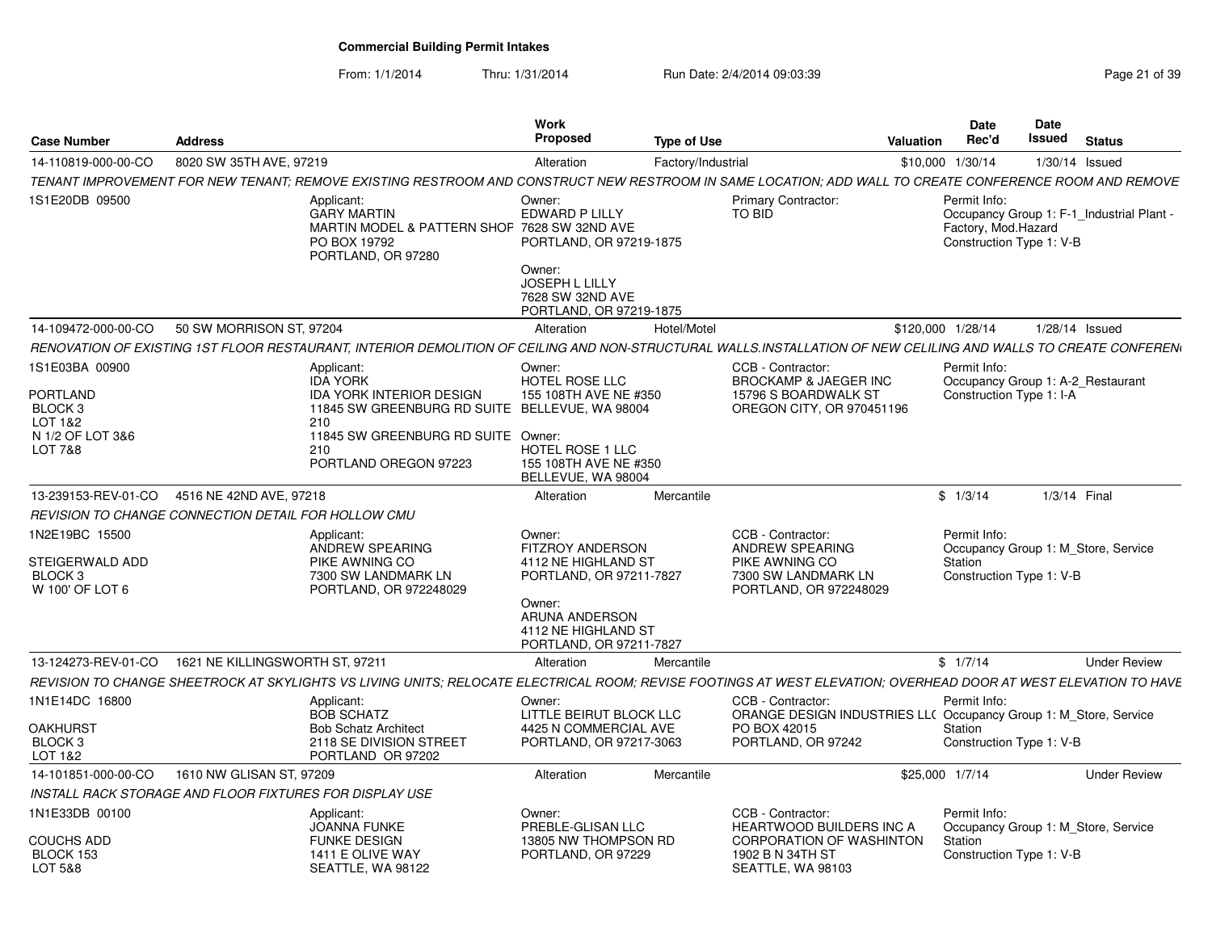**Commercial Building Permit Intakes**

From: 1/1/2014 Thru: 1/31/2014 Run Date: 2/4/2014 09:03:39

| Case Number | Address | Work Proposed | Type of Use | Valuation | Date Rec'd | Date Issued | Status |
|---|---|---|---|---|---|---|---|
| 14-110819-000-00-CO | 8020 SW 35TH AVE, 97219 | Alteration | Factory/Industrial | $10,000 | 1/30/14 | 1/30/14 | Issued |

TENANT IMPROVEMENT FOR NEW TENANT; REMOVE EXISTING RESTROOM AND CONSTRUCT NEW RESTROOM IN SAME LOCATION; ADD WALL TO CREATE CONFERENCE ROOM AND REMOVE

1S1E20DB 09500

Applicant: GARY MARTIN, MARTIN MODEL & PATTERN SHOP, PO BOX 19792, PORTLAND, OR 97280

Owner: EDWARD P LILLY, 7628 SW 32ND AVE, PORTLAND, OR 97219-1875

Owner: JOSEPH L LILLY, 7628 SW 32ND AVE, PORTLAND, OR 97219-1875

Primary Contractor: TO BID

Permit Info: Occupancy Group 1: F-1_Industrial Plant - Factory, Mod.Hazard; Construction Type 1: V-B

| Case Number | Address | Work Proposed | Type of Use | Valuation | Date Rec'd | Date Issued | Status |
|---|---|---|---|---|---|---|---|
| 14-109472-000-00-CO | 50 SW MORRISON ST, 97204 | Alteration | Hotel/Motel | $120,000 | 1/28/14 | 1/28/14 | Issued |

RENOVATION OF EXISTING 1ST FLOOR RESTAURANT, INTERIOR DEMOLITION OF CEILING AND NON-STRUCTURAL WALLS.INSTALLATION OF NEW CELILING AND WALLS TO CREATE CONFEREN

1S1E03BA 00900

PORTLAND
BLOCK 3
LOT 1&2
N 1/2 OF LOT 3&6
LOT 7&8

Applicant: IDA YORK, IDA YORK INTERIOR DESIGN, 11845 SW GREENBURG RD SUITE 210, 11845 SW GREENBURG RD SUITE 210, PORTLAND OREGON 97223

Owner: HOTEL ROSE LLC, 155 108TH AVE NE #350, BELLEVUE, WA 98004

Owner: HOTEL ROSE 1 LLC, 155 108TH AVE NE #350, BELLEVUE, WA 98004

CCB - Contractor: BROCKAMP & JAEGER INC, 15796 S BOARDWALK ST, OREGON CITY, OR 970451196

Permit Info: Occupancy Group 1: A-2_Restaurant; Construction Type 1: I-A

| Case Number | Address | Work Proposed | Type of Use | Valuation | Date Rec'd | Date Issued | Status |
|---|---|---|---|---|---|---|---|
| 13-239153-REV-01-CO | 4516 NE 42ND AVE, 97218 | Alteration | Mercantile | $ | 1/3/14 | 1/3/14 | Final |

REVISION TO CHANGE CONNECTION DETAIL FOR HOLLOW CMU

1N2E19BC 15500

STEIGERWALD ADD
BLOCK 3
W 100' OF LOT 6

Applicant: ANDREW SPEARING, PIKE AWNING CO, 7300 SW LANDMARK LN, PORTLAND, OR 972248029

Owner: FITZROY ANDERSON, 4112 NE HIGHLAND ST, PORTLAND, OR 97211-7827

Owner: ARUNA ANDERSON, 4112 NE HIGHLAND ST, PORTLAND, OR 97211-7827

CCB - Contractor: ANDREW SPEARING, PIKE AWNING CO, 7300 SW LANDMARK LN, PORTLAND, OR 972248029

Permit Info: Occupancy Group 1: M_Store, Service Station; Construction Type 1: V-B

| Case Number | Address | Work Proposed | Type of Use | Valuation | Date Rec'd | Date Issued | Status |
|---|---|---|---|---|---|---|---|
| 13-124273-REV-01-CO | 1621 NE KILLINGSWORTH ST, 97211 | Alteration | Mercantile | $ | 1/7/14 | | Under Review |

REVISION TO CHANGE SHEETROCK AT SKYLIGHTS VS LIVING UNITS; RELOCATE ELECTRICAL ROOM; REVISE FOOTINGS AT WEST ELEVATION; OVERHEAD DOOR AT WEST ELEVATION TO HAVE

1N1E14DC 16800

OAKHURST
BLOCK 3
LOT 1&2

Applicant: BOB SCHATZ, Bob Schatz Architect, 2118 SE DIVISION STREET, PORTLAND OR 97202

Owner: LITTLE BEIRUT BLOCK LLC, 4425 N COMMERCIAL AVE, PORTLAND, OR 97217-3063

CCB - Contractor: ORANGE DESIGN INDUSTRIES LLC, PO BOX 42015, PORTLAND, OR 97242

Permit Info: Occupancy Group 1: M_Store, Service Station; Construction Type 1: V-B

| Case Number | Address | Work Proposed | Type of Use | Valuation | Date Rec'd | Date Issued | Status |
|---|---|---|---|---|---|---|---|
| 14-101851-000-00-CO | 1610 NW GLISAN ST, 97209 | Alteration | Mercantile | $25,000 | 1/7/14 | | Under Review |

INSTALL RACK STORAGE AND FLOOR FIXTURES FOR DISPLAY USE

1N1E33DB 00100

COUCHS ADD
BLOCK 153
LOT 5&8

Applicant: JOANNA FUNKE, FUNKE DESIGN, 1411 E OLIVE WAY, SEATTLE, WA 98122

Owner: PREBLE-GLISAN LLC, 13805 NW THOMPSON RD, PORTLAND, OR 97229

CCB - Contractor: HEARTWOOD BUILDERS INC A CORPORATION OF WASHINTON, 1902 B N 34TH ST, SEATTLE, WA 98103

Permit Info: Occupancy Group 1: M_Store, Service Station; Construction Type 1: V-B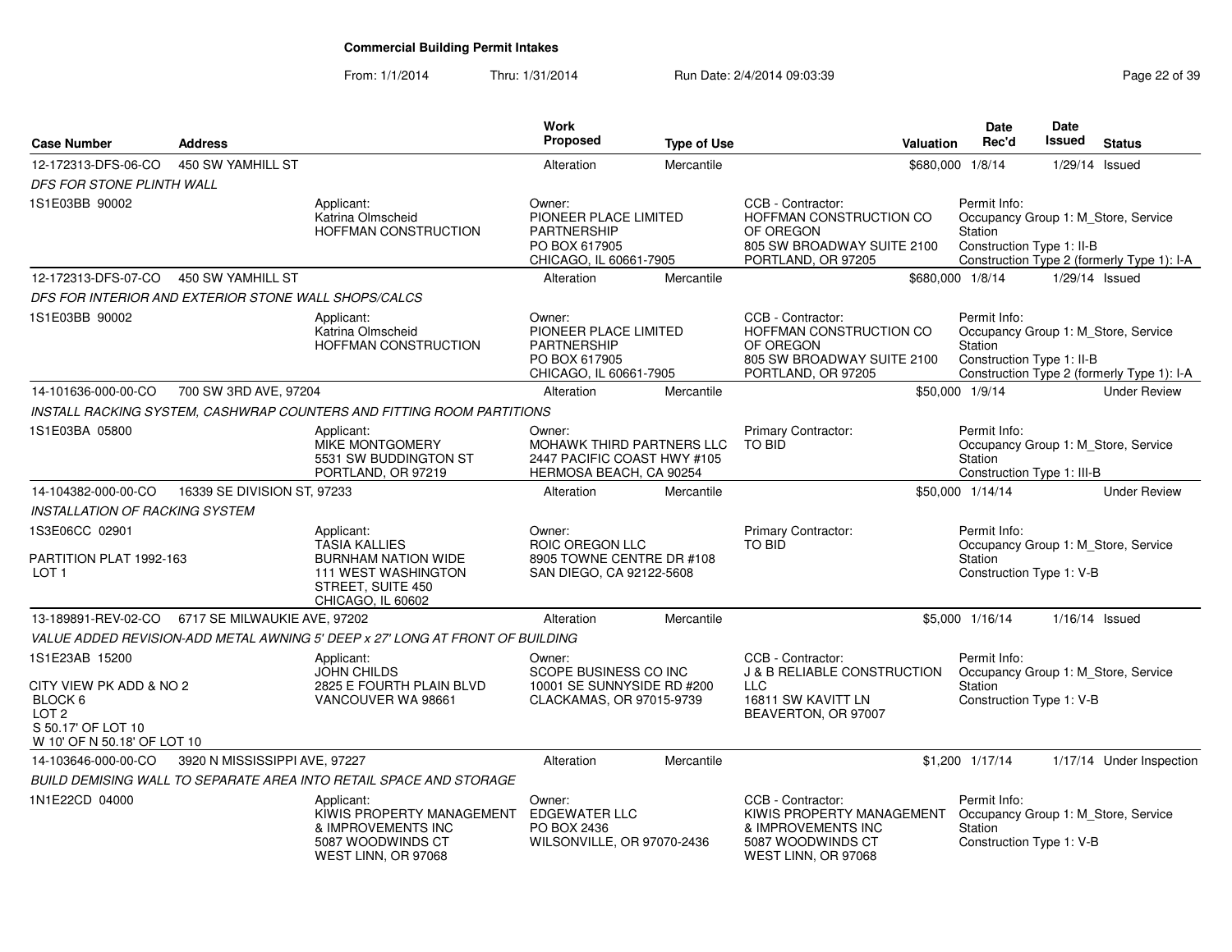# Commercial Building Permit Intakes

From: 1/1/2014 Thru: 1/31/2014 Run Date: 2/4/2014 09:03:39

| Case Number | Address | Work Proposed | Type of Use | Valuation | Date Rec'd | Date Issued | Status |
|---|---|---|---|---|---|---|---|
| 12-172313-DFS-06-CO | 450 SW YAMHILL ST | Alteration | Mercantile | $680,000 | 1/8/14 | 1/29/14 | Issued |
| *DFS FOR STONE PLINTH WALL* | | | | | | | |
| 1S1E03BB 90002 | Applicant: Katrina Olmscheid HOFFMAN CONSTRUCTION | Owner: PIONEER PLACE LIMITED PARTNERSHIP PO BOX 617905 CHICAGO, IL 60661-7905 | CCB - Contractor: HOFFMAN CONSTRUCTION CO OF OREGON 805 SW BROADWAY SUITE 2100 PORTLAND, OR 97205 | Permit Info: Occupancy Group 1: M_Store, Service Station Construction Type 1: II-B Construction Type 2 (formerly Type 1): I-A | | | |
| 12-172313-DFS-07-CO | 450 SW YAMHILL ST | Alteration | Mercantile | $680,000 | 1/8/14 | 1/29/14 | Issued |
| *DFS FOR INTERIOR AND EXTERIOR STONE WALL SHOPS/CALCS* | | | | | | | |
| 1S1E03BB 90002 | Applicant: Katrina Olmscheid HOFFMAN CONSTRUCTION | Owner: PIONEER PLACE LIMITED PARTNERSHIP PO BOX 617905 CHICAGO, IL 60661-7905 | CCB - Contractor: HOFFMAN CONSTRUCTION CO OF OREGON 805 SW BROADWAY SUITE 2100 PORTLAND, OR 97205 | Permit Info: Occupancy Group 1: M_Store, Service Station Construction Type 1: II-B Construction Type 2 (formerly Type 1): I-A | | | |
| 14-101636-000-00-CO | 700 SW 3RD AVE, 97204 | Alteration | Mercantile | $50,000 | 1/9/14 | | Under Review |
| *INSTALL RACKING SYSTEM, CASHWRAP COUNTERS AND FITTING ROOM PARTITIONS* | | | | | | | |
| 1S1E03BA 05800 | Applicant: MIKE MONTGOMERY 5531 SW BUDDINGTON ST PORTLAND, OR 97219 | Owner: MOHAWK THIRD PARTNERS LLC 2447 PACIFIC COAST HWY #105 HERMOSA BEACH, CA 90254 | Primary Contractor: TO BID | Permit Info: Occupancy Group 1: M_Store, Service Station Construction Type 1: III-B | | | |
| 14-104382-000-00-CO | 16339 SE DIVISION ST, 97233 | Alteration | Mercantile | $50,000 | 1/14/14 | | Under Review |
| *INSTALLATION OF RACKING SYSTEM* | | | | | | | |
| 1S3E06CC 02901 PARTITION PLAT 1992-163 LOT 1 | Applicant: TASIA KALLIES BURNHAM NATION WIDE 111 WEST WASHINGTON STREET, SUITE 450 CHICAGO, IL 60602 | Owner: ROIC OREGON LLC 8905 TOWNE CENTRE DR #108 SAN DIEGO, CA 92122-5608 | Primary Contractor: TO BID | Permit Info: Occupancy Group 1: M_Store, Service Station Construction Type 1: V-B | | | |
| 13-189891-REV-02-CO | 6717 SE MILWAUKIE AVE, 97202 | Alteration | Mercantile | $5,000 | 1/16/14 | 1/16/14 | Issued |
| *VALUE ADDED REVISION-ADD METAL AWNING 5' DEEP x 27' LONG AT FRONT OF BUILDING* | | | | | | | |
| 1S1E23AB 15200 CITY VIEW PK ADD & NO 2 BLOCK 6 LOT 2 S 50.17' OF LOT 10 W 10' OF N 50.18' OF LOT 10 | Applicant: JOHN CHILDS 2825 E FOURTH PLAIN BLVD VANCOUVER WA 98661 | Owner: SCOPE BUSINESS CO INC 10001 SE SUNNYSIDE RD #200 CLACKAMAS, OR 97015-9739 | CCB - Contractor: J & B RELIABLE CONSTRUCTION LLC 16811 SW KAVITT LN BEAVERTON, OR 97007 | Permit Info: Occupancy Group 1: M_Store, Service Station Construction Type 1: V-B | | | |
| 14-103646-000-00-CO | 3920 N MISSISSIPPI AVE, 97227 | Alteration | Mercantile | $1,200 | 1/17/14 | 1/17/14 | Under Inspection |
| *BUILD DEMISING WALL TO SEPARATE AREA INTO RETAIL SPACE AND STORAGE* | | | | | | | |
| 1N1E22CD 04000 | Applicant: KIWIS PROPERTY MANAGEMENT & IMPROVEMENTS INC 5087 WOODWINDS CT WEST LINN, OR 97068 | Owner: EDGEWATER LLC PO BOX 2436 WILSONVILLE, OR 97070-2436 | CCB - Contractor: KIWIS PROPERTY MANAGEMENT & IMPROVEMENTS INC 5087 WOODWINDS CT WEST LINN, OR 97068 | Permit Info: Occupancy Group 1: M_Store, Service Station Construction Type 1: V-B | | | |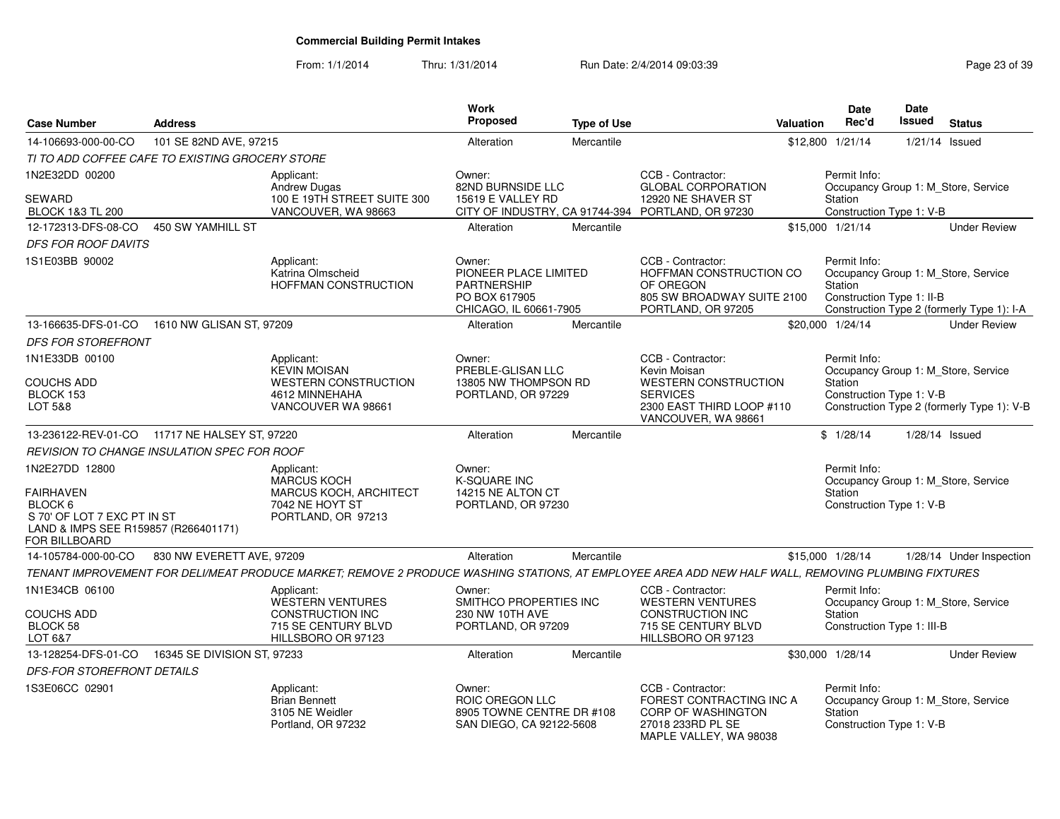# Commercial Building Permit Intakes

From: 1/1/2014 Thru: 1/31/2014 Run Date: 2/4/2014 09:03:39

| Case Number | Address | Work Proposed | Type of Use | Valuation | Date Rec'd | Date Issued | Status |
|---|---|---|---|---|---|---|---|
| 14-106693-000-00-CO | 101 SE 82ND AVE, 97215 | Alteration | Mercantile | $12,800 | 1/21/14 | 1/21/14 | Issued |

*TI TO ADD COFFEE CAFE TO EXISTING GROCERY STORE*

- 1N2E32DD 00200 / SEWARD / BLOCK 1&3 TL 200
- Applicant: Andrew Dugas, 100 E 19TH STREET SUITE 300, VANCOUVER, WA 98663
- Owner: 82ND BURNSIDE LLC, 15619 E VALLEY RD, CITY OF INDUSTRY, CA 91744-394
- CCB - Contractor: GLOBAL CORPORATION, 12920 NE SHAVER ST, PORTLAND, OR 97230
- Permit Info: Occupancy Group 1: M_Store, Service Station; Construction Type 1: V-B

| Case Number | Address | Work Proposed | Type of Use | Valuation | Date Rec'd | Date Issued | Status |
|---|---|---|---|---|---|---|---|
| 12-172313-DFS-08-CO | 450 SW YAMHILL ST | Alteration | Mercantile | $15,000 | 1/21/14 | | Under Review |

*DFS FOR ROOF DAVITS*

- 1S1E03BB 90002
- Applicant: Katrina Olmscheid, HOFFMAN CONSTRUCTION
- Owner: PIONEER PLACE LIMITED PARTNERSHIP, PO BOX 617905, CHICAGO, IL 60661-7905
- CCB - Contractor: HOFFMAN CONSTRUCTION CO OF OREGON, 805 SW BROADWAY SUITE 2100, PORTLAND, OR 97205
- Permit Info: Occupancy Group 1: M_Store, Service Station; Construction Type 1: II-B; Construction Type 2 (formerly Type 1): I-A

| Case Number | Address | Work Proposed | Type of Use | Valuation | Date Rec'd | Date Issued | Status |
|---|---|---|---|---|---|---|---|
| 13-166635-DFS-01-CO | 1610 NW GLISAN ST, 97209 | Alteration | Mercantile | $20,000 | 1/24/14 | | Under Review |

*DFS FOR STOREFRONT*

- 1N1E33DB 00100 / COUCHS ADD / BLOCK 153 / LOT 5&8
- Applicant: KEVIN MOISAN, WESTERN CONSTRUCTION, 4612 MINNEHAHA, VANCOUVER WA 98661
- Owner: PREBLE-GLISAN LLC, 13805 NW THOMPSON RD, PORTLAND, OR 97229
- CCB - Contractor: Kevin Moisan, WESTERN CONSTRUCTION SERVICES, 2300 EAST THIRD LOOP #110, VANCOUVER, WA 98661
- Permit Info: Occupancy Group 1: M_Store, Service Station; Construction Type 1: V-B; Construction Type 2 (formerly Type 1): V-B

| Case Number | Address | Work Proposed | Type of Use | Valuation | Date Rec'd | Date Issued | Status |
|---|---|---|---|---|---|---|---|
| 13-236122-REV-01-CO | 11717 NE HALSEY ST, 97220 | Alteration | Mercantile | $ | 1/28/14 | 1/28/14 | Issued |

*REVISION TO CHANGE INSULATION SPEC FOR ROOF*

- 1N2E27DD 12800 / FAIRHAVEN / BLOCK 6 / S 70' OF LOT 7 EXC PT IN ST / LAND & IMPS SEE R159857 (R266401171) FOR BILLBOARD
- Applicant: MARCUS KOCH, MARCUS KOCH, ARCHITECT, 7042 NE HOYT ST, PORTLAND, OR 97213
- Owner: K-SQUARE INC, 14215 NE ALTON CT, PORTLAND, OR 97230
- Permit Info: Occupancy Group 1: M_Store, Service Station; Construction Type 1: V-B

| Case Number | Address | Work Proposed | Type of Use | Valuation | Date Rec'd | Date Issued | Status |
|---|---|---|---|---|---|---|---|
| 14-105784-000-00-CO | 830 NW EVERETT AVE, 97209 | Alteration | Mercantile | $15,000 | 1/28/14 | 1/28/14 | Under Inspection |

*TENANT IMPROVEMENT FOR DELI/MEAT PRODUCE MARKET; REMOVE 2 PRODUCE WASHING STATIONS, AT EMPLOYEE AREA ADD NEW HALF WALL, REMOVING PLUMBING FIXTURES*

- 1N1E34CB 06100 / COUCHS ADD / BLOCK 58 / LOT 6&7
- Applicant: WESTERN VENTURES CONSTRUCTION INC, 715 SE CENTURY BLVD, HILLSBORO OR 97123
- Owner: SMITHCO PROPERTIES INC, 230 NW 10TH AVE, PORTLAND, OR 97209
- CCB - Contractor: WESTERN VENTURES CONSTRUCTION INC, 715 SE CENTURY BLVD, HILLSBORO OR 97123
- Permit Info: Occupancy Group 1: M_Store, Service Station; Construction Type 1: III-B

| Case Number | Address | Work Proposed | Type of Use | Valuation | Date Rec'd | Date Issued | Status |
|---|---|---|---|---|---|---|---|
| 13-128254-DFS-01-CO | 16345 SE DIVISION ST, 97233 | Alteration | Mercantile | $30,000 | 1/28/14 | | Under Review |

*DFS-FOR STOREFRONT DETAILS*

- 1S3E06CC 02901
- Applicant: Brian Bennett, 3105 NE Weidler, Portland, OR 97232
- Owner: ROIC OREGON LLC, 8905 TOWNE CENTRE DR #108, SAN DIEGO, CA 92122-5608
- CCB - Contractor: FOREST CONTRACTING INC A CORP OF WASHINGTON, 27018 233RD PL SE, MAPLE VALLEY, WA 98038
- Permit Info: Occupancy Group 1: M_Store, Service Station; Construction Type 1: V-B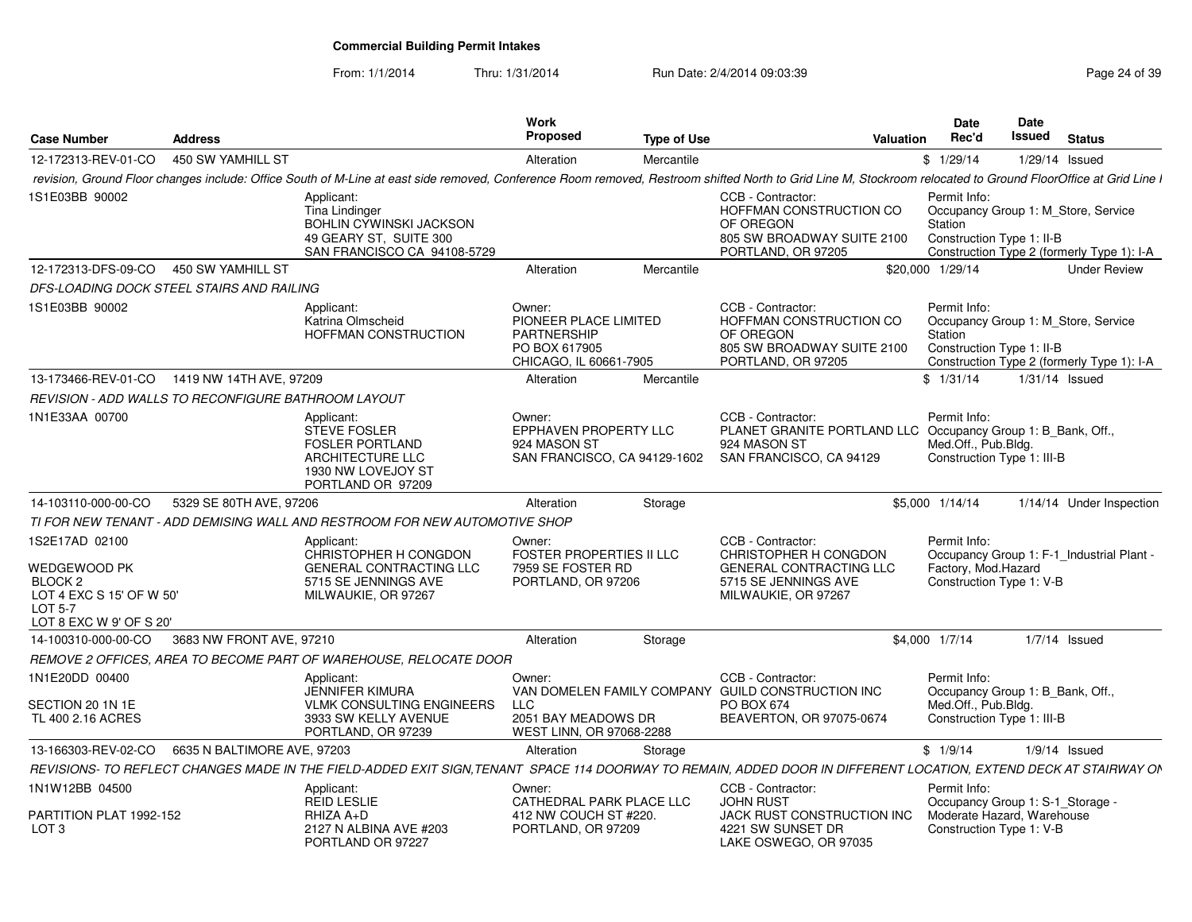# Commercial Building Permit Intakes

From: 1/1/2014 Thru: 1/31/2014 Run Date: 2/4/2014 09:03:39

| Case Number | Address | Work Proposed | Type of Use | Valuation | Date Rec'd | Date Issued | Status |
|---|---|---|---|---|---|---|---|
| 12-172313-REV-01-CO | 450 SW YAMHILL ST | Alteration | Mercantile | $ | 1/29/14 | 1/29/14 | Issued |

revision, Ground Floor changes include: Office South of M-Line at east side removed, Conference Room removed, Restroom shifted North to Grid Line M, Stockroom relocated to Ground FloorOffice at Grid Line I

1S1E03BB 90002

Applicant:
Tina Lindinger
BOHLIN CYWINSKI JACKSON
49 GEARY ST, SUITE 300
SAN FRANCISCO CA 94108-5729

CCB - Contractor:
HOFFMAN CONSTRUCTION CO OF OREGON
805 SW BROADWAY SUITE 2100
PORTLAND, OR 97205

Permit Info:
Occupancy Group 1: M_Store, Service Station
Construction Type 1: II-B
Construction Type 2 (formerly Type 1): I-A

| Case Number | Address | Work Proposed | Type of Use | Valuation | Date Rec'd | Date Issued | Status |
|---|---|---|---|---|---|---|---|
| 12-172313-DFS-09-CO | 450 SW YAMHILL ST | Alteration | Mercantile | $20,000 | 1/29/14 | | Under Review |

DFS-LOADING DOCK STEEL STAIRS AND RAILING

1S1E03BB 90002

Applicant:
Katrina Olmscheid
HOFFMAN CONSTRUCTION

Owner:
PIONEER PLACE LIMITED PARTNERSHIP
PO BOX 617905
CHICAGO, IL 60661-7905

CCB - Contractor:
HOFFMAN CONSTRUCTION CO OF OREGON
805 SW BROADWAY SUITE 2100
PORTLAND, OR 97205

Permit Info:
Occupancy Group 1: M_Store, Service Station
Construction Type 1: II-B
Construction Type 2 (formerly Type 1): I-A

| Case Number | Address | Work Proposed | Type of Use | Valuation | Date Rec'd | Date Issued | Status |
|---|---|---|---|---|---|---|---|
| 13-173466-REV-01-CO | 1419 NW 14TH AVE, 97209 | Alteration | Mercantile | $ | 1/31/14 | 1/31/14 | Issued |

REVISION - ADD WALLS TO RECONFIGURE BATHROOM LAYOUT

1N1E33AA 00700

Applicant:
STEVE FOSLER
FOSLER PORTLAND ARCHITECTURE LLC
1930 NW LOVEJOY ST
PORTLAND OR 97209

Owner:
EPPHAVEN PROPERTY LLC
924 MASON ST
SAN FRANCISCO, CA 94129-1602

CCB - Contractor:
PLANET GRANITE PORTLAND LLC
924 MASON ST
SAN FRANCISCO, CA 94129

Permit Info:
Occupancy Group 1: B_Bank, Off., Med.Off., Pub.Bldg.
Construction Type 1: III-B

| Case Number | Address | Work Proposed | Type of Use | Valuation | Date Rec'd | Date Issued | Status |
|---|---|---|---|---|---|---|---|
| 14-103110-000-00-CO | 5329 SE 80TH AVE, 97206 | Alteration | Storage | $5,000 | 1/14/14 | 1/14/14 | Under Inspection |

TI FOR NEW TENANT - ADD DEMISING WALL AND RESTROOM FOR NEW AUTOMOTIVE SHOP

1S2E17AD 02100

WEDGEWOOD PK
BLOCK 2
LOT 4 EXC S 15' OF W 50'
LOT 5-7
LOT 8 EXC W 9' OF S 20'

Applicant:
CHRISTOPHER H CONGDON GENERAL CONTRACTING LLC
5715 SE JENNINGS AVE
MILWAUKIE, OR 97267

Owner:
FOSTER PROPERTIES II LLC
7959 SE FOSTER RD
PORTLAND, OR 97206

CCB - Contractor:
CHRISTOPHER H CONGDON GENERAL CONTRACTING LLC
5715 SE JENNINGS AVE
MILWAUKIE, OR 97267

Permit Info:
Occupancy Group 1: F-1_Industrial Plant - Factory, Mod.Hazard
Construction Type 1: V-B

| Case Number | Address | Work Proposed | Type of Use | Valuation | Date Rec'd | Date Issued | Status |
|---|---|---|---|---|---|---|---|
| 14-100310-000-00-CO | 3683 NW FRONT AVE, 97210 | Alteration | Storage | $4,000 | 1/7/14 | 1/7/14 | Issued |

REMOVE 2 OFFICES, AREA TO BECOME PART OF WAREHOUSE, RELOCATE DOOR

1N1E20DD 00400

SECTION 20 1N 1E
TL 400 2.16 ACRES

Applicant:
JENNIFER KIMURA
VLMK CONSULTING ENGINEERS
3933 SW KELLY AVENUE
PORTLAND, OR 97239

Owner:
VAN DOMELEN FAMILY COMPANY LLC
2051 BAY MEADOWS DR
WEST LINN, OR 97068-2288

CCB - Contractor:
GUILD CONSTRUCTION INC
PO BOX 674
BEAVERTON, OR 97075-0674

Permit Info:
Occupancy Group 1: B_Bank, Off., Med.Off., Pub.Bldg.
Construction Type 1: III-B

| Case Number | Address | Work Proposed | Type of Use | Valuation | Date Rec'd | Date Issued | Status |
|---|---|---|---|---|---|---|---|
| 13-166303-REV-02-CO | 6635 N BALTIMORE AVE, 97203 | Alteration | Storage | $ | 1/9/14 | 1/9/14 | Issued |

REVISIONS- TO REFLECT CHANGES MADE IN THE FIELD-ADDED EXIT SIGN,TENANT SPACE 114 DOORWAY TO REMAIN, ADDED DOOR IN DIFFERENT LOCATION, EXTEND DECK AT STAIRWAY ON

1N1W12BB 04500

PARTITION PLAT 1992-152
LOT 3

Applicant:
REID LESLIE
RHIZA A+D
2127 N ALBINA AVE #203
PORTLAND OR 97227

Owner:
CATHEDRAL PARK PLACE LLC
412 NW COUCH ST #220.
PORTLAND, OR 97209

CCB - Contractor:
JOHN RUST
JACK RUST CONSTRUCTION INC
4221 SW SUNSET DR
LAKE OSWEGO, OR 97035

Permit Info:
Occupancy Group 1: S-1_Storage - Moderate Hazard, Warehouse
Construction Type 1: V-B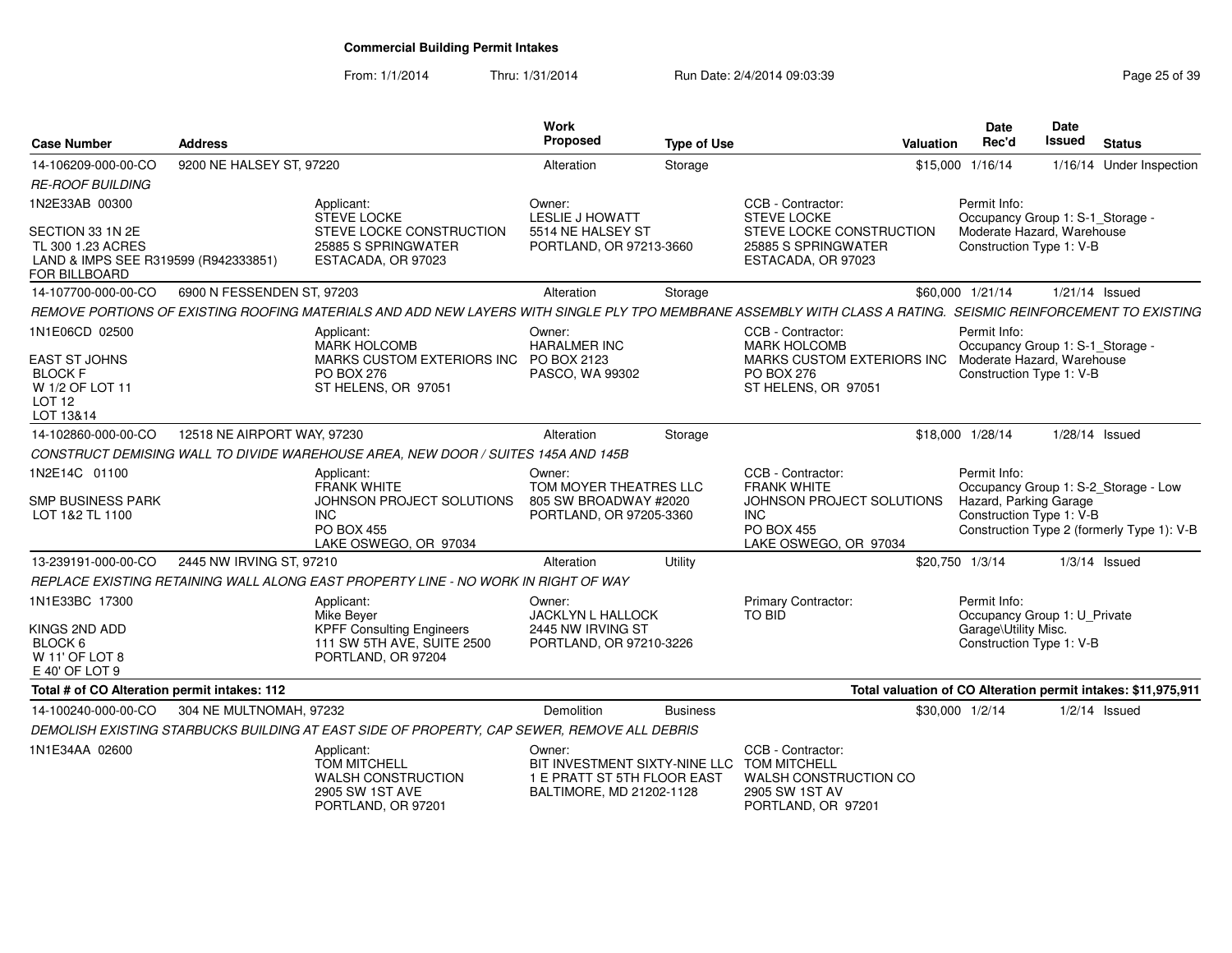**Commercial Building Permit Intakes**

From: 1/1/2014 Thru: 1/31/2014 Run Date: 2/4/2014 09:03:39

| Case Number | Address | | Work Proposed | Type of Use | | Valuation | Date Rec'd | Date Issued | Status |
|---|---|---|---|---|---|---|---|---|---|
| 14-106209-000-00-CO | 9200 NE HALSEY ST, 97220 | | Alteration | Storage | | $15,000 | 1/16/14 | 1/16/14 | Under Inspection |
| *RE-ROOF BUILDING* | | | | | | | | | |
| 1N2E33AB 00300<br>SECTION 33 1N 2E<br>TL 300 1.23 ACRES<br>LAND & IMPS SEE R319599 (R942333851) FOR BILLBOARD | | Applicant:<br>STEVE LOCKE<br>STEVE LOCKE CONSTRUCTION<br>25885 S SPRINGWATER<br>ESTACADA, OR 97023 | Owner:<br>LESLIE J HOWATT<br>5514 NE HALSEY ST<br>PORTLAND, OR 97213-3660 | | CCB - Contractor:<br>STEVE LOCKE<br>STEVE LOCKE CONSTRUCTION<br>25885 S SPRINGWATER<br>ESTACADA, OR 97023 | | Permit Info:<br>Occupancy Group 1: S-1_Storage - Moderate Hazard, Warehouse<br>Construction Type 1: V-B | | |
| 14-107700-000-00-CO | 6900 N FESSENDEN ST, 97203 | | Alteration | Storage | | $60,000 | 1/21/14 | 1/21/14 | Issued |
| *REMOVE PORTIONS OF EXISTING ROOFING MATERIALS AND ADD NEW LAYERS WITH SINGLE PLY TPO MEMBRANE ASSEMBLY WITH CLASS A RATING. SEISMIC REINFORCEMENT TO EXISTING* | | | | | | | | | |
| 1N1E06CD 02500<br>EAST ST JOHNS<br>BLOCK F<br>W 1/2 OF LOT 11<br>LOT 12<br>LOT 13&14 | | Applicant:<br>MARK HOLCOMB<br>MARKS CUSTOM EXTERIORS INC<br>PO BOX 276<br>ST HELENS, OR 97051 | Owner:<br>HARALMER INC<br>PO BOX 2123<br>PASCO, WA 99302 | | CCB - Contractor:<br>MARK HOLCOMB<br>MARKS CUSTOM EXTERIORS INC<br>PO BOX 276<br>ST HELENS, OR 97051 | | Permit Info:<br>Occupancy Group 1: S-1_Storage - Moderate Hazard, Warehouse<br>Construction Type 1: V-B | | |
| 14-102860-000-00-CO | 12518 NE AIRPORT WAY, 97230 | | Alteration | Storage | | $18,000 | 1/28/14 | 1/28/14 | Issued |
| *CONSTRUCT DEMISING WALL TO DIVIDE WAREHOUSE AREA, NEW DOOR / SUITES 145A AND 145B* | | | | | | | | | |
| 1N2E14C 01100<br>SMP BUSINESS PARK<br>LOT 1&2 TL 1100 | | Applicant:<br>FRANK WHITE<br>JOHNSON PROJECT SOLUTIONS INC<br>PO BOX 455<br>LAKE OSWEGO, OR 97034 | Owner:<br>TOM MOYER THEATRES LLC<br>805 SW BROADWAY #2020<br>PORTLAND, OR 97205-3360 | | CCB - Contractor:<br>FRANK WHITE<br>JOHNSON PROJECT SOLUTIONS INC<br>PO BOX 455<br>LAKE OSWEGO, OR 97034 | | Permit Info:<br>Occupancy Group 1: S-2_Storage - Low Hazard, Parking Garage<br>Construction Type 1: V-B<br>Construction Type 2 (formerly Type 1): V-B | | |
| 13-239191-000-00-CO | 2445 NW IRVING ST, 97210 | | Alteration | Utility | | $20,750 | 1/3/14 | 1/3/14 | Issued |
| *REPLACE EXISTING RETAINING WALL ALONG EAST PROPERTY LINE - NO WORK IN RIGHT OF WAY* | | | | | | | | | |
| 1N1E33BC 17300<br>KINGS 2ND ADD<br>BLOCK 6<br>W 11' OF LOT 8<br>E 40' OF LOT 9 | | Applicant:<br>Mike Beyer<br>KPFF Consulting Engineers<br>111 SW 5TH AVE, SUITE 2500<br>PORTLAND, OR 97204 | Owner:<br>JACKLYN L HALLOCK<br>2445 NW IRVING ST<br>PORTLAND, OR 97210-3226 | | Primary Contractor:<br>TO BID | | Permit Info:<br>Occupancy Group 1: U_Private Garage\Utility Misc.<br>Construction Type 1: V-B | | |
| **Total # of CO Alteration permit intakes: 112** | | | | | | **Total valuation of CO Alteration permit intakes: $11,975,911** | | | |
| 14-100240-000-00-CO | 304 NE MULTNOMAH, 97232 | | Demolition | Business | | $30,000 | 1/2/14 | 1/2/14 | Issued |
| *DEMOLISH EXISTING STARBUCKS BUILDING AT EAST SIDE OF PROPERTY, CAP SEWER, REMOVE ALL DEBRIS* | | | | | | | | | |
| 1N1E34AA 02600 | | Applicant:<br>TOM MITCHELL<br>WALSH CONSTRUCTION<br>2905 SW 1ST AVE<br>PORTLAND, OR 97201 | Owner:<br>BIT INVESTMENT SIXTY-NINE LLC<br>1 E PRATT ST 5TH FLOOR EAST<br>BALTIMORE, MD 21202-1128 | | CCB - Contractor:<br>TOM MITCHELL<br>WALSH CONSTRUCTION CO<br>2905 SW 1ST AV<br>PORTLAND, OR 97201 | | | | |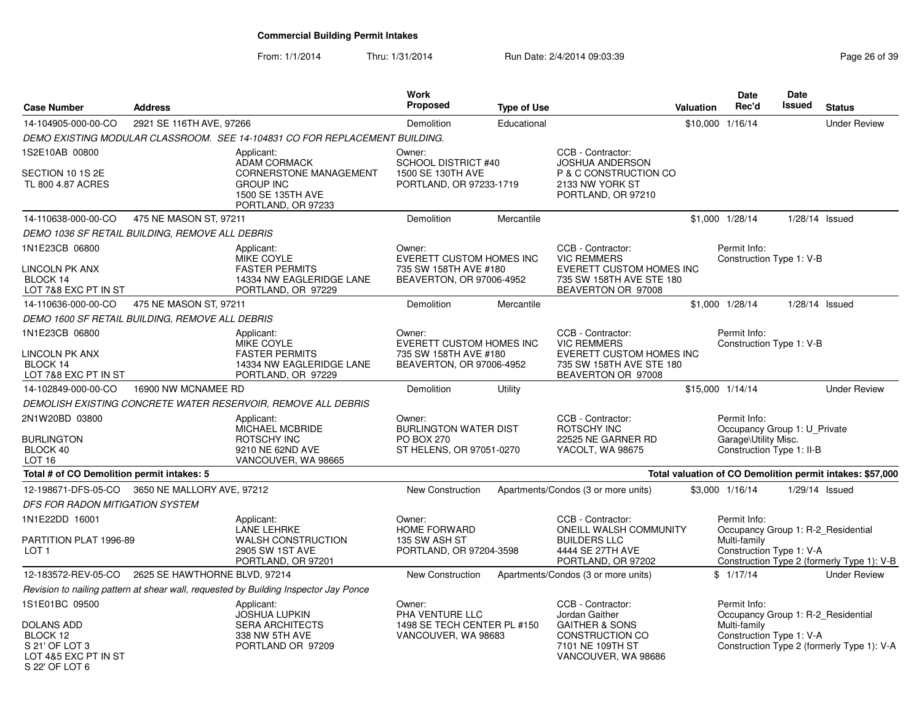**Commercial Building Permit Intakes**

From: 1/1/2014 Thru: 1/31/2014 Run Date: 2/4/2014 09:03:39

| Case Number | Address | Work Proposed | Type of Use | Valuation | Date Rec'd | Date Issued | Status |
|---|---|---|---|---|---|---|---|
| 14-104905-000-00-CO | 2921 SE 116TH AVE, 97266 | Demolition | Educational | $10,000 | 1/16/14 | | Under Review |

*DEMO EXISTING MODULAR CLASSROOM. SEE 14-104831 CO FOR REPLACEMENT BUILDING.*

1S2E10AB 00800
SECTION 10 1S 2E
TL 800 4.87 ACRES

Applicant: ADAM CORMACK, CORNERSTONE MANAGEMENT GROUP INC, 1500 SE 135TH AVE, PORTLAND, OR 97233

Owner: SCHOOL DISTRICT #40, 1500 SE 130TH AVE, PORTLAND, OR 97233-1719

CCB - Contractor: JOSHUA ANDERSON, P & C CONSTRUCTION CO, 2133 NW YORK ST, PORTLAND, OR 97210

---

| Case Number | Address | Work Proposed | Type of Use | Valuation | Date Rec'd | Date Issued | Status |
|---|---|---|---|---|---|---|---|
| 14-110638-000-00-CO | 475 NE MASON ST, 97211 | Demolition | Mercantile | $1,000 | 1/28/14 | 1/28/14 | Issued |

*DEMO 1036 SF RETAIL BUILDING, REMOVE ALL DEBRIS*

1N1E23CB 06800
LINCOLN PK ANX
BLOCK 14
LOT 7&8 EXC PT IN ST

Applicant: MIKE COYLE, FASTER PERMITS, 14334 NW EAGLERIDGE LANE, PORTLAND, OR 97229

Owner: EVERETT CUSTOM HOMES INC, 735 SW 158TH AVE #180, BEAVERTON, OR 97006-4952

CCB - Contractor: VIC REMMERS, EVERETT CUSTOM HOMES INC, 735 SW 158TH AVE STE 180, BEAVERTON OR 97008

Permit Info: Construction Type 1: V-B

---

| Case Number | Address | Work Proposed | Type of Use | Valuation | Date Rec'd | Date Issued | Status |
|---|---|---|---|---|---|---|---|
| 14-110636-000-00-CO | 475 NE MASON ST, 97211 | Demolition | Mercantile | $1,000 | 1/28/14 | 1/28/14 | Issued |

*DEMO 1600 SF RETAIL BUILDING, REMOVE ALL DEBRIS*

1N1E23CB 06800
LINCOLN PK ANX
BLOCK 14
LOT 7&8 EXC PT IN ST

Applicant: MIKE COYLE, FASTER PERMITS, 14334 NW EAGLERIDGE LANE, PORTLAND, OR 97229

Owner: EVERETT CUSTOM HOMES INC, 735 SW 158TH AVE #180, BEAVERTON, OR 97006-4952

CCB - Contractor: VIC REMMERS, EVERETT CUSTOM HOMES INC, 735 SW 158TH AVE STE 180, BEAVERTON OR 97008

Permit Info: Construction Type 1: V-B

---

| Case Number | Address | Work Proposed | Type of Use | Valuation | Date Rec'd | Date Issued | Status |
|---|---|---|---|---|---|---|---|
| 14-102849-000-00-CO | 16900 NW MCNAMEE RD | Demolition | Utility | $15,000 | 1/14/14 | | Under Review |

*DEMOLISH EXISTING CONCRETE WATER RESERVOIR, REMOVE ALL DEBRIS*

2N1W20BD 03800
BURLINGTON
BLOCK 40
LOT 16

Applicant: MICHAEL MCBRIDE, ROTSCHY INC, 9210 NE 62ND AVE, VANCOUVER, WA 98665

Owner: BURLINGTON WATER DIST, PO BOX 270, ST HELENS, OR 97051-0270

CCB - Contractor: ROTSCHY INC, 22525 NE GARNER RD, YACOLT, WA 98675

Permit Info: Occupancy Group 1: U_Private Garage\Utility Misc.; Construction Type 1: II-B

**Total # of CO Demolition permit intakes: 5**

**Total valuation of CO Demolition permit intakes: $57,000**

---

| Case Number | Address | Work Proposed | Type of Use | Valuation | Date Rec'd | Date Issued | Status |
|---|---|---|---|---|---|---|---|
| 12-198671-DFS-05-CO | 3650 NE MALLORY AVE, 97212 | New Construction | Apartments/Condos (3 or more units) | $3,000 | 1/16/14 | 1/29/14 | Issued |

*DFS FOR RADON MITIGATION SYSTEM*

1N1E22DD 16001
PARTITION PLAT 1996-89
LOT 1

Applicant: LANE LEHRKE, WALSH CONSTRUCTION, 2905 SW 1ST AVE, PORTLAND, OR 97201

Owner: HOME FORWARD, 135 SW ASH ST, PORTLAND, OR 97204-3598

CCB - Contractor: ONEILL WALSH COMMUNITY BUILDERS LLC, 4444 SE 27TH AVE, PORTLAND, OR 97202

Permit Info: Occupancy Group 1: R-2_Residential Multi-family; Construction Type 1: V-A; Construction Type 2 (formerly Type 1): V-B

---

| Case Number | Address | Work Proposed | Type of Use | Valuation | Date Rec'd | Date Issued | Status |
|---|---|---|---|---|---|---|---|
| 12-183572-REV-05-CO | 2625 SE HAWTHORNE BLVD, 97214 | New Construction | Apartments/Condos (3 or more units) | $ | 1/17/14 | | Under Review |

*Revision to nailing pattern at shear wall, requested by Building Inspector Jay Ponce*

1S1E01BC 09500
DOLANS ADD
BLOCK 12
S 21' OF LOT 3
LOT 4&5 EXC PT IN ST
S 22' OF LOT 6

Applicant: JOSHUA LUPKIN, SERA ARCHITECTS, 338 NW 5TH AVE, PORTLAND OR 97209

Owner: PHA VENTURE LLC, 1498 SE TECH CENTER PL #150, VANCOUVER, WA 98683

CCB - Contractor: Jordan Gaither, GAITHER & SONS CONSTRUCTION CO, 7101 NE 109TH ST, VANCOUVER, WA 98686

Permit Info: Occupancy Group 1: R-2_Residential Multi-family; Construction Type 1: V-A; Construction Type 2 (formerly Type 1): V-A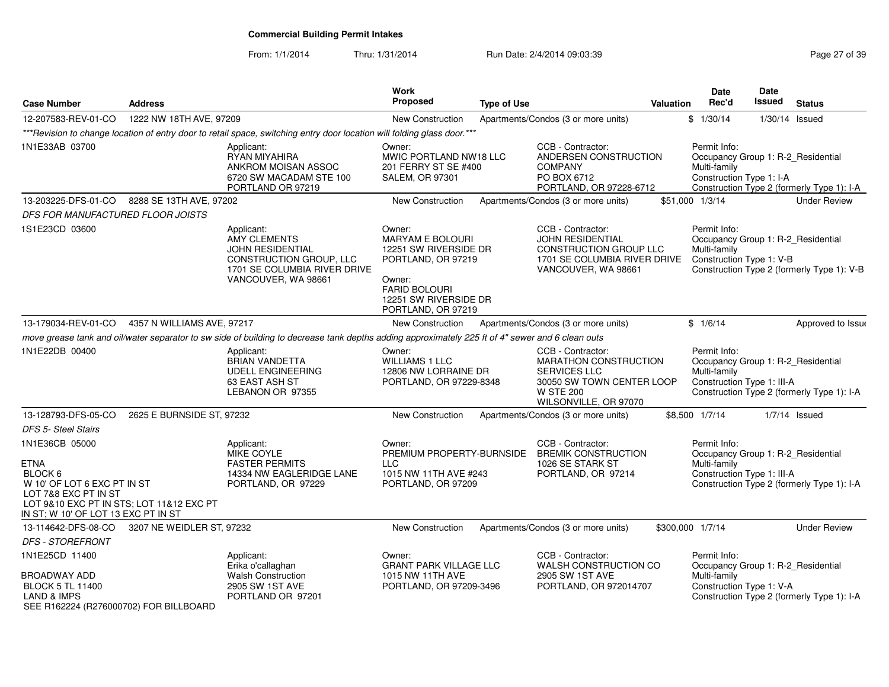# Commercial Building Permit Intakes

From: 1/1/2014 Thru: 1/31/2014 Run Date: 2/4/2014 09:03:39

| Case Number | Address | Work Proposed | Type of Use | Valuation | Date Rec'd | Date Issued | Status |
|---|---|---|---|---|---|---|---|
| 12-207583-REV-01-CO | 1222 NW 18TH AVE, 97209 | New Construction | Apartments/Condos (3 or more units) | $ | 1/30/14 | 1/30/14 | Issued |

***Revision to change location of entry door to retail space, switching entry door location will folding glass door.***

1N1E33AB 03700

- Applicant: RYAN MIYAHIRA, ANKROM MOISAN ASSOC, 6720 SW MACADAM STE 100, PORTLAND OR 97219
- Owner: MWIC PORTLAND NW18 LLC, 201 FERRY ST SE #400, SALEM, OR 97301
- CCB - Contractor: ANDERSEN CONSTRUCTION COMPANY, PO BOX 6712, PORTLAND, OR 97228-6712
- Permit Info: Occupancy Group 1: R-2_Residential Multi-family; Construction Type 1: I-A; Construction Type 2 (formerly Type 1): I-A

| Case Number | Address | Work Proposed | Type of Use | Valuation | Date Rec'd | Date Issued | Status |
|---|---|---|---|---|---|---|---|
| 13-203225-DFS-01-CO | 8288 SE 13TH AVE, 97202 | New Construction | Apartments/Condos (3 or more units) | $51,000 | 1/3/14 | | Under Review |

*DFS FOR MANUFACTURED FLOOR JOISTS*

1S1E23CD 03600

- Applicant: AMY CLEMENTS, JOHN RESIDENTIAL CONSTRUCTION GROUP, LLC, 1701 SE COLUMBIA RIVER DRIVE, VANCOUVER, WA 98661
- Owner: MARYAM E BOLOURI, 12251 SW RIVERSIDE DR, PORTLAND, OR 97219
- Owner: FARID BOLOURI, 12251 SW RIVERSIDE DR, PORTLAND, OR 97219
- CCB - Contractor: JOHN RESIDENTIAL CONSTRUCTION GROUP LLC, 1701 SE COLUMBIA RIVER DRIVE, VANCOUVER, WA 98661
- Permit Info: Occupancy Group 1: R-2_Residential Multi-family; Construction Type 1: V-B; Construction Type 2 (formerly Type 1): V-B

| Case Number | Address | Work Proposed | Type of Use | Valuation | Date Rec'd | Date Issued | Status |
|---|---|---|---|---|---|---|---|
| 13-179034-REV-01-CO | 4357 N WILLIAMS AVE, 97217 | New Construction | Apartments/Condos (3 or more units) | $ | 1/6/14 | | Approved to Issue |

*move grease tank and oil/water separator to sw side of building to decrease tank depths adding approximately 225 ft of 4" sewer and 6 clean outs*

1N1E22DB 00400

- Applicant: BRIAN VANDETTA, UDELL ENGINEERING, 63 EAST ASH ST, LEBANON OR 97355
- Owner: WILLIAMS 1 LLC, 12806 NW LORRAINE DR, PORTLAND, OR 97229-8348
- CCB - Contractor: MARATHON CONSTRUCTION SERVICES LLC, 30050 SW TOWN CENTER LOOP W STE 200, WILSONVILLE, OR 97070
- Permit Info: Occupancy Group 1: R-2_Residential Multi-family; Construction Type 1: III-A; Construction Type 2 (formerly Type 1): I-A

| Case Number | Address | Work Proposed | Type of Use | Valuation | Date Rec'd | Date Issued | Status |
|---|---|---|---|---|---|---|---|
| 13-128793-DFS-05-CO | 2625 E BURNSIDE ST, 97232 | New Construction | Apartments/Condos (3 or more units) | $8,500 | 1/7/14 | 1/7/14 | Issued |

*DFS 5- Steel Stairs*

1N1E36CB 05000

ETNA
BLOCK 6
W 10' OF LOT 6 EXC PT IN ST
LOT 7&8 EXC PT IN ST
LOT 9&10 EXC PT IN STS; LOT 11&12 EXC PT IN ST; W 10' OF LOT 13 EXC PT IN ST

- Applicant: MIKE COYLE, FASTER PERMITS, 14334 NW EAGLERIDGE LANE, PORTLAND, OR 97229
- Owner: PREMIUM PROPERTY-BURNSIDE LLC, 1015 NW 11TH AVE #243, PORTLAND, OR 97209
- CCB - Contractor: BREMIK CONSTRUCTION, 1026 SE STARK ST, PORTLAND, OR 97214
- Permit Info: Occupancy Group 1: R-2_Residential Multi-family; Construction Type 1: III-A; Construction Type 2 (formerly Type 1): I-A

| Case Number | Address | Work Proposed | Type of Use | Valuation | Date Rec'd | Date Issued | Status |
|---|---|---|---|---|---|---|---|
| 13-114642-DFS-08-CO | 3207 NE WEIDLER ST, 97232 | New Construction | Apartments/Condos (3 or more units) | $300,000 | 1/7/14 | | Under Review |

*DFS - STOREFRONT*

1N1E25CD 11400

BROADWAY ADD
BLOCK 5 TL 11400
LAND & IMPS
SEE R162224 (R276000702) FOR BILLBOARD

- Applicant: Erika o'callaghan, Walsh Construction, 2905 SW 1ST AVE, PORTLAND OR 97201
- Owner: GRANT PARK VILLAGE LLC, 1015 NW 11TH AVE, PORTLAND, OR 97209-3496
- CCB - Contractor: WALSH CONSTRUCTION CO, 2905 SW 1ST AVE, PORTLAND, OR 972014707
- Permit Info: Occupancy Group 1: R-2_Residential Multi-family; Construction Type 1: V-A; Construction Type 2 (formerly Type 1): I-A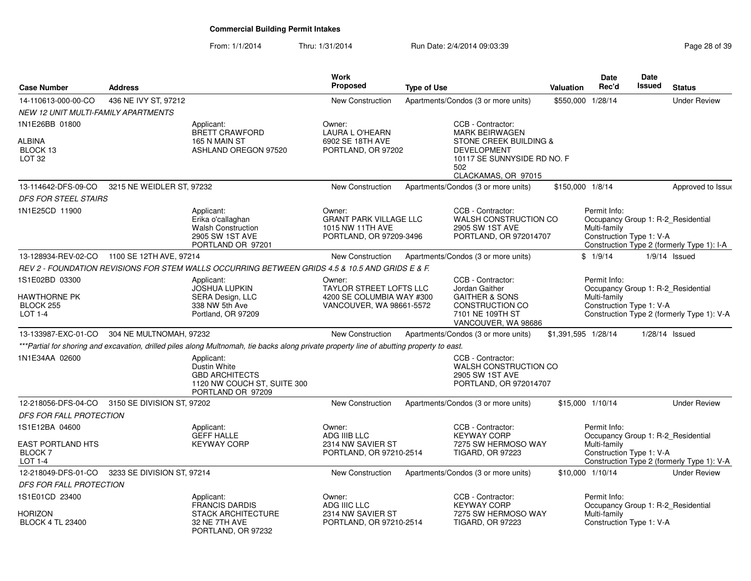# Commercial Building Permit Intakes

From: 1/1/2014 Thru: 1/31/2014 Run Date: 2/4/2014 09:03:39

| Case Number | Address | Work Proposed | Type of Use | Valuation | Date Rec'd | Date Issued | Status |
|---|---|---|---|---|---|---|---|
| 14-110613-000-00-CO | 436 NE IVY ST, 97212 | New Construction | Apartments/Condos (3 or more units) | $550,000 | 1/28/14 | | Under Review |

*NEW 12 UNIT MULTI-FAMILY APARTMENTS*

1N1E26BB 01800
ALBINA
BLOCK 13
LOT 32

Applicant: BRETT CRAWFORD, 165 N MAIN ST, ASHLAND OREGON 97520

Owner: LAURA L O'HEARN, 6902 SE 18TH AVE, PORTLAND, OR 97202

CCB - Contractor: MARK BEIRWAGEN, STONE CREEK BUILDING & DEVELOPMENT, 10117 SE SUNNYSIDE RD NO. F 502, CLACKAMAS, OR 97015

| Case Number | Address | Work Proposed | Type of Use | Valuation | Date Rec'd | Date Issued | Status |
|---|---|---|---|---|---|---|---|
| 13-114642-DFS-09-CO | 3215 NE WEIDLER ST, 97232 | New Construction | Apartments/Condos (3 or more units) | $150,000 | 1/8/14 | | Approved to Issue |

*DFS FOR STEEL STAIRS*

1N1E25CD 11900

Applicant: Erika o'callaghan, Walsh Construction, 2905 SW 1ST AVE, PORTLAND OR 97201

Owner: GRANT PARK VILLAGE LLC, 1015 NW 11TH AVE, PORTLAND, OR 97209-3496

CCB - Contractor: WALSH CONSTRUCTION CO, 2905 SW 1ST AVE, PORTLAND, OR 972014707

Permit Info: Occupancy Group 1: R-2_Residential Multi-family; Construction Type 1: V-A; Construction Type 2 (formerly Type 1): I-A

| Case Number | Address | Work Proposed | Type of Use | Valuation | Date Rec'd | Date Issued | Status |
|---|---|---|---|---|---|---|---|
| 13-128934-REV-02-CO | 1100 SE 12TH AVE, 97214 | New Construction | Apartments/Condos (3 or more units) | $ | 1/9/14 | 1/9/14 | Issued |

*REV 2 - FOUNDATION REVISIONS FOR STEM WALLS OCCURRING BETWEEN GRIDS 4.5 & 10.5 AND GRIDS E & F.*

1S1E02BD 03300
HAWTHORNE PK
BLOCK 255
LOT 1-4

Applicant: JOSHUA LUPKIN, SERA Design, LLC, 338 NW 5th Ave, Portland, OR 97209

Owner: TAYLOR STREET LOFTS LLC, 4200 SE COLUMBIA WAY #300, VANCOUVER, WA 98661-5572

CCB - Contractor: Jordan Gaither, GAITHER & SONS CONSTRUCTION CO, 7101 NE 109TH ST, VANCOUVER, WA 98686

Permit Info: Occupancy Group 1: R-2_Residential Multi-family; Construction Type 1: V-A; Construction Type 2 (formerly Type 1): V-A

| Case Number | Address | Work Proposed | Type of Use | Valuation | Date Rec'd | Date Issued | Status |
|---|---|---|---|---|---|---|---|
| 13-133987-EXC-01-CO | 304 NE MULTNOMAH, 97232 | New Construction | Apartments/Condos (3 or more units) | $1,391,595 | 1/28/14 | 1/28/14 | Issued |

****Partial for shoring and excavation, drilled piles along Multnomah, tie backs along private property line of abutting property to east.*

1N1E34AA 02600

Applicant: Dustin White, GBD ARCHITECTS, 1120 NW COUCH ST, SUITE 300, PORTLAND OR 97209

CCB - Contractor: WALSH CONSTRUCTION CO, 2905 SW 1ST AVE, PORTLAND, OR 972014707

| Case Number | Address | Work Proposed | Type of Use | Valuation | Date Rec'd | Date Issued | Status |
|---|---|---|---|---|---|---|---|
| 12-218056-DFS-04-CO | 3150 SE DIVISION ST, 97202 | New Construction | Apartments/Condos (3 or more units) | $15,000 | 1/10/14 | | Under Review |

*DFS FOR FALL PROTECTION*

1S1E12BA 04600
EAST PORTLAND HTS
BLOCK 7
LOT 1-4

Applicant: GEFF HALLE, KEYWAY CORP

Owner: ADG IIIB LLC, 2314 NW SAVIER ST, PORTLAND, OR 97210-2514

CCB - Contractor: KEYWAY CORP, 7275 SW HERMOSO WAY, TIGARD, OR 97223

Permit Info: Occupancy Group 1: R-2_Residential Multi-family; Construction Type 1: V-A; Construction Type 2 (formerly Type 1): V-A

| Case Number | Address | Work Proposed | Type of Use | Valuation | Date Rec'd | Date Issued | Status |
|---|---|---|---|---|---|---|---|
| 12-218049-DFS-01-CO | 3233 SE DIVISION ST, 97214 | New Construction | Apartments/Condos (3 or more units) | $10,000 | 1/10/14 | | Under Review |

*DFS FOR FALL PROTECTION*

1S1E01CD 23400
HORIZON
BLOCK 4 TL 23400

Applicant: FRANCIS DARDIS, STACK ARCHITECTURE, 32 NE 7TH AVE, PORTLAND, OR 97232

Owner: ADG IIIC LLC, 2314 NW SAVIER ST, PORTLAND, OR 97210-2514

CCB - Contractor: KEYWAY CORP, 7275 SW HERMOSO WAY, TIGARD, OR 97223

Permit Info: Occupancy Group 1: R-2_Residential Multi-family; Construction Type 1: V-A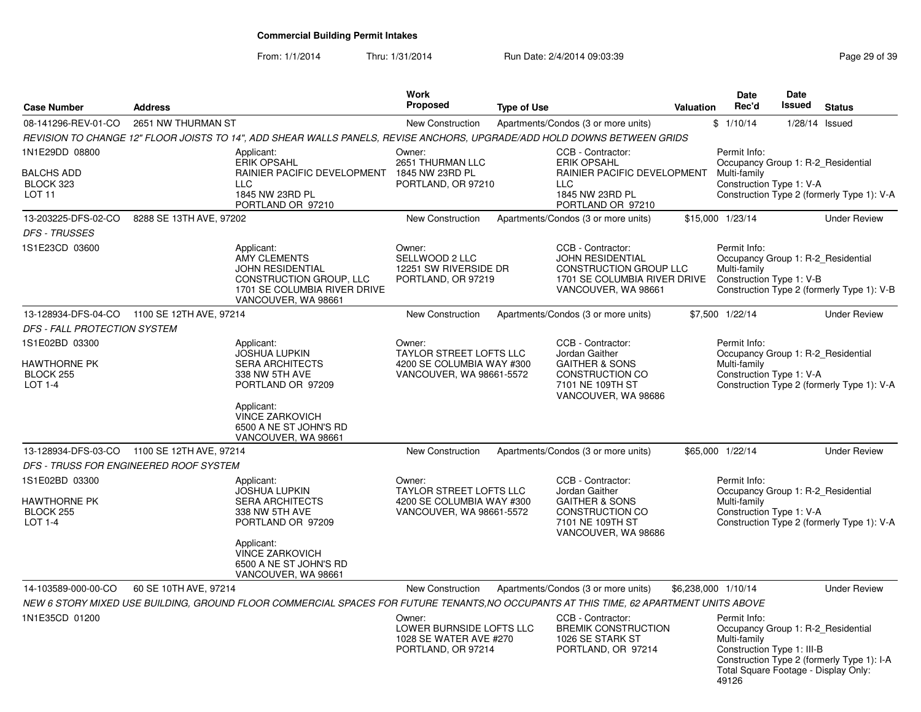**Commercial Building Permit Intakes**

From: 1/1/2014 Thru: 1/31/2014 Run Date: 2/4/2014 09:03:39

| Case Number | Address | Work Proposed | Type of Use | Valuation | Date Rec'd | Date Issued | Status |
|---|---|---|---|---|---|---|---|
| 08-141296-REV-01-CO | 2651 NW THURMAN ST | New Construction | Apartments/Condos (3 or more units) | $ | 1/10/14 | 1/28/14 | Issued |

*REVISION TO CHANGE 12" FLOOR JOISTS TO 14", ADD SHEAR WALLS PANELS, REVISE ANCHORS, UPGRADE/ADD HOLD DOWNS BETWEEN GRIDS*

1N1E29DD 08800
BALCHS ADD
BLOCK 323
LOT 11

Applicant:
ERIK OPSAHL
RAINIER PACIFIC DEVELOPMENT LLC
1845 NW 23RD PL
PORTLAND OR 97210

Owner:
2651 THURMAN LLC
1845 NW 23RD PL
PORTLAND, OR 97210

CCB - Contractor:
ERIK OPSAHL
RAINIER PACIFIC DEVELOPMENT LLC
1845 NW 23RD PL
PORTLAND OR 97210

Permit Info:
Occupancy Group 1: R-2_Residential Multi-family
Construction Type 1: V-A
Construction Type 2 (formerly Type 1): V-A

| Case Number | Address | Work Proposed | Type of Use | Valuation | Date Rec'd | Date Issued | Status |
|---|---|---|---|---|---|---|---|
| 13-203225-DFS-02-CO | 8288 SE 13TH AVE, 97202 | New Construction | Apartments/Condos (3 or more units) | $15,000 | 1/23/14 | | Under Review |

*DFS - TRUSSES*

1S1E23CD 03600

Applicant:
AMY CLEMENTS
JOHN RESIDENTIAL CONSTRUCTION GROUP, LLC
1701 SE COLUMBIA RIVER DRIVE
VANCOUVER, WA 98661

Owner:
SELLWOOD 2 LLC
12251 SW RIVERSIDE DR
PORTLAND, OR 97219

CCB - Contractor:
JOHN RESIDENTIAL CONSTRUCTION GROUP LLC
1701 SE COLUMBIA RIVER DRIVE
VANCOUVER, WA 98661

Permit Info:
Occupancy Group 1: R-2_Residential Multi-family
Construction Type 1: V-B
Construction Type 2 (formerly Type 1): V-B

| Case Number | Address | Work Proposed | Type of Use | Valuation | Date Rec'd | Date Issued | Status |
|---|---|---|---|---|---|---|---|
| 13-128934-DFS-04-CO | 1100 SE 12TH AVE, 97214 | New Construction | Apartments/Condos (3 or more units) | $7,500 | 1/22/14 | | Under Review |

*DFS - FALL PROTECTION SYSTEM*

1S1E02BD 03300
HAWTHORNE PK
BLOCK 255
LOT 1-4

Applicant:
JOSHUA LUPKIN
SERA ARCHITECTS
338 NW 5TH AVE
PORTLAND OR 97209

Applicant:
VINCE ZARKOVICH
6500 A NE ST JOHN'S RD
VANCOUVER, WA 98661

Owner:
TAYLOR STREET LOFTS LLC
4200 SE COLUMBIA WAY #300
VANCOUVER, WA 98661-5572

CCB - Contractor:
Jordan Gaither
GAITHER & SONS CONSTRUCTION CO
7101 NE 109TH ST
VANCOUVER, WA 98686

Permit Info:
Occupancy Group 1: R-2_Residential Multi-family
Construction Type 1: V-A
Construction Type 2 (formerly Type 1): V-A

| Case Number | Address | Work Proposed | Type of Use | Valuation | Date Rec'd | Date Issued | Status |
|---|---|---|---|---|---|---|---|
| 13-128934-DFS-03-CO | 1100 SE 12TH AVE, 97214 | New Construction | Apartments/Condos (3 or more units) | $65,000 | 1/22/14 | | Under Review |

*DFS - TRUSS FOR ENGINEERED ROOF SYSTEM*

1S1E02BD 03300
HAWTHORNE PK
BLOCK 255
LOT 1-4

Applicant:
JOSHUA LUPKIN
SERA ARCHITECTS
338 NW 5TH AVE
PORTLAND OR 97209

Applicant:
VINCE ZARKOVICH
6500 A NE ST JOHN'S RD
VANCOUVER, WA 98661

Owner:
TAYLOR STREET LOFTS LLC
4200 SE COLUMBIA WAY #300
VANCOUVER, WA 98661-5572

CCB - Contractor:
Jordan Gaither
GAITHER & SONS CONSTRUCTION CO
7101 NE 109TH ST
VANCOUVER, WA 98686

Permit Info:
Occupancy Group 1: R-2_Residential Multi-family
Construction Type 1: V-A
Construction Type 2 (formerly Type 1): V-A

| Case Number | Address | Work Proposed | Type of Use | Valuation | Date Rec'd | Date Issued | Status |
|---|---|---|---|---|---|---|---|
| 14-103589-000-00-CO | 60 SE 10TH AVE, 97214 | New Construction | Apartments/Condos (3 or more units) | $6,238,000 | 1/10/14 | | Under Review |

*NEW 6 STORY MIXED USE BUILDING, GROUND FLOOR COMMERCIAL SPACES FOR FUTURE TENANTS,NO OCCUPANTS AT THIS TIME, 62 APARTMENT UNITS ABOVE*

1N1E35CD 01200

Owner:
LOWER BURNSIDE LOFTS LLC
1028 SE WATER AVE #270
PORTLAND, OR 97214

CCB - Contractor:
BREMIK CONSTRUCTION
1026 SE STARK ST
PORTLAND, OR 97214

Permit Info:
Occupancy Group 1: R-2_Residential Multi-family
Construction Type 1: III-B
Construction Type 2 (formerly Type 1): I-A
Total Square Footage - Display Only: 49126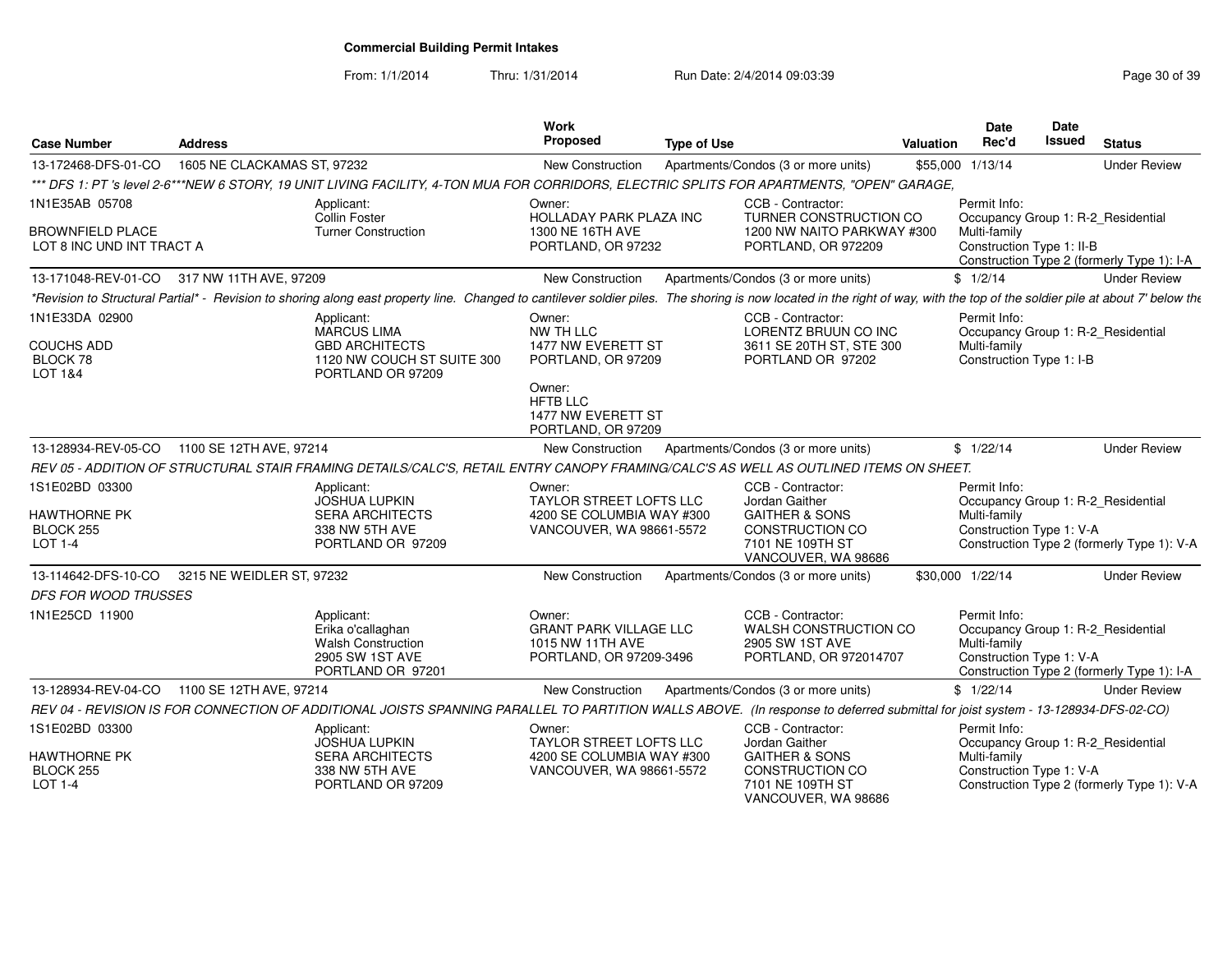**Commercial Building Permit Intakes**

From: 1/1/2014 Thru: 1/31/2014 Run Date: 2/4/2014 09:03:39

| Case Number | Address | Work Proposed | Type of Use | Valuation | Date Rec'd | Date Issued | Status |
|---|---|---|---|---|---|---|---|
| 13-172468-DFS-01-CO | 1605 NE CLACKAMAS ST, 97232 | New Construction | Apartments/Condos (3 or more units) | $55,000 | 1/13/14 | | Under Review |

*** DFS 1: PT 's level 2-6***NEW 6 STORY, 19 UNIT LIVING FACILITY, 4-TON MUA FOR CORRIDORS, ELECTRIC SPLITS FOR APARTMENTS, "OPEN" GARAGE,

1N1E35AB 05708
BROWNFIELD PLACE
LOT 8 INC UND INT TRACT A

Applicant: Collin Foster, Turner Construction

Owner: HOLLADAY PARK PLAZA INC, 1300 NE 16TH AVE, PORTLAND, OR 97232

CCB - Contractor: TURNER CONSTRUCTION CO, 1200 NW NAITO PARKWAY #300, PORTLAND, OR 972209

Permit Info: Occupancy Group 1: R-2_Residential Multi-family; Construction Type 1: II-B; Construction Type 2 (formerly Type 1): I-A

| Case Number | Address | Work Proposed | Type of Use | Valuation | Date Rec'd | Date Issued | Status |
|---|---|---|---|---|---|---|---|
| 13-171048-REV-01-CO | 317 NW 11TH AVE, 97209 | New Construction | Apartments/Condos (3 or more units) | $ | 1/2/14 | | Under Review |

*Revision to Structural Partial* - Revision to shoring along east property line. Changed to cantilever soldier piles. The shoring is now located in the right of way, with the top of the soldier pile at about 7' below the

1N1E33DA 02900
COUCHS ADD
BLOCK 78
LOT 1&4

Applicant: MARCUS LIMA, GBD ARCHITECTS, 1120 NW COUCH ST SUITE 300, PORTLAND OR 97209

Owner: NW TH LLC, 1477 NW EVERETT ST, PORTLAND, OR 97209

Owner: HFTB LLC, 1477 NW EVERETT ST, PORTLAND, OR 97209

CCB - Contractor: LORENTZ BRUUN CO INC, 3611 SE 20TH ST, STE 300, PORTLAND OR 97202

Permit Info: Occupancy Group 1: R-2_Residential Multi-family; Construction Type 1: I-B

| Case Number | Address | Work Proposed | Type of Use | Valuation | Date Rec'd | Date Issued | Status |
|---|---|---|---|---|---|---|---|
| 13-128934-REV-05-CO | 1100 SE 12TH AVE, 97214 | New Construction | Apartments/Condos (3 or more units) | $ | 1/22/14 | | Under Review |

REV 05 - ADDITION OF STRUCTURAL STAIR FRAMING DETAILS/CALC'S, RETAIL ENTRY CANOPY FRAMING/CALC'S AS WELL AS OUTLINED ITEMS ON SHEET.

1S1E02BD 03300
HAWTHORNE PK
BLOCK 255
LOT 1-4

Applicant: JOSHUA LUPKIN, SERA ARCHITECTS, 338 NW 5TH AVE, PORTLAND OR 97209

Owner: TAYLOR STREET LOFTS LLC, 4200 SE COLUMBIA WAY #300, VANCOUVER, WA 98661-5572

CCB - Contractor: Jordan Gaither, GAITHER & SONS CONSTRUCTION CO, 7101 NE 109TH ST, VANCOUVER, WA 98686

Permit Info: Occupancy Group 1: R-2_Residential Multi-family; Construction Type 1: V-A; Construction Type 2 (formerly Type 1): V-A

| Case Number | Address | Work Proposed | Type of Use | Valuation | Date Rec'd | Date Issued | Status |
|---|---|---|---|---|---|---|---|
| 13-114642-DFS-10-CO | 3215 NE WEIDLER ST, 97232 | New Construction | Apartments/Condos (3 or more units) | $30,000 | 1/22/14 | | Under Review |

*DFS FOR WOOD TRUSSES*

1N1E25CD 11900

Applicant: Erika o'callaghan, Walsh Construction, 2905 SW 1ST AVE, PORTLAND OR 97201

Owner: GRANT PARK VILLAGE LLC, 1015 NW 11TH AVE, PORTLAND, OR 97209-3496

CCB - Contractor: WALSH CONSTRUCTION CO, 2905 SW 1ST AVE, PORTLAND, OR 972014707

Permit Info: Occupancy Group 1: R-2_Residential Multi-family; Construction Type 1: V-A; Construction Type 2 (formerly Type 1): I-A

| Case Number | Address | Work Proposed | Type of Use | Valuation | Date Rec'd | Date Issued | Status |
|---|---|---|---|---|---|---|---|
| 13-128934-REV-04-CO | 1100 SE 12TH AVE, 97214 | New Construction | Apartments/Condos (3 or more units) | $ | 1/22/14 | | Under Review |

REV 04 - REVISION IS FOR CONNECTION OF ADDITIONAL JOISTS SPANNING PARALLEL TO PARTITION WALLS ABOVE. (In response to deferred submittal for joist system - 13-128934-DFS-02-CO)

1S1E02BD 03300
HAWTHORNE PK
BLOCK 255
LOT 1-4

Applicant: JOSHUA LUPKIN, SERA ARCHITECTS, 338 NW 5TH AVE, PORTLAND OR 97209

Owner: TAYLOR STREET LOFTS LLC, 4200 SE COLUMBIA WAY #300, VANCOUVER, WA 98661-5572

CCB - Contractor: Jordan Gaither, GAITHER & SONS CONSTRUCTION CO, 7101 NE 109TH ST, VANCOUVER, WA 98686

Permit Info: Occupancy Group 1: R-2_Residential Multi-family; Construction Type 1: V-A; Construction Type 2 (formerly Type 1): V-A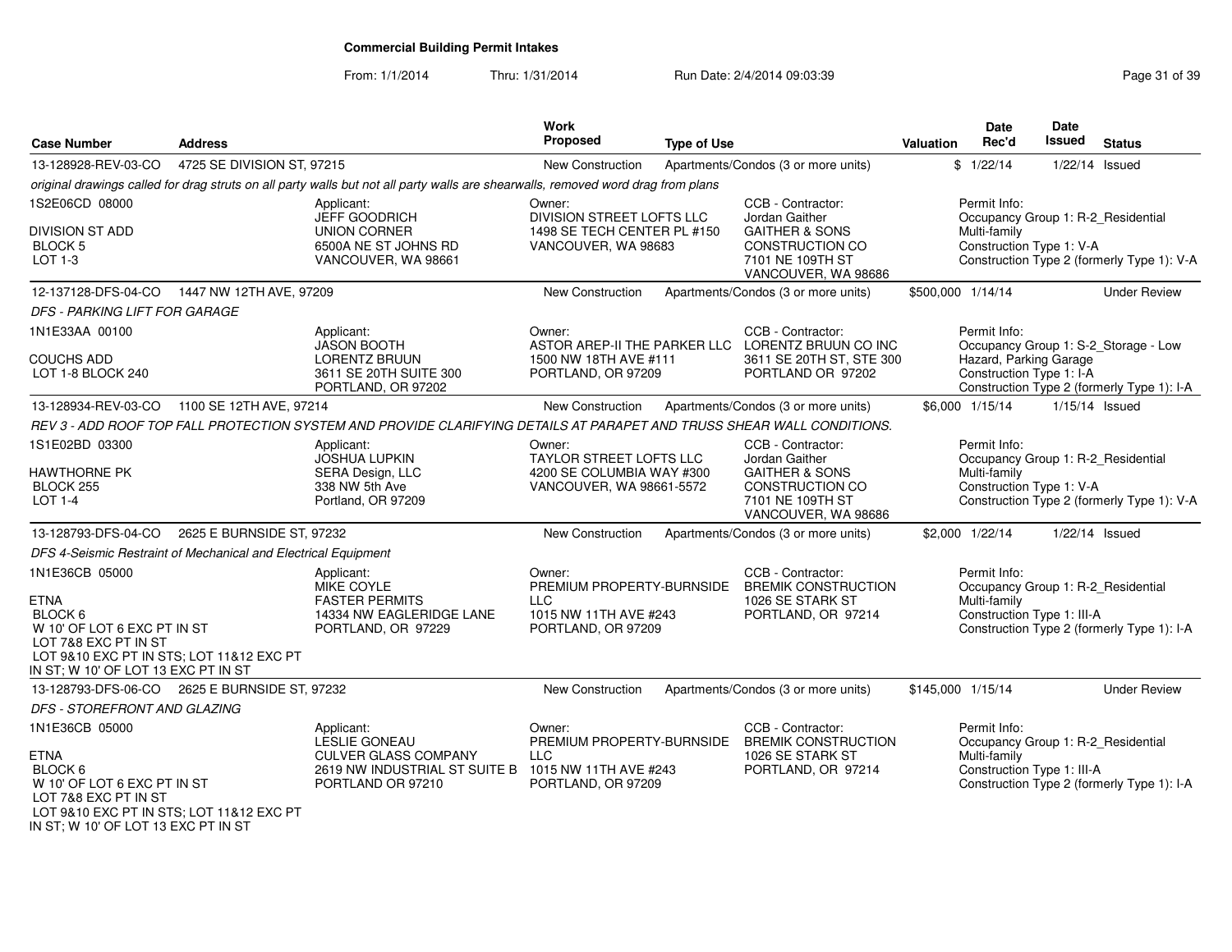**Commercial Building Permit Intakes**

From: 1/1/2014 Thru: 1/31/2014 Run Date: 2/4/2014 09:03:39

| Case Number | Address | Work Proposed | Type of Use | Valuation | Date Rec'd | Date Issued | Status |
|---|---|---|---|---|---|---|---|
| 13-128928-REV-03-CO | 4725 SE DIVISION ST, 97215 | New Construction | Apartments/Condos (3 or more units) | $ | 1/22/14 | 1/22/14 | Issued |

*original drawings called for drag struts on all party walls but not all party walls are shearwalls, removed word drag from plans*

1S2E06CD 08000
DIVISION ST ADD
BLOCK 5
LOT 1-3

Applicant: JEFF GOODRICH, UNION CORNER, 6500A NE ST JOHNS RD, VANCOUVER, WA 98661

Owner: DIVISION STREET LOFTS LLC, 1498 SE TECH CENTER PL #150, VANCOUVER, WA 98683

CCB - Contractor: Jordan Gaither, GAITHER & SONS CONSTRUCTION CO, 7101 NE 109TH ST, VANCOUVER, WA 98686

Permit Info: Occupancy Group 1: R-2_Residential Multi-family; Construction Type 1: V-A; Construction Type 2 (formerly Type 1): V-A

| Case Number | Address | Work Proposed | Type of Use | Valuation | Date Rec'd | Date Issued | Status |
|---|---|---|---|---|---|---|---|
| 12-137128-DFS-04-CO | 1447 NW 12TH AVE, 97209 | New Construction | Apartments/Condos (3 or more units) | $500,000 | 1/14/14 | | Under Review |

*DFS - PARKING LIFT FOR GARAGE*

1N1E33AA 00100
COUCHS ADD
LOT 1-8 BLOCK 240

Applicant: JASON BOOTH, LORENTZ BRUUN, 3611 SE 20TH SUITE 300, PORTLAND, OR 97202

Owner: ASTOR AREP-II THE PARKER LLC, 1500 NW 18TH AVE #111, PORTLAND, OR 97209

CCB - Contractor: LORENTZ BRUUN CO INC, 3611 SE 20TH ST, STE 300, PORTLAND OR 97202

Permit Info: Occupancy Group 1: S-2_Storage - Low Hazard, Parking Garage; Construction Type 1: I-A; Construction Type 2 (formerly Type 1): I-A

| Case Number | Address | Work Proposed | Type of Use | Valuation | Date Rec'd | Date Issued | Status |
|---|---|---|---|---|---|---|---|
| 13-128934-REV-03-CO | 1100 SE 12TH AVE, 97214 | New Construction | Apartments/Condos (3 or more units) | $6,000 | 1/15/14 | 1/15/14 | Issued |

*REV 3 - ADD ROOF TOP FALL PROTECTION SYSTEM AND PROVIDE CLARIFYING DETAILS AT PARAPET AND TRUSS SHEAR WALL CONDITIONS.*

1S1E02BD 03300
HAWTHORNE PK
BLOCK 255
LOT 1-4

Applicant: JOSHUA LUPKIN, SERA Design, LLC, 338 NW 5th Ave, Portland, OR 97209

Owner: TAYLOR STREET LOFTS LLC, 4200 SE COLUMBIA WAY #300, VANCOUVER, WA 98661-5572

CCB - Contractor: Jordan Gaither, GAITHER & SONS CONSTRUCTION CO, 7101 NE 109TH ST, VANCOUVER, WA 98686

Permit Info: Occupancy Group 1: R-2_Residential Multi-family; Construction Type 1: V-A; Construction Type 2 (formerly Type 1): V-A

| Case Number | Address | Work Proposed | Type of Use | Valuation | Date Rec'd | Date Issued | Status |
|---|---|---|---|---|---|---|---|
| 13-128793-DFS-04-CO | 2625 E BURNSIDE ST, 97232 | New Construction | Apartments/Condos (3 or more units) | $2,000 | 1/22/14 | 1/22/14 | Issued |

*DFS 4-Seismic Restraint of Mechanical and Electrical Equipment*

1N1E36CB 05000
ETNA
BLOCK 6
W 10' OF LOT 6 EXC PT IN ST
LOT 7&8 EXC PT IN ST
LOT 9&10 EXC PT IN STS; LOT 11&12 EXC PT IN ST; W 10' OF LOT 13 EXC PT IN ST

Applicant: MIKE COYLE, FASTER PERMITS, 14334 NW EAGLERIDGE LANE, PORTLAND, OR 97229

Owner: PREMIUM PROPERTY-BURNSIDE LLC, 1015 NW 11TH AVE #243, PORTLAND, OR 97209

CCB - Contractor: BREMIK CONSTRUCTION, 1026 SE STARK ST, PORTLAND, OR 97214

Permit Info: Occupancy Group 1: R-2_Residential Multi-family; Construction Type 1: III-A; Construction Type 2 (formerly Type 1): I-A

| Case Number | Address | Work Proposed | Type of Use | Valuation | Date Rec'd | Date Issued | Status |
|---|---|---|---|---|---|---|---|
| 13-128793-DFS-06-CO | 2625 E BURNSIDE ST, 97232 | New Construction | Apartments/Condos (3 or more units) | $145,000 | 1/15/14 | | Under Review |

*DFS - STOREFRONT AND GLAZING*

1N1E36CB 05000
ETNA
BLOCK 6
W 10' OF LOT 6 EXC PT IN ST
LOT 7&8 EXC PT IN ST
LOT 9&10 EXC PT IN STS; LOT 11&12 EXC PT IN ST; W 10' OF LOT 13 EXC PT IN ST

Applicant: LESLIE GONEAU, CULVER GLASS COMPANY, 2619 NW INDUSTRIAL ST SUITE B, PORTLAND OR 97210

Owner: PREMIUM PROPERTY-BURNSIDE LLC, 1015 NW 11TH AVE #243, PORTLAND, OR 97209

CCB - Contractor: BREMIK CONSTRUCTION, 1026 SE STARK ST, PORTLAND, OR 97214

Permit Info: Occupancy Group 1: R-2_Residential Multi-family; Construction Type 1: III-A; Construction Type 2 (formerly Type 1): I-A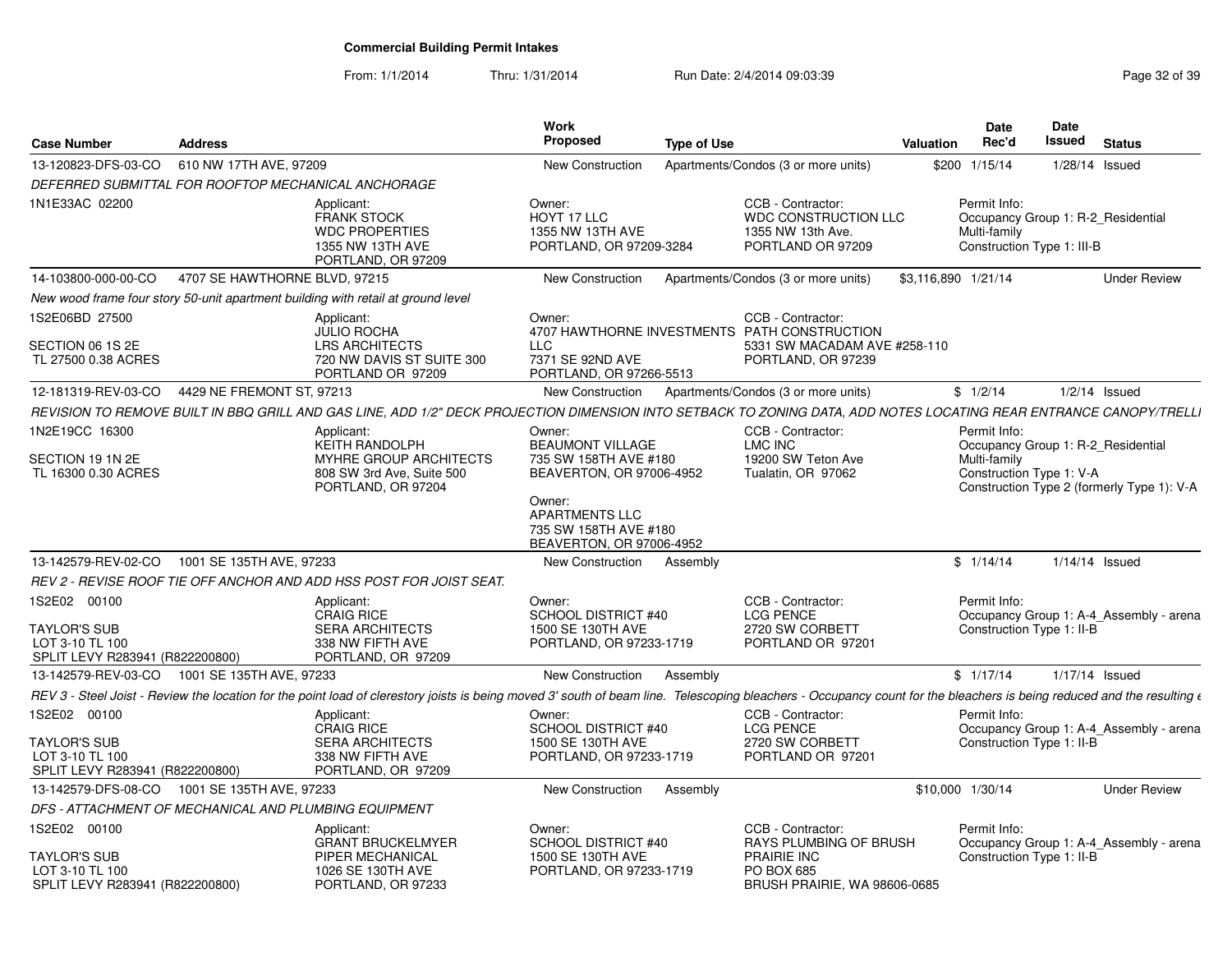# Commercial Building Permit Intakes

From: 1/1/2014 Thru: 1/31/2014 Run Date: 2/4/2014 09:03:39

| Case Number | Address | Work Proposed | Type of Use | Valuation | Date Rec'd | Date Issued | Status |
|---|---|---|---|---|---|---|---|
| 13-120823-DFS-03-CO | 610 NW 17TH AVE, 97209 | New Construction | Apartments/Condos (3 or more units) | $200 | 1/15/14 | 1/28/14 | Issued |
| 14-103800-000-00-CO | 4707 SE HAWTHORNE BLVD, 97215 | New Construction | Apartments/Condos (3 or more units) | $3,116,890 | 1/21/14 | | Under Review |
| 12-181319-REV-03-CO | 4429 NE FREMONT ST, 97213 | New Construction | Apartments/Condos (3 or more units) | $ | 1/2/14 | 1/2/14 | Issued |
| 13-142579-REV-02-CO | 1001 SE 135TH AVE, 97233 | New Construction | Assembly | $ | 1/14/14 | 1/14/14 | Issued |
| 13-142579-REV-03-CO | 1001 SE 135TH AVE, 97233 | New Construction | Assembly | $ | 1/17/14 | 1/17/14 | Issued |
| 13-142579-DFS-08-CO | 1001 SE 135TH AVE, 97233 | New Construction | Assembly | $10,000 | 1/30/14 | | Under Review |

## 13-120823-DFS-03-CO — 610 NW 17TH AVE, 97209

*DEFERRED SUBMITTAL FOR ROOFTOP MECHANICAL ANCHORAGE*

1N1E33AC 02200

Applicant: FRANK STOCK, WDC PROPERTIES, 1355 NW 13TH AVE, PORTLAND, OR 97209

Owner: HOYT 17 LLC, 1355 NW 13TH AVE, PORTLAND, OR 97209-3284

CCB - Contractor: WDC CONSTRUCTION LLC, 1355 NW 13th Ave., PORTLAND OR 97209

Permit Info: Occupancy Group 1: R-2_Residential Multi-family; Construction Type 1: III-B

## 14-103800-000-00-CO — 4707 SE HAWTHORNE BLVD, 97215

*New wood frame four story 50-unit apartment building with retail at ground level*

1S2E06BD 27500; SECTION 06 1S 2E; TL 27500 0.38 ACRES

Applicant: JULIO ROCHA, LRS ARCHITECTS, 720 NW DAVIS ST SUITE 300, PORTLAND OR 97209

Owner: 4707 HAWTHORNE INVESTMENTS LLC, 7371 SE 92ND AVE, PORTLAND, OR 97266-5513

CCB - Contractor: PATH CONSTRUCTION, 5331 SW MACADAM AVE #258-110, PORTLAND, OR 97239

## 12-181319-REV-03-CO — 4429 NE FREMONT ST, 97213

*REVISION TO REMOVE BUILT IN BBQ GRILL AND GAS LINE, ADD 1/2" DECK PROJECTION DIMENSION INTO SETBACK TO ZONING DATA, ADD NOTES LOCATING REAR ENTRANCE CANOPY/TRELLI*

1N2E19CC 16300; SECTION 19 1N 2E; TL 16300 0.30 ACRES

Applicant: KEITH RANDOLPH, MYHRE GROUP ARCHITECTS, 808 SW 3rd Ave, Suite 500, PORTLAND, OR 97204

Owner: BEAUMONT VILLAGE, 735 SW 158TH AVE #180, BEAVERTON, OR 97006-4952

Owner: APARTMENTS LLC, 735 SW 158TH AVE #180, BEAVERTON, OR 97006-4952

CCB - Contractor: LMC INC, 19200 SW Teton Ave, Tualatin, OR 97062

Permit Info: Occupancy Group 1: R-2_Residential Multi-family; Construction Type 1: V-A; Construction Type 2 (formerly Type 1): V-A

## 13-142579-REV-02-CO — 1001 SE 135TH AVE, 97233

*REV 2 - REVISE ROOF TIE OFF ANCHOR AND ADD HSS POST FOR JOIST SEAT.*

1S2E02 00100; TAYLOR'S SUB; LOT 3-10 TL 100; SPLIT LEVY R283941 (R822200800)

Applicant: CRAIG RICE, SERA ARCHITECTS, 338 NW FIFTH AVE, PORTLAND, OR 97209

Owner: SCHOOL DISTRICT #40, 1500 SE 130TH AVE, PORTLAND, OR 97233-1719

CCB - Contractor: LCG PENCE, 2720 SW CORBETT, PORTLAND OR 97201

Permit Info: Occupancy Group 1: A-4_Assembly - arena; Construction Type 1: II-B

## 13-142579-REV-03-CO — 1001 SE 135TH AVE, 97233

*REV 3 - Steel Joist - Review the location for the point load of clerestory joists is being moved 3' south of beam line. Telescoping bleachers - Occupancy count for the bleachers is being reduced and the resulting e*

1S2E02 00100; TAYLOR'S SUB; LOT 3-10 TL 100; SPLIT LEVY R283941 (R822200800)

Applicant: CRAIG RICE, SERA ARCHITECTS, 338 NW FIFTH AVE, PORTLAND, OR 97209

Owner: SCHOOL DISTRICT #40, 1500 SE 130TH AVE, PORTLAND, OR 97233-1719

CCB - Contractor: LCG PENCE, 2720 SW CORBETT, PORTLAND OR 97201

Permit Info: Occupancy Group 1: A-4_Assembly - arena; Construction Type 1: II-B

## 13-142579-DFS-08-CO — 1001 SE 135TH AVE, 97233

*DFS - ATTACHMENT OF MECHANICAL AND PLUMBING EQUIPMENT*

1S2E02 00100; TAYLOR'S SUB; LOT 3-10 TL 100; SPLIT LEVY R283941 (R822200800)

Applicant: GRANT BRUCKELMYER, PIPER MECHANICAL, 1026 SE 130TH AVE, PORTLAND, OR 97233

Owner: SCHOOL DISTRICT #40, 1500 SE 130TH AVE, PORTLAND, OR 97233-1719

CCB - Contractor: RAYS PLUMBING OF BRUSH PRAIRIE INC, PO BOX 685, BRUSH PRAIRIE, WA 98606-0685

Permit Info: Occupancy Group 1: A-4_Assembly - arena; Construction Type 1: II-B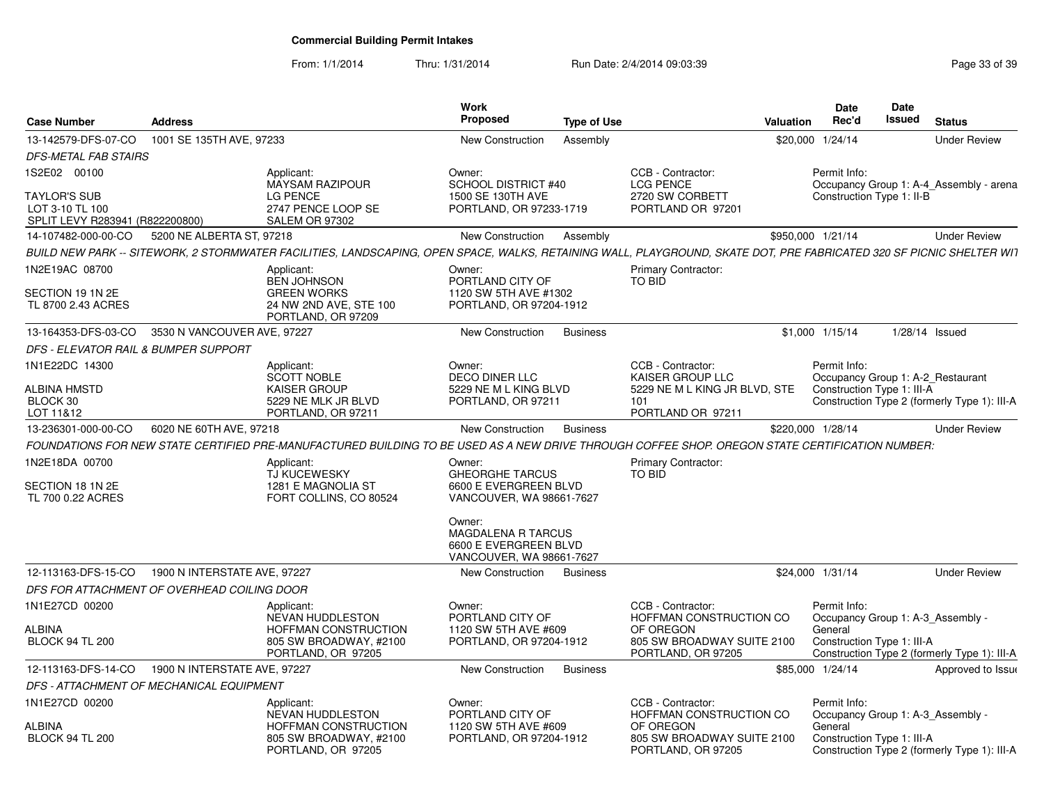**Commercial Building Permit Intakes**

From: 1/1/2014 Thru: 1/31/2014 Run Date: 2/4/2014 09:03:39

| Case Number | Address | Work Proposed | Type of Use | Valuation | Date Rec'd | Date Issued | Status |
|---|---|---|---|---|---|---|---|
| 13-142579-DFS-07-CO | 1001 SE 135TH AVE, 97233 | New Construction | Assembly | $20,000 | 1/24/14 | | Under Review |

*DFS-METAL FAB STAIRS*

1S2E02 00100

TAYLOR'S SUB
LOT 3-10 TL 100
SPLIT LEVY R283941 (R822200800)

Applicant: MAYSAM RAZIPOUR, LG PENCE, 2747 PENCE LOOP SE, SALEM OR 97302

Owner: SCHOOL DISTRICT #40, 1500 SE 130TH AVE, PORTLAND, OR 97233-1719

CCB - Contractor: LCG PENCE, 2720 SW CORBETT, PORTLAND OR 97201

Permit Info: Occupancy Group 1: A-4_Assembly - arena; Construction Type 1: II-B

| Case Number | Address | Work Proposed | Type of Use | Valuation | Date Rec'd | Date Issued | Status |
|---|---|---|---|---|---|---|---|
| 14-107482-000-00-CO | 5200 NE ALBERTA ST, 97218 | New Construction | Assembly | $950,000 | 1/21/14 | | Under Review |

*BUILD NEW PARK -- SITEWORK, 2 STORMWATER FACILITIES, LANDSCAPING, OPEN SPACE, WALKS, RETAINING WALL, PLAYGROUND, SKATE DOT, PRE FABRICATED 320 SF PICNIC SHELTER WIT*

1N2E19AC 08700

SECTION 19 1N 2E
TL 8700 2.43 ACRES

Applicant: BEN JOHNSON, GREEN WORKS, 24 NW 2ND AVE, STE 100, PORTLAND, OR 97209

Owner: PORTLAND CITY OF, 1120 SW 5TH AVE #1302, PORTLAND, OR 97204-1912

Primary Contractor: TO BID

| Case Number | Address | Work Proposed | Type of Use | Valuation | Date Rec'd | Date Issued | Status |
|---|---|---|---|---|---|---|---|
| 13-164353-DFS-03-CO | 3530 N VANCOUVER AVE, 97227 | New Construction | Business | $1,000 | 1/15/14 | 1/28/14 | Issued |

*DFS - ELEVATOR RAIL & BUMPER SUPPORT*

1N1E22DC 14300

ALBINA HMSTD
BLOCK 30
LOT 11&12

Applicant: SCOTT NOBLE, KAISER GROUP, 5229 NE MLK JR BLVD, PORTLAND, OR 97211

Owner: DECO DINER LLC, 5229 NE M L KING BLVD, PORTLAND, OR 97211

CCB - Contractor: KAISER GROUP LLC, 5229 NE M L KING JR BLVD, STE 101, PORTLAND OR 97211

Permit Info: Occupancy Group 1: A-2_Restaurant; Construction Type 1: III-A; Construction Type 2 (formerly Type 1): III-A

| Case Number | Address | Work Proposed | Type of Use | Valuation | Date Rec'd | Date Issued | Status |
|---|---|---|---|---|---|---|---|
| 13-236301-000-00-CO | 6020 NE 60TH AVE, 97218 | New Construction | Business | $220,000 | 1/28/14 | | Under Review |

*FOUNDATIONS FOR NEW STATE CERTIFIED PRE-MANUFACTURED BUILDING TO BE USED AS A NEW DRIVE THROUGH COFFEE SHOP. OREGON STATE CERTIFICATION NUMBER:*

1N2E18DA 00700

SECTION 18 1N 2E
TL 700 0.22 ACRES

Applicant: TJ KUCEWESKY, 1281 E MAGNOLIA ST, FORT COLLINS, CO 80524

Owner: GHEORGHE TARCUS, 6600 E EVERGREEN BLVD, VANCOUVER, WA 98661-7627

Owner: MAGDALENA R TARCUS, 6600 E EVERGREEN BLVD, VANCOUVER, WA 98661-7627

Primary Contractor: TO BID

| Case Number | Address | Work Proposed | Type of Use | Valuation | Date Rec'd | Date Issued | Status |
|---|---|---|---|---|---|---|---|
| 12-113163-DFS-15-CO | 1900 N INTERSTATE AVE, 97227 | New Construction | Business | $24,000 | 1/31/14 | | Under Review |

*DFS FOR ATTACHMENT OF OVERHEAD COILING DOOR*

1N1E27CD 00200

ALBINA
BLOCK 94 TL 200

Applicant: NEVAN HUDDLESTON, HOFFMAN CONSTRUCTION, 805 SW BROADWAY, #2100, PORTLAND, OR 97205

Owner: PORTLAND CITY OF, 1120 SW 5TH AVE #609, PORTLAND, OR 97204-1912

CCB - Contractor: HOFFMAN CONSTRUCTION CO OF OREGON, 805 SW BROADWAY SUITE 2100, PORTLAND, OR 97205

Permit Info: Occupancy Group 1: A-3_Assembly - General; Construction Type 1: III-A; Construction Type 2 (formerly Type 1): III-A

| Case Number | Address | Work Proposed | Type of Use | Valuation | Date Rec'd | Date Issued | Status |
|---|---|---|---|---|---|---|---|
| 12-113163-DFS-14-CO | 1900 N INTERSTATE AVE, 97227 | New Construction | Business | $85,000 | 1/24/14 | | Approved to Issue |

*DFS - ATTACHMENT OF MECHANICAL EQUIPMENT*

1N1E27CD 00200

ALBINA
BLOCK 94 TL 200

Applicant: NEVAN HUDDLESTON, HOFFMAN CONSTRUCTION, 805 SW BROADWAY, #2100, PORTLAND, OR 97205

Owner: PORTLAND CITY OF, 1120 SW 5TH AVE #609, PORTLAND, OR 97204-1912

CCB - Contractor: HOFFMAN CONSTRUCTION CO OF OREGON, 805 SW BROADWAY SUITE 2100, PORTLAND, OR 97205

Permit Info: Occupancy Group 1: A-3_Assembly - General; Construction Type 1: III-A; Construction Type 2 (formerly Type 1): III-A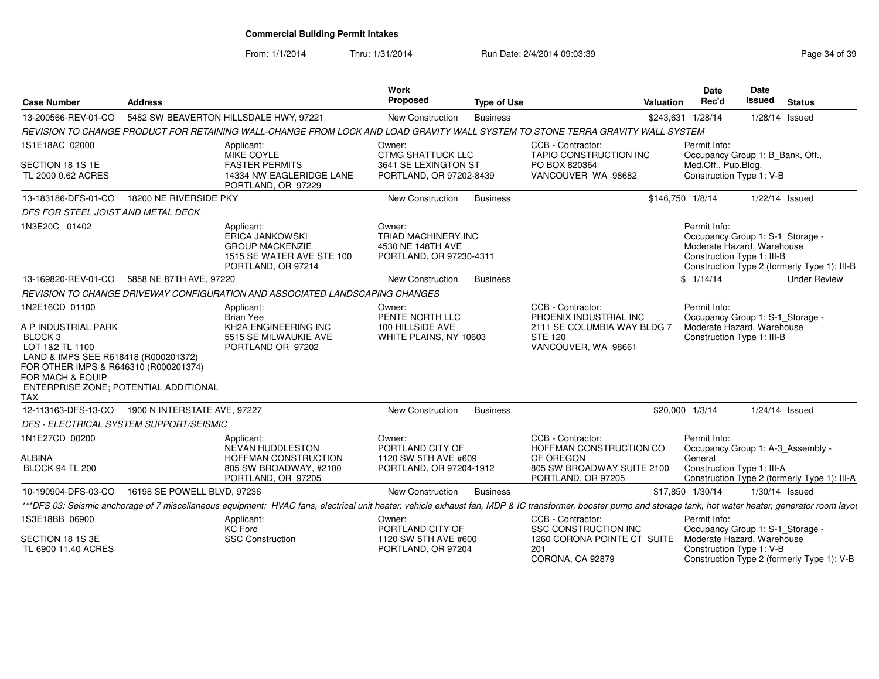**Commercial Building Permit Intakes**

From: 1/1/2014 Thru: 1/31/2014 Run Date: 2/4/2014 09:03:39

| Case Number | Address | Work Proposed | Type of Use | Valuation | Date Rec'd | Date Issued | Status |
|---|---|---|---|---|---|---|---|
| 13-200566-REV-01-CO | 5482 SW BEAVERTON HILLSDALE HWY, 97221 | New Construction | Business | $243,631 | 1/28/14 | 1/28/14 | Issued |

REVISION TO CHANGE PRODUCT FOR RETAINING WALL-CHANGE FROM LOCK AND LOAD GRAVITY WALL SYSTEM TO STONE TERRA GRAVITY WALL SYSTEM

1S1E18AC 02000
SECTION 18 1S 1E
TL 2000 0.62 ACRES

Applicant: MIKE COYLE, FASTER PERMITS, 14334 NW EAGLERIDGE LANE, PORTLAND, OR 97229

Owner: CTMG SHATTUCK LLC, 3641 SE LEXINGTON ST, PORTLAND, OR 97202-8439

CCB - Contractor: TAPIO CONSTRUCTION INC, PO BOX 820364, VANCOUVER WA 98682

Permit Info: Occupancy Group 1: B_Bank, Off., Med.Off., Pub.Bldg. Construction Type 1: V-B

| Case Number | Address | Work Proposed | Type of Use | Valuation | Date Rec'd | Date Issued | Status |
|---|---|---|---|---|---|---|---|
| 13-183186-DFS-01-CO | 18200 NE RIVERSIDE PKY | New Construction | Business | $146,750 | 1/8/14 | 1/22/14 | Issued |

DFS FOR STEEL JOIST AND METAL DECK

1N3E20C 01402

Applicant: ERICA JANKOWSKI, GROUP MACKENZIE, 1515 SE WATER AVE STE 100, PORTLAND, OR 97214

Owner: TRIAD MACHINERY INC, 4530 NE 148TH AVE, PORTLAND, OR 97230-4311

Permit Info: Occupancy Group 1: S-1_Storage - Moderate Hazard, Warehouse. Construction Type 1: III-B. Construction Type 2 (formerly Type 1): III-B

| Case Number | Address | Work Proposed | Type of Use | Valuation | Date Rec'd | Date Issued | Status |
|---|---|---|---|---|---|---|---|
| 13-169820-REV-01-CO | 5858 NE 87TH AVE, 97220 | New Construction | Business | $ | 1/14/14 | | Under Review |

REVISION TO CHANGE DRIVEWAY CONFIGURATION AND ASSOCIATED LANDSCAPING CHANGES

1N2E16CD 01100
A P INDUSTRIAL PARK
BLOCK 3
LOT 1&2 TL 1100
LAND & IMPS SEE R618418 (R000201372)
FOR OTHER IMPS & R646310 (R000201374)
FOR MACH & EQUIP
ENTERPRISE ZONE; POTENTIAL ADDITIONAL TAX

Applicant: Brian Yee, KH2A ENGINEERING INC, 5515 SE MILWAUKIE AVE, PORTLAND OR 97202

Owner: PENTE NORTH LLC, 100 HILLSIDE AVE, WHITE PLAINS, NY 10603

CCB - Contractor: PHOENIX INDUSTRIAL INC, 2111 SE COLUMBIA WAY BLDG 7 STE 120, VANCOUVER, WA 98661

Permit Info: Occupancy Group 1: S-1_Storage - Moderate Hazard, Warehouse. Construction Type 1: III-B

| Case Number | Address | Work Proposed | Type of Use | Valuation | Date Rec'd | Date Issued | Status |
|---|---|---|---|---|---|---|---|
| 12-113163-DFS-13-CO | 1900 N INTERSTATE AVE, 97227 | New Construction | Business | $20,000 | 1/3/14 | 1/24/14 | Issued |

DFS - ELECTRICAL SYSTEM SUPPORT/SEISMIC

1N1E27CD 00200
ALBINA
BLOCK 94 TL 200

Applicant: NEVAN HUDDLESTON, HOFFMAN CONSTRUCTION, 805 SW BROADWAY, #2100, PORTLAND, OR 97205

Owner: PORTLAND CITY OF, 1120 SW 5TH AVE #609, PORTLAND, OR 97204-1912

CCB - Contractor: HOFFMAN CONSTRUCTION CO OF OREGON, 805 SW BROADWAY SUITE 2100, PORTLAND, OR 97205

Permit Info: Occupancy Group 1: A-3_Assembly - General. Construction Type 1: III-A. Construction Type 2 (formerly Type 1): III-A

| Case Number | Address | Work Proposed | Type of Use | Valuation | Date Rec'd | Date Issued | Status |
|---|---|---|---|---|---|---|---|
| 10-190904-DFS-03-CO | 16198 SE POWELL BLVD, 97236 | New Construction | Business | $17,850 | 1/30/14 | 1/30/14 | Issued |

***DFS 03: Seismic anchorage of 7 miscellaneous equipment: HVAC fans, electrical unit heater, vehicle exhaust fan, MDP & IC transformer, booster pump and storage tank, hot water heater, generator room layou

1S3E18BB 06900
SECTION 18 1S 3E
TL 6900 11.40 ACRES

Applicant: KC Ford, SSC Construction

Owner: PORTLAND CITY OF, 1120 SW 5TH AVE #600, PORTLAND, OR 97204

CCB - Contractor: SSC CONSTRUCTION INC, 1260 CORONA POINTE CT SUITE 201, CORONA, CA 92879

Permit Info: Occupancy Group 1: S-1_Storage - Moderate Hazard, Warehouse. Construction Type 1: V-B. Construction Type 2 (formerly Type 1): V-B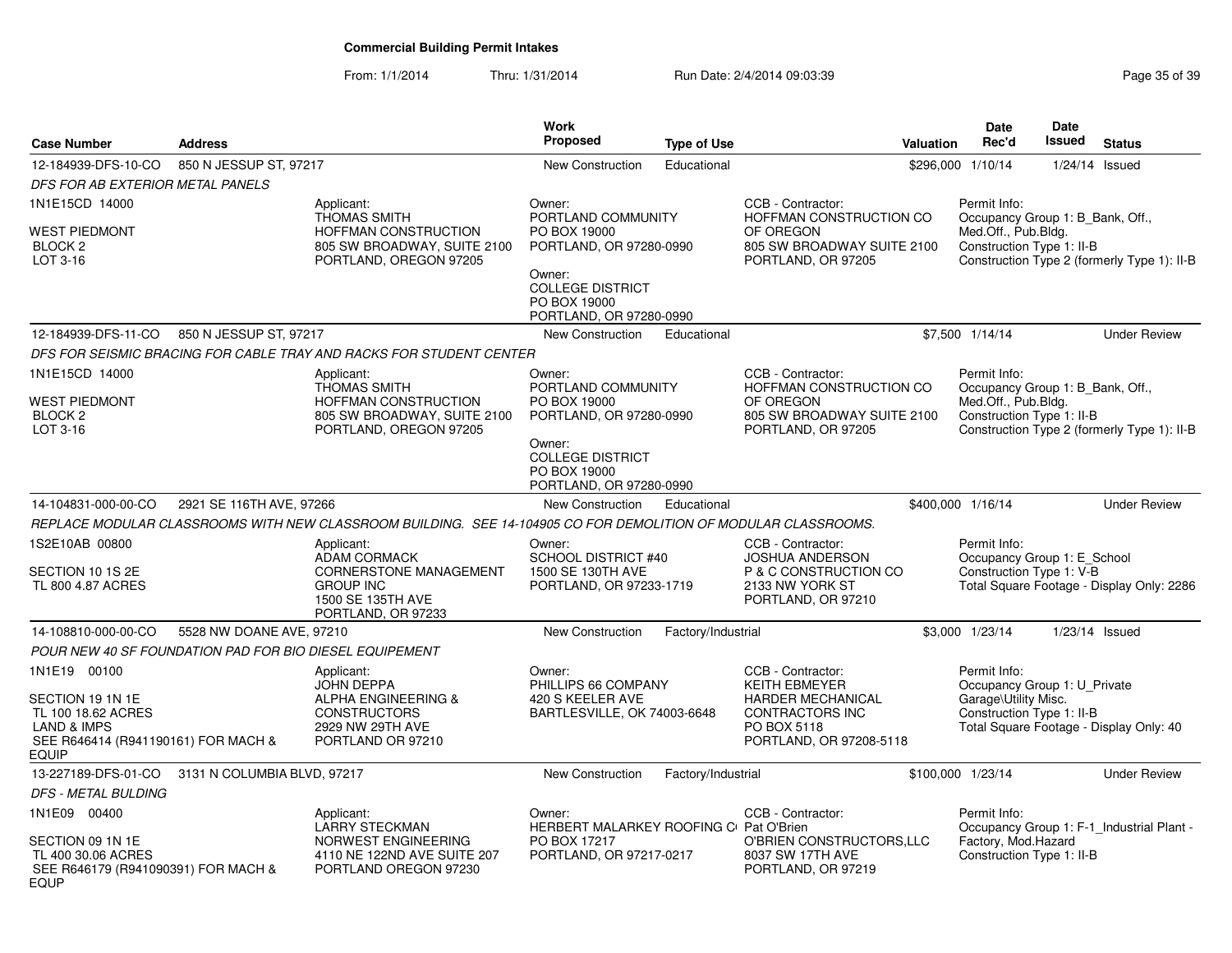**Commercial Building Permit Intakes**

From: 1/1/2014 Thru: 1/31/2014 Run Date: 2/4/2014 09:03:39

| Case Number | Address | Work Proposed | Type of Use | Valuation | Date Rec'd | Date Issued | Status |
|---|---|---|---|---|---|---|---|
| 12-184939-DFS-10-CO | 850 N JESSUP ST, 97217 | New Construction | Educational | $296,000 | 1/10/14 | 1/24/14 | Issued |

*DFS FOR AB EXTERIOR METAL PANELS*

1N1E15CD 14000
WEST PIEDMONT
BLOCK 2
LOT 3-16

Applicant: THOMAS SMITH, HOFFMAN CONSTRUCTION, 805 SW BROADWAY, SUITE 2100, PORTLAND, OREGON 97205

Owner: PORTLAND COMMUNITY, PO BOX 19000, PORTLAND, OR 97280-0990

Owner: COLLEGE DISTRICT, PO BOX 19000, PORTLAND, OR 97280-0990

CCB - Contractor: HOFFMAN CONSTRUCTION CO OF OREGON, 805 SW BROADWAY SUITE 2100, PORTLAND, OR 97205

Permit Info: Occupancy Group 1: B_Bank, Off., Med.Off., Pub.Bldg. Construction Type 1: II-B Construction Type 2 (formerly Type 1): II-B

---

| Case Number | Address | Work Proposed | Type of Use | Valuation | Date Rec'd | Date Issued | Status |
|---|---|---|---|---|---|---|---|
| 12-184939-DFS-11-CO | 850 N JESSUP ST, 97217 | New Construction | Educational | $7,500 | 1/14/14 | | Under Review |

*DFS FOR SEISMIC BRACING FOR CABLE TRAY AND RACKS FOR STUDENT CENTER*

1N1E15CD 14000
WEST PIEDMONT
BLOCK 2
LOT 3-16

Applicant: THOMAS SMITH, HOFFMAN CONSTRUCTION, 805 SW BROADWAY, SUITE 2100, PORTLAND, OREGON 97205

Owner: PORTLAND COMMUNITY, PO BOX 19000, PORTLAND, OR 97280-0990

Owner: COLLEGE DISTRICT, PO BOX 19000, PORTLAND, OR 97280-0990

CCB - Contractor: HOFFMAN CONSTRUCTION CO OF OREGON, 805 SW BROADWAY SUITE 2100, PORTLAND, OR 97205

Permit Info: Occupancy Group 1: B_Bank, Off., Med.Off., Pub.Bldg. Construction Type 1: II-B Construction Type 2 (formerly Type 1): II-B

---

| Case Number | Address | Work Proposed | Type of Use | Valuation | Date Rec'd | Date Issued | Status |
|---|---|---|---|---|---|---|---|
| 14-104831-000-00-CO | 2921 SE 116TH AVE, 97266 | New Construction | Educational | $400,000 | 1/16/14 | | Under Review |

*REPLACE MODULAR CLASSROOMS WITH NEW CLASSROOM BUILDING. SEE 14-104905 CO FOR DEMOLITION OF MODULAR CLASSROOMS.*

1S2E10AB 00800
SECTION 10 1S 2E
TL 800 4.87 ACRES

Applicant: ADAM CORMACK, CORNERSTONE MANAGEMENT GROUP INC, 1500 SE 135TH AVE, PORTLAND, OR 97233

Owner: SCHOOL DISTRICT #40, 1500 SE 130TH AVE, PORTLAND, OR 97233-1719

CCB - Contractor: JOSHUA ANDERSON, P & C CONSTRUCTION CO, 2133 NW YORK ST, PORTLAND, OR 97210

Permit Info: Occupancy Group 1: E_School Construction Type 1: V-B Total Square Footage - Display Only: 2286

---

| Case Number | Address | Work Proposed | Type of Use | Valuation | Date Rec'd | Date Issued | Status |
|---|---|---|---|---|---|---|---|
| 14-108810-000-00-CO | 5528 NW DOANE AVE, 97210 | New Construction | Factory/Industrial | $3,000 | 1/23/14 | 1/23/14 | Issued |

*POUR NEW 40 SF FOUNDATION PAD FOR BIO DIESEL EQUIPEMENT*

1N1E19 00100
SECTION 19 1N 1E
TL 100 18.62 ACRES
LAND & IMPS
SEE R646414 (R941190161) FOR MACH & EQUIP

Applicant: JOHN DEPPA, ALPHA ENGINEERING & CONSTRUCTORS, 2929 NW 29TH AVE, PORTLAND OR 97210

Owner: PHILLIPS 66 COMPANY, 420 S KEELER AVE, BARTLESVILLE, OK 74003-6648

CCB - Contractor: KEITH EBMEYER, HARDER MECHANICAL CONTRACTORS INC, PO BOX 5118, PORTLAND, OR 97208-5118

Permit Info: Occupancy Group 1: U_Private Garage\Utility Misc. Construction Type 1: II-B Total Square Footage - Display Only: 40

---

| Case Number | Address | Work Proposed | Type of Use | Valuation | Date Rec'd | Date Issued | Status |
|---|---|---|---|---|---|---|---|
| 13-227189-DFS-01-CO | 3131 N COLUMBIA BLVD, 97217 | New Construction | Factory/Industrial | $100,000 | 1/23/14 | | Under Review |

*DFS - METAL BULDING*

1N1E09 00400
SECTION 09 1N 1E
TL 400 30.06 ACRES
SEE R646179 (R941090391) FOR MACH & EQUP

Applicant: LARRY STECKMAN, NORWEST ENGINEERING, 4110 NE 122ND AVE SUITE 207, PORTLAND OREGON 97230

Owner: HERBERT MALARKEY ROOFING C(, PO BOX 17217, PORTLAND, OR 97217-0217

CCB - Contractor: Pat O'Brien, O'BRIEN CONSTRUCTORS,LLC, 8037 SW 17TH AVE, PORTLAND, OR 97219

Permit Info: Occupancy Group 1: F-1_Industrial Plant - Factory, Mod.Hazard Construction Type 1: II-B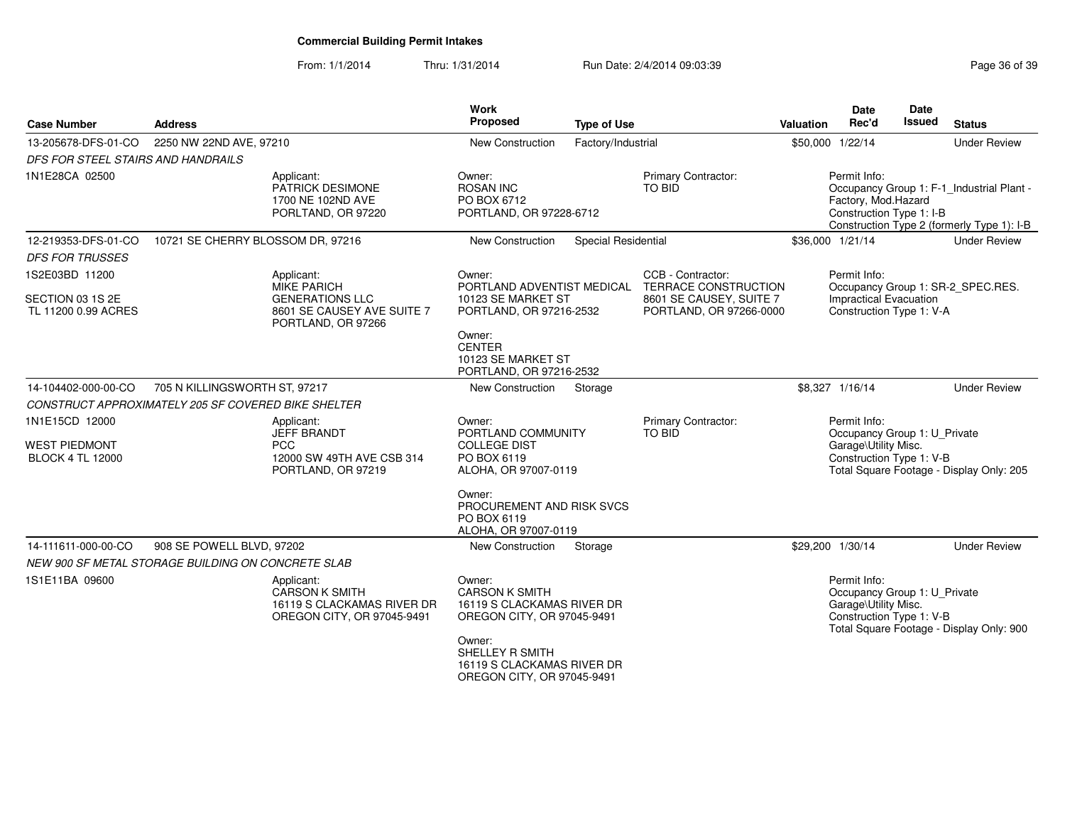# Commercial Building Permit Intakes

From: 1/1/2014 Thru: 1/31/2014 Run Date: 2/4/2014 09:03:39

| Case Number | Address | Work Proposed | Type of Use | Valuation | Date Rec'd | Date Issued | Status |
|---|---|---|---|---|---|---|---|
| 13-205678-DFS-01-CO | 2250 NW 22ND AVE, 97210 | New Construction | Factory/Industrial | $50,000 | 1/22/14 | | Under Review |
| 12-219353-DFS-01-CO | 10721 SE CHERRY BLOSSOM DR, 97216 | New Construction | Special Residential | $36,000 | 1/21/14 | | Under Review |
| 14-104402-000-00-CO | 705 N KILLINGSWORTH ST, 97217 | New Construction | Storage | $8,327 | 1/16/14 | | Under Review |
| 14-111611-000-00-CO | 908 SE POWELL BLVD, 97202 | New Construction | Storage | $29,200 | 1/30/14 | | Under Review |

## 13-205678-DFS-01-CO

*DFS FOR STEEL STAIRS AND HANDRAILS*

1N1E28CA 02500

Applicant: PATRICK DESIMONE, 1700 NE 102ND AVE, PORTLAND, OR 97220

Owner: ROSAN INC, PO BOX 6712, PORTLAND, OR 97228-6712

Primary Contractor: TO BID

Permit Info: Occupancy Group 1: F-1_Industrial Plant - Factory, Mod.Hazard; Construction Type 1: I-B; Construction Type 2 (formerly Type 1): I-B

## 12-219353-DFS-01-CO

*DFS FOR TRUSSES*

1S2E03BD 11200
SECTION 03 1S 2E
TL 11200 0.99 ACRES

Applicant: MIKE PARICH, GENERATIONS LLC, 8601 SE CAUSEY AVE SUITE 7, PORTLAND, OR 97266

Owner: PORTLAND ADVENTIST MEDICAL, 10123 SE MARKET ST, PORTLAND, OR 97216-2532

Owner: CENTER, 10123 SE MARKET ST, PORTLAND, OR 97216-2532

CCB - Contractor: TERRACE CONSTRUCTION, 8601 SE CAUSEY, SUITE 7, PORTLAND, OR 97266-0000

Permit Info: Occupancy Group 1: SR-2_SPEC.RES. Impractical Evacuation; Construction Type 1: V-A

## 14-104402-000-00-CO

*CONSTRUCT APPROXIMATELY 205 SF COVERED BIKE SHELTER*

1N1E15CD 12000
WEST PIEDMONT
BLOCK 4 TL 12000

Applicant: JEFF BRANDT, PCC, 12000 SW 49TH AVE CSB 314, PORTLAND, OR 97219

Owner: PORTLAND COMMUNITY COLLEGE DIST, PO BOX 6119, ALOHA, OR 97007-0119

Owner: PROCUREMENT AND RISK SVCS, PO BOX 6119, ALOHA, OR 97007-0119

Primary Contractor: TO BID

Permit Info: Occupancy Group 1: U_Private Garage\Utility Misc.; Construction Type 1: V-B; Total Square Footage - Display Only: 205

## 14-111611-000-00-CO

*NEW 900 SF METAL STORAGE BUILDING ON CONCRETE SLAB*

1S1E11BA 09600

Applicant: CARSON K SMITH, 16119 S CLACKAMAS RIVER DR, OREGON CITY, OR 97045-9491

Owner: CARSON K SMITH, 16119 S CLACKAMAS RIVER DR, OREGON CITY, OR 97045-9491

Owner: SHELLEY R SMITH, 16119 S CLACKAMAS RIVER DR, OREGON CITY, OR 97045-9491

Permit Info: Occupancy Group 1: U_Private Garage\Utility Misc.; Construction Type 1: V-B; Total Square Footage - Display Only: 900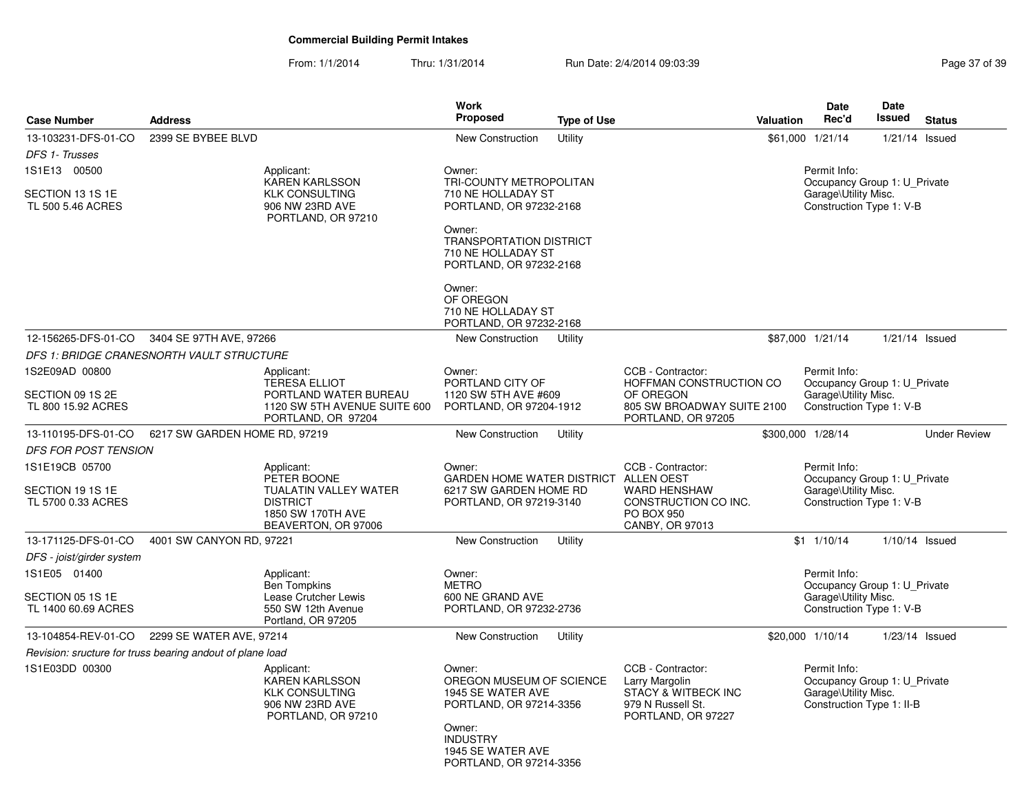## Commercial Building Permit Intakes

From: 1/1/2014 Thru: 1/31/2014 Run Date: 2/4/2014 09:03:39

| Case Number | Address | Work Proposed | Type of Use | Valuation | Date Rec'd | Date Issued | Status |
|---|---|---|---|---|---|---|---|
| 13-103231-DFS-01-CO | 2399 SE BYBEE BLVD | New Construction | Utility | $61,000 | 1/21/14 | 1/21/14 | Issued |
| 12-156265-DFS-01-CO | 3404 SE 97TH AVE, 97266 | New Construction | Utility | $87,000 | 1/21/14 | 1/21/14 | Issued |
| 13-110195-DFS-01-CO | 6217 SW GARDEN HOME RD, 97219 | New Construction | Utility | $300,000 | 1/28/14 | | Under Review |
| 13-171125-DFS-01-CO | 4001 SW CANYON RD, 97221 | New Construction | Utility | $1 | 1/10/14 | 1/10/14 | Issued |
| 13-104854-REV-01-CO | 2299 SE WATER AVE, 97214 | New Construction | Utility | $20,000 | 1/10/14 | 1/23/14 | Issued |

### 13-103231-DFS-01-CO — 2399 SE BYBEE BLVD

*DFS 1- Trusses*

1S1E13 00500

SECTION 13 1S 1E
TL 500 5.46 ACRES

**Applicant:** KAREN KARLSSON, KLK CONSULTING, 906 NW 23RD AVE, PORTLAND, OR 97210

**Owner:** TRI-COUNTY METROPOLITAN, 710 NE HOLLADAY ST, PORTLAND, OR 97232-2168

**Owner:** TRANSPORTATION DISTRICT, 710 NE HOLLADAY ST, PORTLAND, OR 97232-2168

**Owner:** OF OREGON, 710 NE HOLLADAY ST, PORTLAND, OR 97232-2168

**Permit Info:** Occupancy Group 1: U_Private Garage\Utility Misc.; Construction Type 1: V-B

### 12-156265-DFS-01-CO — 3404 SE 97TH AVE, 97266

*DFS 1: BRIDGE CRANESNORTH VAULT STRUCTURE*

1S2E09AD 00800

SECTION 09 1S 2E
TL 800 15.92 ACRES

**Applicant:** TERESA ELLIOT, PORTLAND WATER BUREAU, 1120 SW 5TH AVENUE SUITE 600, PORTLAND, OR 97204

**Owner:** PORTLAND CITY OF, 1120 SW 5TH AVE #609, PORTLAND, OR 97204-1912

**CCB - Contractor:** HOFFMAN CONSTRUCTION CO OF OREGON, 805 SW BROADWAY SUITE 2100, PORTLAND, OR 97205

**Permit Info:** Occupancy Group 1: U_Private Garage\Utility Misc.; Construction Type 1: V-B

### 13-110195-DFS-01-CO — 6217 SW GARDEN HOME RD, 97219

*DFS FOR POST TENSION*

1S1E19CB 05700

SECTION 19 1S 1E
TL 5700 0.33 ACRES

**Applicant:** PETER BOONE, TUALATIN VALLEY WATER DISTRICT, 1850 SW 170TH AVE, BEAVERTON, OR 97006

**Owner:** GARDEN HOME WATER DISTRICT, 6217 SW GARDEN HOME RD, PORTLAND, OR 97219-3140

**CCB - Contractor:** ALLEN OEST, WARD HENSHAW CONSTRUCTION CO INC., PO BOX 950, CANBY, OR 97013

**Permit Info:** Occupancy Group 1: U_Private Garage\Utility Misc.; Construction Type 1: V-B

### 13-171125-DFS-01-CO — 4001 SW CANYON RD, 97221

*DFS - joist/girder system*

1S1E05 01400

SECTION 05 1S 1E
TL 1400 60.69 ACRES

**Applicant:** Ben Tompkins, Lease Crutcher Lewis, 550 SW 12th Avenue, Portland, OR 97205

**Owner:** METRO, 600 NE GRAND AVE, PORTLAND, OR 97232-2736

**Permit Info:** Occupancy Group 1: U_Private Garage\Utility Misc.; Construction Type 1: V-B

### 13-104854-REV-01-CO — 2299 SE WATER AVE, 97214

*Revision: sructure for truss bearing andout of plane load*

1S1E03DD 00300

**Applicant:** KAREN KARLSSON, KLK CONSULTING, 906 NW 23RD AVE, PORTLAND, OR 97210

**Owner:** OREGON MUSEUM OF SCIENCE, 1945 SE WATER AVE, PORTLAND, OR 97214-3356

**Owner:** INDUSTRY, 1945 SE WATER AVE, PORTLAND, OR 97214-3356

**CCB - Contractor:** Larry Margolin, STACY & WITBECK INC, 979 N Russell St., PORTLAND, OR 97227

**Permit Info:** Occupancy Group 1: U_Private Garage\Utility Misc.; Construction Type 1: II-B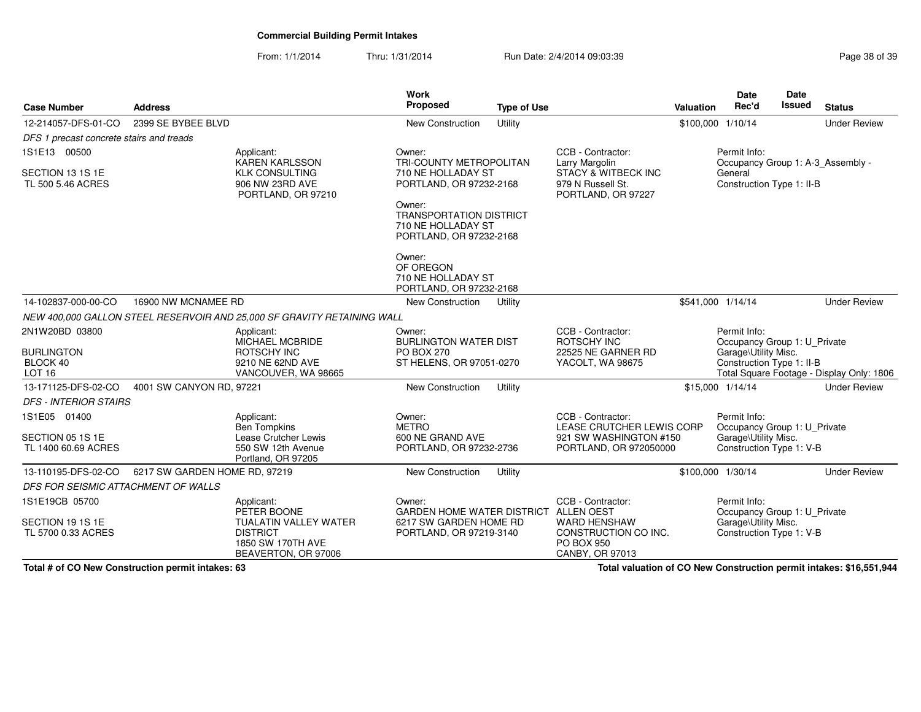**Commercial Building Permit Intakes**

From: 1/1/2014 Thru: 1/31/2014 Run Date: 2/4/2014 09:03:39

| Case Number | Address | Work Proposed | Type of Use | Valuation | Date Rec'd | Date Issued | Status |
|---|---|---|---|---|---|---|---|
| 12-214057-DFS-01-CO | 2399 SE BYBEE BLVD | New Construction | Utility | $100,000 | 1/10/14 | | Under Review |

*DFS 1 precast concrete stairs and treads*

1S1E13 00500
SECTION 13 1S 1E
TL 500 5.46 ACRES

Applicant:
KAREN KARLSSON
KLK CONSULTING
906 NW 23RD AVE
PORTLAND, OR 97210

Owner:
TRI-COUNTY METROPOLITAN
710 NE HOLLADAY ST
PORTLAND, OR 97232-2168

Owner:
TRANSPORTATION DISTRICT
710 NE HOLLADAY ST
PORTLAND, OR 97232-2168

Owner:
OF OREGON
710 NE HOLLADAY ST
PORTLAND, OR 97232-2168

CCB - Contractor:
Larry Margolin
STACY & WITBECK INC
979 N Russell St.
PORTLAND, OR 97227

Permit Info:
Occupancy Group 1: A-3_Assembly - General
Construction Type 1: II-B

| Case Number | Address | Work Proposed | Type of Use | Valuation | Date Rec'd | Date Issued | Status |
|---|---|---|---|---|---|---|---|
| 14-102837-000-00-CO | 16900 NW MCNAMEE RD | New Construction | Utility | $541,000 | 1/14/14 | | Under Review |

*NEW 400,000 GALLON STEEL RESERVOIR AND 25,000 SF GRAVITY RETAINING WALL*

2N1W20BD 03800
BURLINGTON
BLOCK 40
LOT 16

Applicant:
MICHAEL MCBRIDE
ROTSCHY INC
9210 NE 62ND AVE
VANCOUVER, WA 98665

Owner:
BURLINGTON WATER DIST
PO BOX 270
ST HELENS, OR 97051-0270

CCB - Contractor:
ROTSCHY INC
22525 NE GARNER RD
YACOLT, WA 98675

Permit Info:
Occupancy Group 1: U_Private Garage\Utility Misc.
Construction Type 1: II-B
Total Square Footage - Display Only: 1806

| Case Number | Address | Work Proposed | Type of Use | Valuation | Date Rec'd | Date Issued | Status |
|---|---|---|---|---|---|---|---|
| 13-171125-DFS-02-CO | 4001 SW CANYON RD, 97221 | New Construction | Utility | $15,000 | 1/14/14 | | Under Review |

*DFS - INTERIOR STAIRS*

1S1E05 01400
SECTION 05 1S 1E
TL 1400 60.69 ACRES

Applicant:
Ben Tompkins
Lease Crutcher Lewis
550 SW 12th Avenue
Portland, OR 97205

Owner:
METRO
600 NE GRAND AVE
PORTLAND, OR 97232-2736

CCB - Contractor:
LEASE CRUTCHER LEWIS CORP
921 SW WASHINGTON #150
PORTLAND, OR 972050000

Permit Info:
Occupancy Group 1: U_Private Garage\Utility Misc.
Construction Type 1: V-B

| Case Number | Address | Work Proposed | Type of Use | Valuation | Date Rec'd | Date Issued | Status |
|---|---|---|---|---|---|---|---|
| 13-110195-DFS-02-CO | 6217 SW GARDEN HOME RD, 97219 | New Construction | Utility | $100,000 | 1/30/14 | | Under Review |

*DFS FOR SEISMIC ATTACHMENT OF WALLS*

1S1E19CB 05700
SECTION 19 1S 1E
TL 5700 0.33 ACRES

Applicant:
PETER BOONE
TUALATIN VALLEY WATER DISTRICT
1850 SW 170TH AVE
BEAVERTON, OR 97006

Owner:
GARDEN HOME WATER DISTRICT
6217 SW GARDEN HOME RD
PORTLAND, OR 97219-3140

CCB - Contractor:
ALLEN OEST
WARD HENSHAW CONSTRUCTION CO INC.
PO BOX 950
CANBY, OR 97013

Permit Info:
Occupancy Group 1: U_Private Garage\Utility Misc.
Construction Type 1: V-B

**Total # of CO New Construction permit intakes: 63**

**Total valuation of CO New Construction permit intakes: $16,551,944**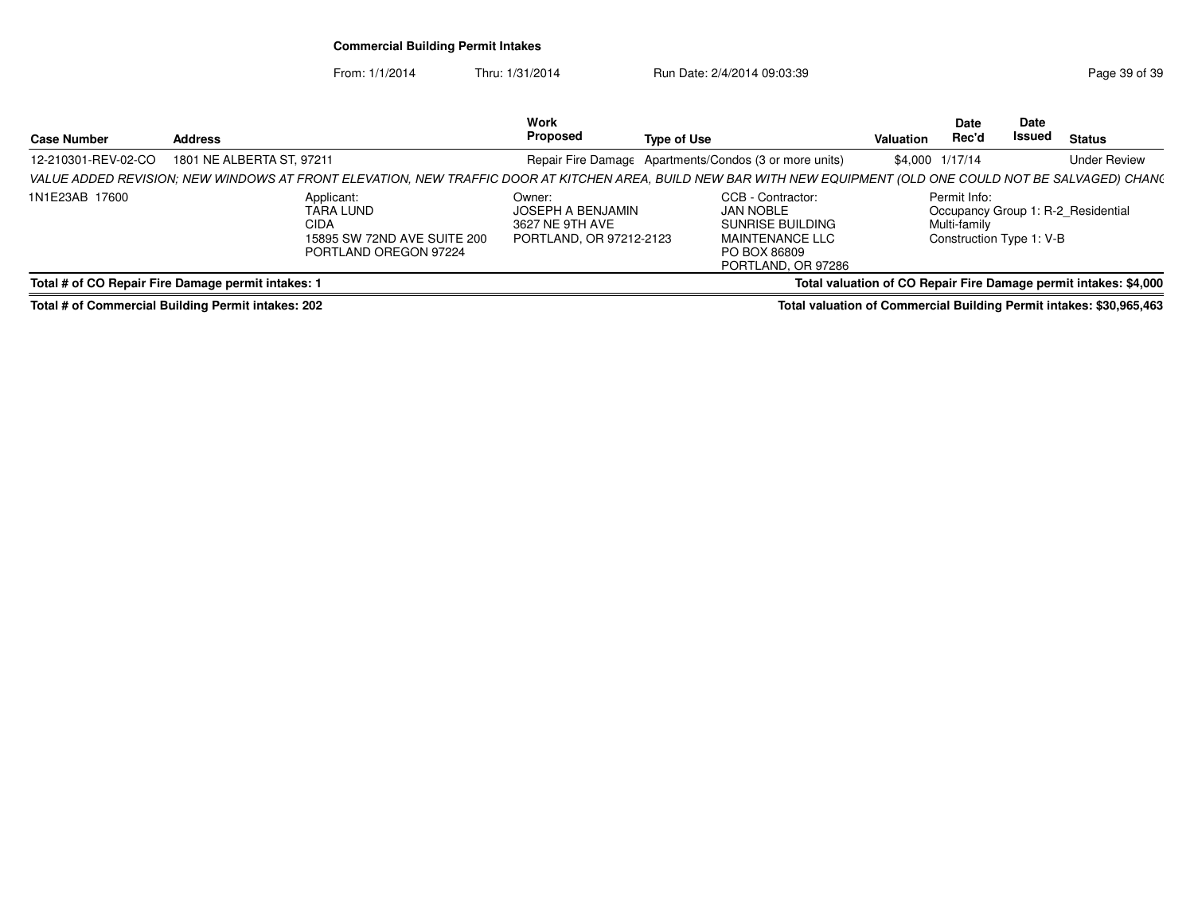**Commercial Building Permit Intakes**

From: 1/1/2014 Thru: 1/31/2014 Run Date: 2/4/2014 09:03:39

| Case Number | Address | Work Proposed | Type of Use | Valuation | Date Rec'd | Date Issued | Status |
|---|---|---|---|---|---|---|---|
| 12-210301-REV-02-CO | 1801 NE ALBERTA ST, 97211 | Repair Fire Damage | Apartments/Condos (3 or more units) | $4,000 | 1/17/14 | | Under Review |

*VALUE ADDED REVISION; NEW WINDOWS AT FRONT ELEVATION, NEW TRAFFIC DOOR AT KITCHEN AREA, BUILD NEW BAR WITH NEW EQUIPMENT (OLD ONE COULD NOT BE SALVAGED) CHANG*

| | | | | |
|---|---|---|---|---|
| 1N1E23AB 17600 | Applicant:<br>TARA LUND<br>CIDA<br>15895 SW 72ND AVE SUITE 200<br>PORTLAND OREGON 97224 | Owner:<br>JOSEPH A BENJAMIN<br>3627 NE 9TH AVE<br>PORTLAND, OR 97212-2123 | CCB - Contractor:<br>JAN NOBLE<br>SUNRISE BUILDING<br>MAINTENANCE LLC<br>PO BOX 86809<br>PORTLAND, OR 97286 | Permit Info:<br>Occupancy Group 1: R-2_Residential<br>Multi-family<br>Construction Type 1: V-B |

**Total # of CO Repair Fire Damage permit intakes: 1** — **Total valuation of CO Repair Fire Damage permit intakes: $4,000**

**Total # of Commercial Building Permit intakes: 202** — **Total valuation of Commercial Building Permit intakes: $30,965,463**